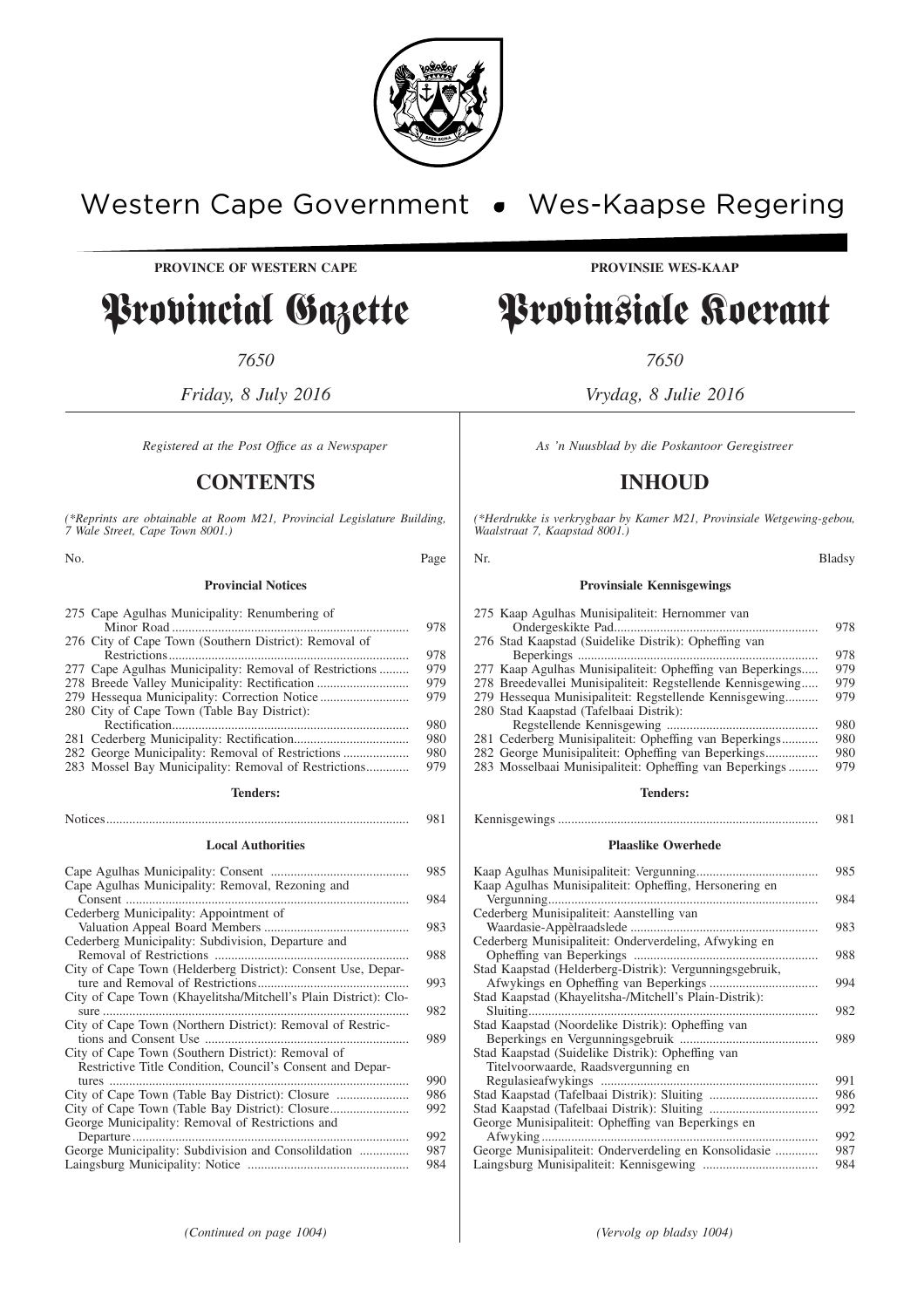Western Cape Government • Wes-Kaapse Regering

**PROVINCE OF WESTERN CAPE**

# Provincial Gazette

*7650*

*Friday, 8 July 2016*

*Registered at the Post Office as a Newspaper*

## CONTENTS

*(\*Reprints are obtainable at Room M21, Provincial Legislature Building, 7 Wale Street, Cape Town 8001.)*

| No. | Page |
|---|---|
| **Provincial Notices** | |
| 275 Cape Agulhas Municipality: Renumbering of Minor Road | 978 |
| 276 City of Cape Town (Southern District): Removal of Restrictions | 978 |
| 277 Cape Agulhas Municipality: Removal of Restrictions | 979 |
| 278 Breede Valley Municipality: Rectification | 979 |
| 279 Hessequa Municipality: Correction Notice | 979 |
| 280 City of Cape Town (Table Bay District): Rectification | 980 |
| 281 Cederberg Municipality: Rectification | 980 |
| 282 George Municipality: Removal of Restrictions | 980 |
| 283 Mossel Bay Municipality: Removal of Restrictions | 979 |
| **Tenders:** | |
| Notices | 981 |
| **Local Authorities** | |
| Cape Agulhas Municipality: Consent | 985 |
| Cape Agulhas Municipality: Removal, Rezoning and Consent | 984 |
| Cederberg Municipality: Appointment of Valuation Appeal Board Members | 983 |
| Cederberg Municipality: Subdivision, Departure and Removal of Restrictions | 988 |
| City of Cape Town (Helderberg District): Consent Use, Departure and Removal of Restrictions | 993 |
| City of Cape Town (Khayelitsha/Mitchell's Plain District): Closure | 982 |
| City of Cape Town (Northern District): Removal of Restrictions and Consent Use | 989 |
| City of Cape Town (Southern District): Removal of Restrictive Title Condition, Council's Consent and Departures | 990 |
| City of Cape Town (Table Bay District): Closure | 986 |
| City of Cape Town (Table Bay District): Closure | 992 |
| George Municipality: Removal of Restrictions and Departure | 992 |
| George Municipality: Subdivision and Consolildation | 987 |
| Laingsburg Municipality: Notice | 984 |

*(Continued on page 1004)*

**PROVINSIE WES-KAAP**

# Provinsiale Koerant

*7650*

*Vrydag, 8 Julie 2016*

*As 'n Nuusblad by die Poskantoor Geregistreer*

## INHOUD

*(\*Herdrukke is verkrygbaar by Kamer M21, Provinsiale Wetgewing-gebou, Waalstraat 7, Kaapstad 8001.)*

| Nr. | Bladsy |
|---|---|
| **Provinsiale Kennisgewings** | |
| 275 Kaap Agulhas Munisipaliteit: Hernommer van Ondergeskikte Pad | 978 |
| 276 Stad Kaapstad (Suidelike Distrik): Opheffing van Beperkings | 978 |
| 277 Kaap Agulhas Munisipaliteit: Opheffing van Beperkings | 979 |
| 278 Breedevallei Munisipaliteit: Regstellende Kennisgewing | 979 |
| 279 Hessequa Munisipaliteit: Regstellende Kennisgewing | 979 |
| 280 Stad Kaapstad (Tafelbaai Distrik): Regstellende Kennisgewing | 980 |
| 281 Cederberg Munisipaliteit: Opheffing van Beperkings | 980 |
| 282 George Munisipaliteit: Opheffing van Beperkings | 980 |
| 283 Mosselbaai Munisipaliteit: Opheffing van Beperkings | 979 |
| **Tenders:** | |
| Kennisgewings | 981 |
| **Plaaslike Owerhede** | |
| Kaap Agulhas Munisipaliteit: Vergunning | 985 |
| Kaap Agulhas Munisipaliteit: Opheffing, Hersonering en Vergunning | 984 |
| Cederberg Munisipaliteit: Aanstelling van Waardasie-Appèlraadslede | 983 |
| Cederberg Munisipaliteit: Onderverdeling, Afwyking en Opheffing van Beperkings | 988 |
| Stad Kaapstad (Helderberg-Distrik): Vergunningsgebruik, Afwykings en Opheffing van Beperkings | 994 |
| Stad Kaapstad (Khayelitsha-/Mitchell's Plain-Distrik): Sluiting | 982 |
| Stad Kaapstad (Noordelike Distrik): Opheffing van Beperkings en Vergunningsgebruik | 989 |
| Stad Kaapstad (Suidelike Distrik): Opheffing van Titelvoorwaarde, Raadsvergunning en Regulasieafwykings | 991 |
| Stad Kaapstad (Tafelbaai Distrik): Sluiting | 986 |
| Stad Kaapstad (Tafelbaai Distrik): Sluiting | 992 |
| George Munisipaliteit: Opheffing van Beperkings en Afwyking | 992 |
| George Munisipaliteit: Onderverdeling en Konsolidasie | 987 |
| Laingsburg Munisipaliteit: Kennisgewing | 984 |

*(Vervolg op bladsy 1004)*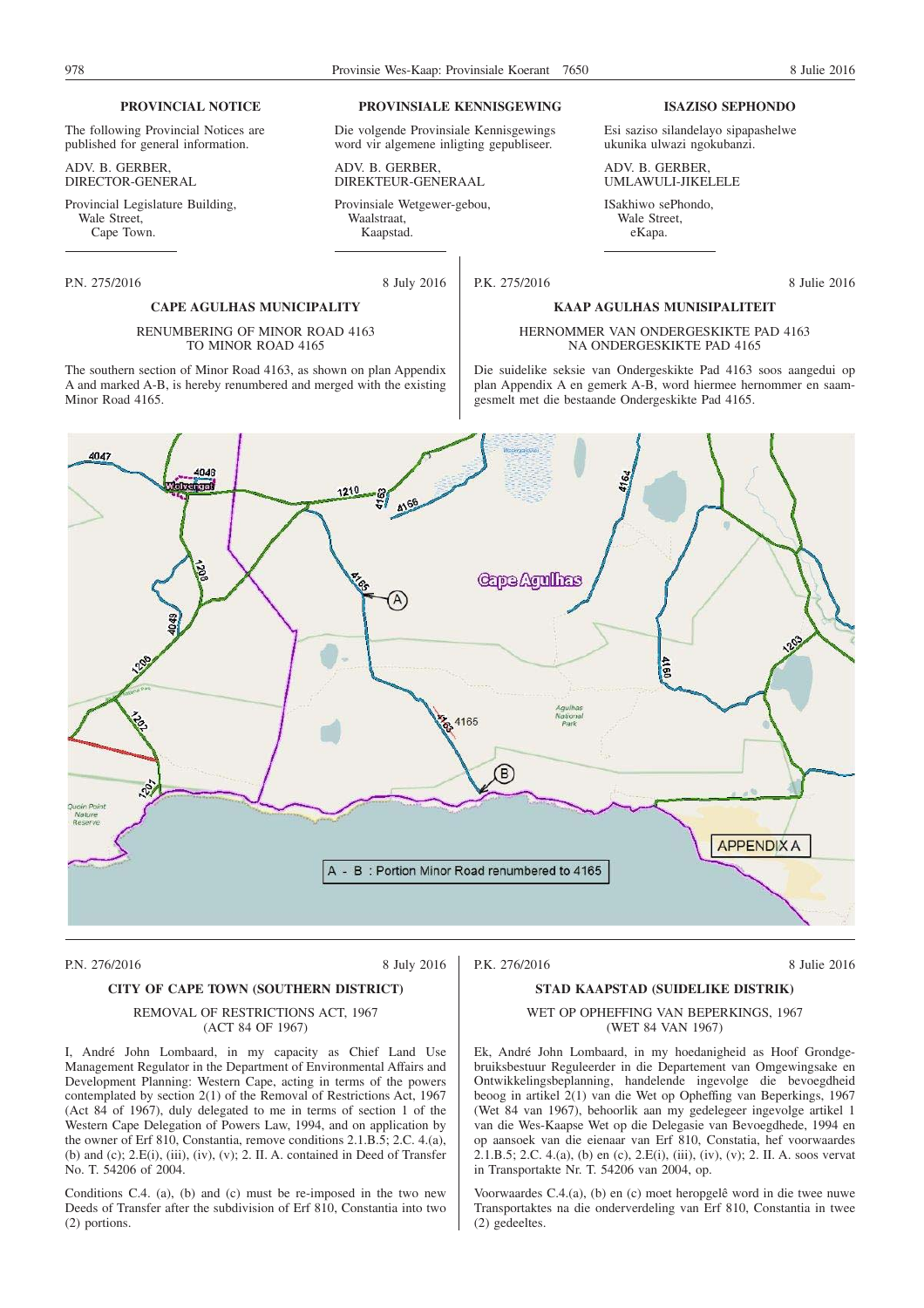## PROVINCIAL NOTICE

The following Provincial Notices are published for general information.

ADV. B. GERBER,
DIRECTOR-GENERAL

Provincial Legislature Building,
Wale Street,
Cape Town.

## PROVINSIALE KENNISGEWING

Die volgende Provinsiale Kennisgewings word vir algemene inligting gepubliseer.

ADV. B. GERBER,
DIREKTEUR-GENERAAL

Provinsiale Wetgewer-gebou,
Waalstraat,
Kaapstad.

## ISAZISO SEPHONDO

Esi saziso silandelayo sipapashelwe ukunika ulwazi ngokubanzi.

ADV. B. GERBER,
UMLAWULI-JIKELELE

ISakhiwo sePhondo,
Wale Street,
eKapa.

---

P.N. 275/2016 8 July 2016

### CAPE AGULHAS MUNICIPALITY

RENUMBERING OF MINOR ROAD 4163
TO MINOR ROAD 4165

The southern section of Minor Road 4163, as shown on plan Appendix A and marked A-B, is hereby renumbered and merged with the existing Minor Road 4165.

P.K. 275/2016 8 Julie 2016

### KAAP AGULHAS MUNISIPALITEIT

HERNOMMER VAN ONDERGESKIKTE PAD 4163
NA ONDERGESKIKTE PAD 4165

Die suidelike seksie van Ondergeskikte Pad 4163 soos aangedui op plan Appendix A en gemerk A-B, word hiermee hernommer en saamgesmelt met die bestaande Ondergeskikte Pad 4165.

APPENDIX A

A - B : Portion Minor Road renumbered to 4165

---

P.N. 276/2016 8 July 2016

### CITY OF CAPE TOWN (SOUTHERN DISTRICT)

REMOVAL OF RESTRICTIONS ACT, 1967
(ACT 84 OF 1967)

I, André John Lombaard, in my capacity as Chief Land Use Management Regulator in the Department of Environmental Affairs and Development Planning: Western Cape, acting in terms of the powers contemplated by section 2(1) of the Removal of Restrictions Act, 1967 (Act 84 of 1967), duly delegated to me in terms of section 1 of the Western Cape Delegation of Powers Law, 1994, and on application by the owner of Erf 810, Constantia, remove conditions 2.1.B.5; 2.C. 4.(a), (b) and (c); 2.E(i), (iii), (iv), (v); 2. II. A. contained in Deed of Transfer No. T. 54206 of 2004.

Conditions C.4. (a), (b) and (c) must be re-imposed in the two new Deeds of Transfer after the subdivision of Erf 810, Constantia into two (2) portions.

P.K. 276/2016 8 Julie 2016

### STAD KAAPSTAD (SUIDELIKE DISTRIK)

WET OP OPHEFFING VAN BEPERKINGS, 1967
(WET 84 VAN 1967)

Ek, André John Lombaard, in my hoedanigheid as Hoof Grondgebruiksbestuur Reguleerder in die Departement van Omgewingsake en Ontwikkelingsbeplanning, handelende ingevolge die bevoegdheid beoog in artikel 2(1) van die Wet op Opheffing van Beperkings, 1967 (Wet 84 van 1967), behoorlik aan my gedelegeer ingevolge artikel 1 van die Wes-Kaapse Wet op die Delegasie van Bevoegdhede, 1994 en op aansoek van die eienaar van Erf 810, Constatia, hef voorwaardes 2.1.B.5; 2.C. 4.(a), (b) en (c), 2.E(i), (iii), (iv), (v); 2. II. A. soos vervat in Transportakte Nr. T. 54206 van 2004, op.

Voorwaardes C.4.(a), (b) en (c) moet heropgelê word in die twee nuwe Transportaktes na die onderverdeling van Erf 810, Constantia in twee (2) gedeeltes.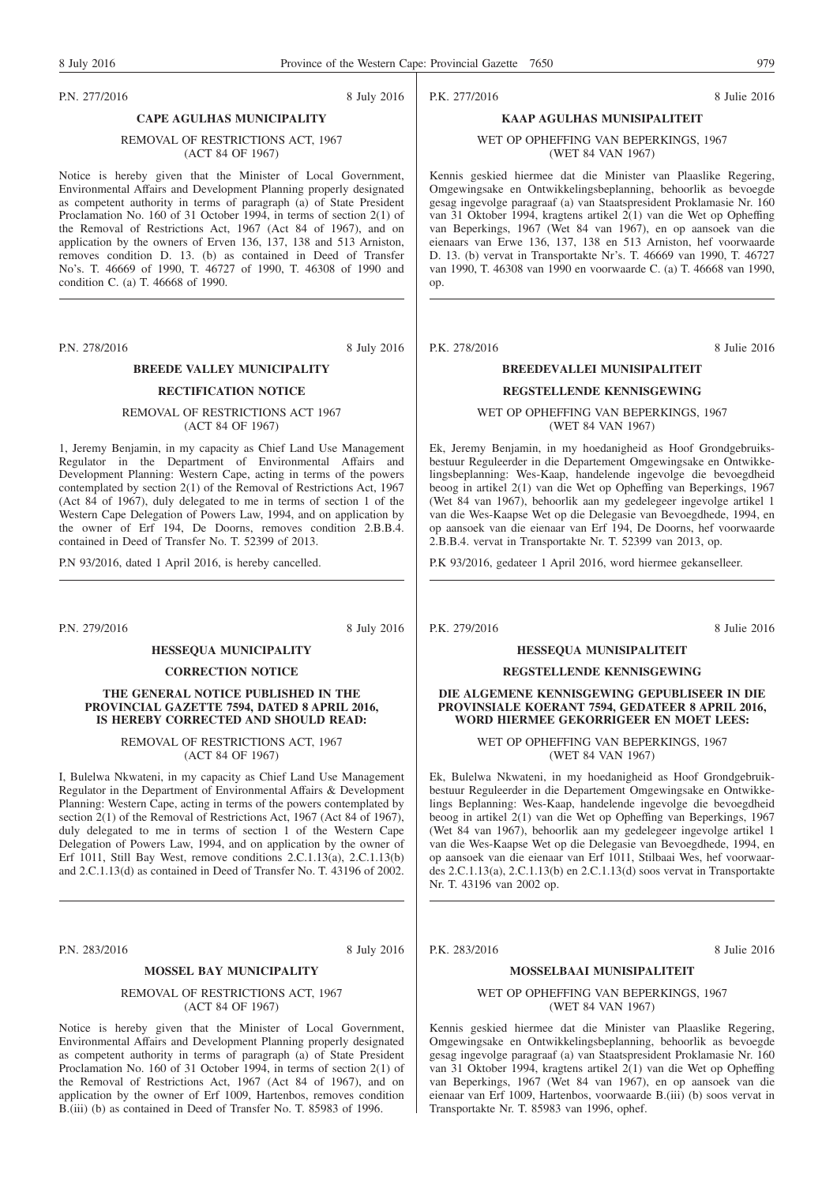P.N. 277/2016 8 July 2016

**CAPE AGULHAS MUNICIPALITY**

REMOVAL OF RESTRICTIONS ACT, 1967 (ACT 84 OF 1967)

Notice is hereby given that the Minister of Local Government, Environmental Affairs and Development Planning properly designated as competent authority in terms of paragraph (a) of State President Proclamation No. 160 of 31 October 1994, in terms of section 2(1) of the Removal of Restrictions Act, 1967 (Act 84 of 1967), and on application by the owners of Erven 136, 137, 138 and 513 Arniston, removes condition D. 13. (b) as contained in Deed of Transfer No's. T. 46669 of 1990, T. 46727 of 1990, T. 46308 of 1990 and condition C. (a) T. 46668 of 1990.

---

P.K. 277/2016 8 Julie 2016

**KAAP AGULHAS MUNISIPALITEIT**

WET OP OPHEFFING VAN BEPERKINGS, 1967 (WET 84 VAN 1967)

Kennis geskied hiermee dat die Minister van Plaaslike Regering, Omgewingsake en Ontwikkelingsbeplanning, behoorlik as bevoegde gesag ingevolge paragraaf (a) van Staatspresident Proklamasie Nr. 160 van 31 Oktober 1994, kragtens artikel 2(1) van die Wet op Opheffing van Beperkings, 1967 (Wet 84 van 1967), en op aansoek van die eienaars van Erwe 136, 137, 138 en 513 Arniston, hef voorwaarde D. 13. (b) vervat in Transportakte Nr's. T. 46669 van 1990, T. 46727 van 1990, T. 46308 van 1990 en voorwaarde C. (a) T. 46668 van 1990, op.

---

P.N. 278/2016 8 July 2016

**BREEDE VALLEY MUNICIPALITY**

**RECTIFICATION NOTICE**

REMOVAL OF RESTRICTIONS ACT 1967 (ACT 84 OF 1967)

1, Jeremy Benjamin, in my capacity as Chief Land Use Management Regulator in the Department of Environmental Affairs and Development Planning: Western Cape, acting in terms of the powers contemplated by section 2(1) of the Removal of Restrictions Act, 1967 (Act 84 of 1967), duly delegated to me in terms of section 1 of the Western Cape Delegation of Powers Law, 1994, and on application by the owner of Erf 194, De Doorns, removes condition 2.B.B.4. contained in Deed of Transfer No. T. 52399 of 2013.

P.N 93/2016, dated 1 April 2016, is hereby cancelled.

---

P.K. 278/2016 8 Julie 2016

**BREEDEVALLEI MUNISIPALITEIT**

**REGSTELLENDE KENNISGEWING**

WET OP OPHEFFING VAN BEPERKINGS, 1967 (WET 84 VAN 1967)

Ek, Jeremy Benjamin, in my hoedanigheid as Hoof Grondgebruiksbestuur Reguleerder in die Departement Omgewingsake en Ontwikkelingsbeplanning: Wes-Kaap, handelende ingevolge die bevoegdheid beoog in artikel 2(1) van die Wet op Opheffing van Beperkings, 1967 (Wet 84 van 1967), behoorlik aan my gedelegeer ingevolge artikel 1 van die Wes-Kaapse Wet op die Delegasie van Bevoegdhede, 1994, en op aansoek van die eienaar van Erf 194, De Doorns, hef voorwaarde 2.B.B.4. vervat in Transportakte Nr. T. 52399 van 2013, op.

P.K 93/2016, gedateer 1 April 2016, word hiermee gekanselleer.

---

P.N. 279/2016 8 July 2016

**HESSEQUA MUNICIPALITY**

**CORRECTION NOTICE**

**THE GENERAL NOTICE PUBLISHED IN THE PROVINCIAL GAZETTE 7594, DATED 8 APRIL 2016, IS HEREBY CORRECTED AND SHOULD READ:**

REMOVAL OF RESTRICTIONS ACT, 1967 (ACT 84 OF 1967)

I, Bulelwa Nkwateni, in my capacity as Chief Land Use Management Regulator in the Department of Environmental Affairs & Development Planning: Western Cape, acting in terms of the powers contemplated by section 2(1) of the Removal of Restrictions Act, 1967 (Act 84 of 1967), duly delegated to me in terms of section 1 of the Western Cape Delegation of Powers Law, 1994, and on application by the owner of Erf 1011, Still Bay West, remove conditions 2.C.1.13(a), 2.C.1.13(b) and 2.C.1.13(d) as contained in Deed of Transfer No. T. 43196 of 2002.

---

P.K. 279/2016 8 Julie 2016

**HESSEQUA MUNISIPALITEIT**

**REGSTELLENDE KENNISGEWING**

**DIE ALGEMENE KENNISGEWING GEPUBLISEER IN DIE PROVINSIALE KOERANT 7594, GEDATEER 8 APRIL 2016, WORD HIERMEE GEKORRIGEER EN MOET LEES:**

WET OP OPHEFFING VAN BEPERKINGS, 1967 (WET 84 VAN 1967)

Ek, Bulelwa Nkwateni, in my hoedanigheid as Hoof Grondgebruikbestuur Reguleerder in die Departement Omgewingsake en Ontwikkelings Beplanning: Wes-Kaap, handelende ingevolge die bevoegdheid beoog in artikel 2(1) van die Wet op Opheffing van Beperkings, 1967 (Wet 84 van 1967), behoorlik aan my gedelegeer ingevolge artikel 1 van die Wes-Kaapse Wet op die Delegasie van Bevoegdhede, 1994, en op aansoek van die eienaar van Erf 1011, Stilbaai Wes, hef voorwaardes 2.C.1.13(a), 2.C.1.13(b) en 2.C.1.13(d) soos vervat in Transportakte Nr. T. 43196 van 2002 op.

---

P.N. 283/2016 8 July 2016

**MOSSEL BAY MUNICIPALITY**

REMOVAL OF RESTRICTIONS ACT, 1967 (ACT 84 OF 1967)

Notice is hereby given that the Minister of Local Government, Environmental Affairs and Development Planning properly designated as competent authority in terms of paragraph (a) of State President Proclamation No. 160 of 31 October 1994, in terms of section 2(1) of the Removal of Restrictions Act, 1967 (Act 84 of 1967), and on application by the owner of Erf 1009, Hartenbos, removes condition B.(iii) (b) as contained in Deed of Transfer No. T. 85983 of 1996.

---

P.K. 283/2016 8 Julie 2016

**MOSSELBAAI MUNISIPALITEIT**

WET OP OPHEFFING VAN BEPERKINGS, 1967 (WET 84 VAN 1967)

Kennis geskied hiermee dat die Minister van Plaaslike Regering, Omgewingsake en Ontwikkelingsbeplanning, behoorlik as bevoegde gesag ingevolge paragraaf (a) van Staatspresident Proklamasie Nr. 160 van 31 Oktober 1994, kragtens artikel 2(1) van die Wet op Opheffing van Beperkings, 1967 (Wet 84 van 1967), en op aansoek van die eienaar van Erf 1009, Hartenbos, voorwaarde B.(iii) (b) soos vervat in Transportakte Nr. T. 85983 van 1996, ophef.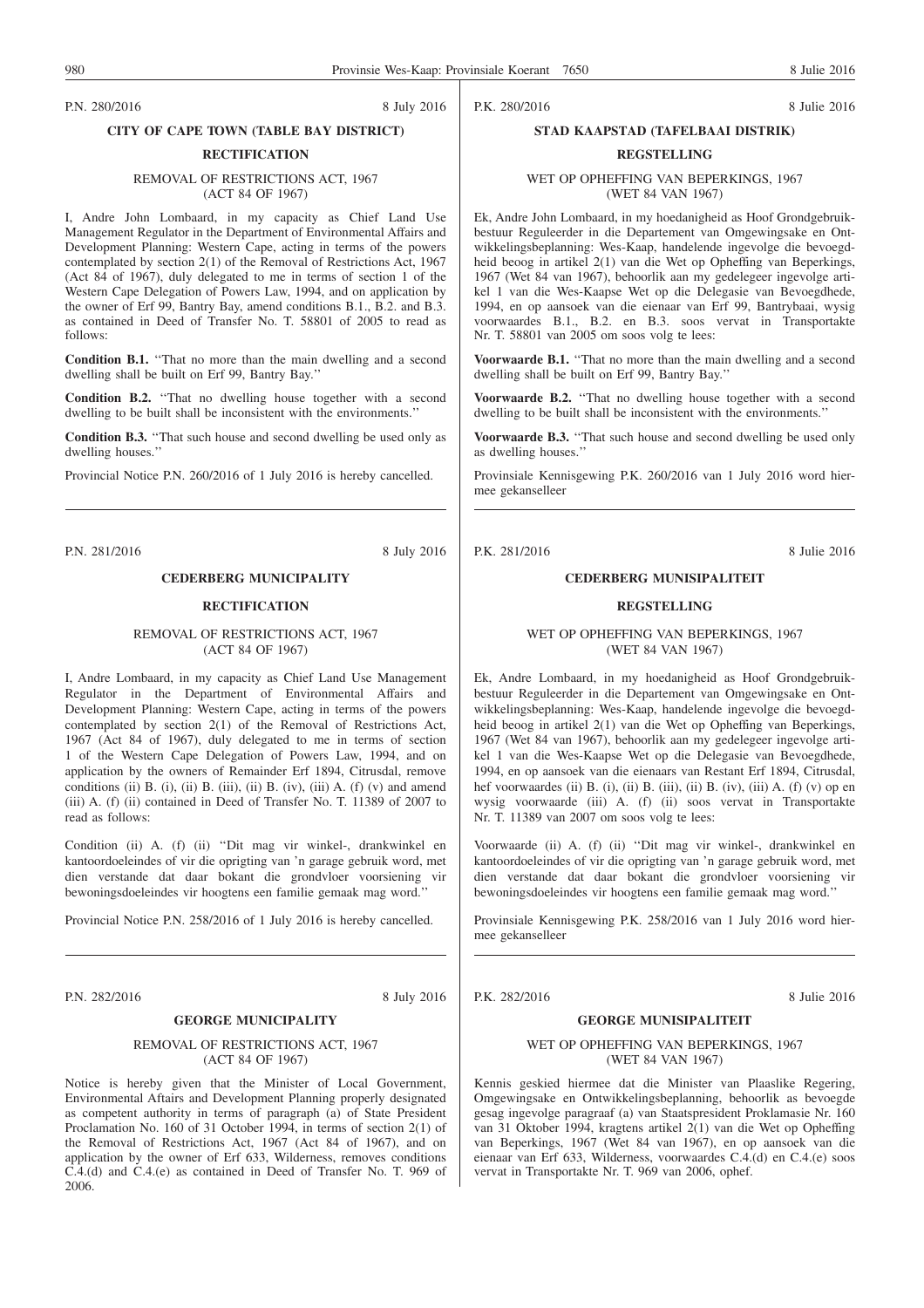P.N. 280/2016 8 July 2016

## CITY OF CAPE TOWN (TABLE BAY DISTRICT)

### RECTIFICATION

REMOVAL OF RESTRICTIONS ACT, 1967
(ACT 84 OF 1967)

I, Andre John Lombaard, in my capacity as Chief Land Use Management Regulator in the Department of Environmental Affairs and Development Planning: Western Cape, acting in terms of the powers contemplated by section 2(1) of the Removal of Restrictions Act, 1967 (Act 84 of 1967), duly delegated to me in terms of section 1 of the Western Cape Delegation of Powers Law, 1994, and on application by the owner of Erf 99, Bantry Bay, amend conditions B.1., B.2. and B.3. as contained in Deed of Transfer No. T. 58801 of 2005 to read as follows:

**Condition B.1.** ''That no more than the main dwelling and a second dwelling shall be built on Erf 99, Bantry Bay.''

**Condition B.2.** ''That no dwelling house together with a second dwelling to be built shall be inconsistent with the environments.''

**Condition B.3.** ''That such house and second dwelling be used only as dwelling houses.''

Provincial Notice P.N. 260/2016 of 1 July 2016 is hereby cancelled.

---

P.K. 280/2016 8 Julie 2016

## STAD KAAPSTAD (TAFELBAAI DISTRIK)

### REGSTELLING

WET OP OPHEFFING VAN BEPERKINGS, 1967
(WET 84 VAN 1967)

Ek, Andre John Lombaard, in my hoedanigheid as Hoof Grondgebruikbestuur Reguleerder in die Departement van Omgewingsake en Ontwikkelingsbeplanning: Wes-Kaap, handelende ingevolge die bevoegdheid beoog in artikel 2(1) van die Wet op Opheffing van Beperkings, 1967 (Wet 84 van 1967), behoorlik aan my gedelegeer ingevolge artikel 1 van die Wes-Kaapse Wet op die Delegasie van Bevoegdhede, 1994, en op aansoek van die eienaar van Erf 99, Bantrybaai, wysig voorwaardes B.1., B.2. en B.3. soos vervat in Transportakte Nr. T. 58801 van 2005 om soos volg te lees:

**Voorwaarde B.1.** ''That no more than the main dwelling and a second dwelling shall be built on Erf 99, Bantry Bay.''

**Voorwaarde B.2.** ''That no dwelling house together with a second dwelling to be built shall be inconsistent with the environments.''

**Voorwaarde B.3.** ''That such house and second dwelling be used only as dwelling houses.''

Provinsiale Kennisgewing P.K. 260/2016 van 1 July 2016 word hiermee gekanselleer

---

P.N. 281/2016 8 July 2016

## CEDERBERG MUNICIPALITY

### RECTIFICATION

REMOVAL OF RESTRICTIONS ACT, 1967
(ACT 84 OF 1967)

I, Andre Lombaard, in my capacity as Chief Land Use Management Regulator in the Department of Environmental Affairs and Development Planning: Western Cape, acting in terms of the powers contemplated by section 2(1) of the Removal of Restrictions Act, 1967 (Act 84 of 1967), duly delegated to me in terms of section 1 of the Western Cape Delegation of Powers Law, 1994, and on application by the owners of Remainder Erf 1894, Citrusdal, remove conditions (ii) B. (i), (ii) B. (iii), (ii) B. (iv), (iii) A. (f) (v) and amend (iii) A. (f) (ii) contained in Deed of Transfer No. T. 11389 of 2007 to read as follows:

Condition (ii) A. (f) (ii) ''Dit mag vir winkel-, drankwinkel en kantoordoeleindes of vir die oprigting van 'n garage gebruik word, met dien verstande dat daar bokant die grondvloer voorsiening vir bewoningsdoeleindes vir hoogtens een familie gemaak mag word.''

Provincial Notice P.N. 258/2016 of 1 July 2016 is hereby cancelled.

---

P.K. 281/2016 8 Julie 2016

## CEDERBERG MUNISIPALITEIT

### REGSTELLING

WET OP OPHEFFING VAN BEPERKINGS, 1967
(WET 84 VAN 1967)

Ek, Andre Lombaard, in my hoedanigheid as Hoof Grondgebruikbestuur Reguleerder in die Departement van Omgewingsake en Ontwikkelingsbeplanning: Wes-Kaap, handelende ingevolge die bevoegdheid beoog in artikel 2(1) van die Wet op Opheffing van Beperkings, 1967 (Wet 84 van 1967), behoorlik aan my gedelegeer ingevolge artikel 1 van die Wes-Kaapse Wet op die Delegasie van Bevoegdhede, 1994, en op aansoek van die eienaars van Restant Erf 1894, Citrusdal, hef voorwaardes (ii) B. (i), (ii) B. (iii), (ii) B. (iv), (iii) A. (f) (v) op en wysig voorwaarde (iii) A. (f) (ii) soos vervat in Transportakte Nr. T. 11389 van 2007 om soos volg te lees:

Voorwaarde (ii) A. (f) (ii) ''Dit mag vir winkel-, drankwinkel en kantoordoeleindes of vir die oprigting van 'n garage gebruik word, met dien verstande dat daar bokant die grondvloer voorsiening vir bewoningsdoeleindes vir hoogtens een familie gemaak mag word.''

Provinsiale Kennisgewing P.K. 258/2016 van 1 July 2016 word hiermee gekanselleer

---

P.N. 282/2016 8 July 2016

## GEORGE MUNICIPALITY

REMOVAL OF RESTRICTIONS ACT, 1967
(ACT 84 OF 1967)

Notice is hereby given that the Minister of Local Government, Environmental Aftairs and Development Planning properly designated as competent authority in terms of paragraph (a) of State President Proclamation No. 160 of 31 October 1994, in terms of section 2(1) of the Removal of Restrictions Act, 1967 (Act 84 of 1967), and on application by the owner of Erf 633, Wilderness, removes conditions C.4.(d) and C.4.(e) as contained in Deed of Transfer No. T. 969 of 2006.

---

P.K. 282/2016 8 Julie 2016

## GEORGE MUNISIPALITEIT

WET OP OPHEFFING VAN BEPERKINGS, 1967
(WET 84 VAN 1967)

Kennis geskied hiermee dat die Minister van Plaaslike Regering, Omgewingsake en Ontwikkelingsbeplanning, behoorlik as bevoegde gesag ingevolge paragraaf (a) van Staatspresident Proklamasie Nr. 160 van 31 Oktober 1994, kragtens artikel 2(1) van die Wet op Opheffing van Beperkings, 1967 (Wet 84 van 1967), en op aansoek van die eienaar van Erf 633, Wilderness, voorwaardes C.4.(d) en C.4.(e) soos vervat in Transportakte Nr. T. 969 van 2006, ophef.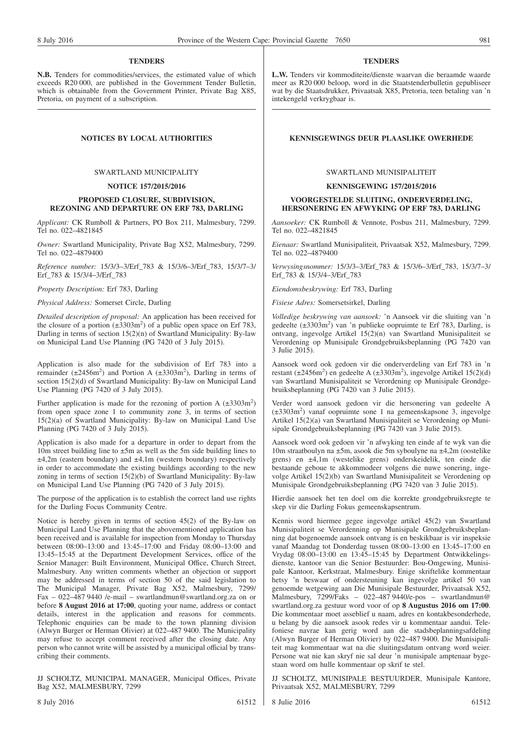## TENDERS

**N.B.** Tenders for commodities/services, the estimated value of which exceeds R20 000, are published in the Government Tender Bulletin, which is obtainable from the Government Printer, Private Bag X85, Pretoria, on payment of a subscription.

## NOTICES BY LOCAL AUTHORITIES

SWARTLAND MUNICIPALITY

**NOTICE 157/2015/2016**

**PROPOSED CLOSURE, SUBDIVISION, REZONING AND DEPARTURE ON ERF 783, DARLING**

*Applicant:* CK Rumboll & Partners, PO Box 211, Malmesbury, 7299. Tel no. 022–4821845

*Owner:* Swartland Municipality, Private Bag X52, Malmesbury, 7299. Tel no. 022–4879400

*Reference number:* 15/3/3–3/Erf_783 & 15/3/6–3/Erf_783, 15/3/7–3/Erf_783 & 15/3/4–3/Erf_783

*Property Description:* Erf 783, Darling

*Physical Address:* Somerset Circle, Darling

*Detailed description of proposal:* An application has been received for the closure of a portion (±3303m$^2$) of a public open space on Erf 783, Darling in terms of section 15(2)(n) of Swartland Municipality: By-law on Municipal Land Use Planning (PG 7420 of 3 July 2015).

Application is also made for the subdivision of Erf 783 into a remainder (±2456m$^2$) and Portion A (±3303m$^2$), Darling in terms of section 15(2)(d) of Swartland Municipality: By-law on Municipal Land Use Planning (PG 7420 of 3 July 2015).

Further application is made for the rezoning of portion A (±3303m$^2$) from open space zone 1 to community zone 3, in terms of section 15(2)(a) of Swartland Municipality: By-law on Municipal Land Use Planning (PG 7420 of 3 July 2015).

Application is also made for a departure in order to depart from the 10m street building line to ±5m as well as the 5m side building lines to ±4,2m (eastern boundary) and ±4,1m (western boundary) respectively in order to accommodate the existing buildings according to the new zoning in terms of section 15(2)(b) of Swartland Municipality: By-law on Municipal Land Use Planning (PG 7420 of 3 July 2015).

The purpose of the application is to establish the correct land use rights for the Darling Focus Community Centre.

Notice is hereby given in terms of section 45(2) of the By-law on Municipal Land Use Planning that the abovementioned application has been received and is available for inspection from Monday to Thursday between 08:00–13:00 and 13:45–17:00 and Friday 08:00–13:00 and 13:45–15:45 at the Department Development Services, office of the Senior Manager: Built Environment, Municipal Office, Church Street, Malmesbury. Any written comments whether an objection or support may be addressed in terms of section 50 of the said legislation to The Municipal Manager, Private Bag X52, Malmesbury, 7299/ Fax – 022–487 9440 /e-mail – swartlandmun@swartland.org.za on or before **8 August 2016 at 17:00**, quoting your name, address or contact details, interest in the application and reasons for comments. Telephonic enquiries can be made to the town planning division (Alwyn Burger or Herman Olivier) at 022–487 9400. The Municipality may refuse to accept comment received after the closing date. Any person who cannot write will be assisted by a municipal official by transcribing their comments.

JJ SCHOLTZ, MUNICIPAL MANAGER, Municipal Offices, Private Bag X52, MALMESBURY, 7299

8 July 2016 61512

## TENDERS

**L.W.** Tenders vir kommoditeite/dienste waarvan die beraamde waarde meer as R20 000 beloop, word in die Staatstenderbulletin gepubliseer wat by die Staatsdrukker, Privaatsak X85, Pretoria, teen betaling van 'n intekengeld verkrygbaar is.

## KENNISGEWINGS DEUR PLAASLIKE OWERHEDE

SWARTLAND MUNISIPALITEIT

**KENNISGEWING 157/2015/2016**

**VOORGESTELDE SLUITING, ONDERVERDELING, HERSONERING EN AFWYKING OP ERF 783, DARLING**

*Aansoeker:* CK Rumboll & Vennote, Posbus 211, Malmesbury, 7299. Tel no. 022–4821845

*Eienaar:* Swartland Munisipaliteit, Privaatsak X52, Malmesbury, 7299. Tel no. 022–4879400

*Verwysingsnommer:* 15/3/3–3/Erf_783 & 15/3/6–3/Erf_783, 15/3/7–3/Erf_783 & 15/3/4–3/Erf_783

*Eiendomsbeskrywing:* Erf 783, Darling

*Fisiese Adres:* Somersetsirkel, Darling

*Volledige beskrywing van aansoek:* 'n Aansoek vir die sluiting van 'n gedeelte (±3303m$^2$) van 'n publieke oopruimte te Erf 783, Darling, is ontvang, ingevolge Artikel 15(2)(n) van Swartland Munisipaliteit se Verordening op Munisipale Grondgebruiksbeplanning (PG 7420 van 3 Julie 2015).

Aansoek word ook gedoen vir die onderverdeling van Erf 783 in 'n restant (±2456m$^2$) en gedeelte A (±3303m$^2$), ingevolge Artikel 15(2)(d) van Swartland Munisipaliteit se Verordening op Munisipale Grondgebruiksbeplanning (PG 7420 van 3 Julie 2015).

Verder word aansoek gedoen vir die hersonering van gedeelte A (±3303m$^2$) vanaf oopruimte sone 1 na gemeenskapsone 3, ingevolge Artikel 15(2)(a) van Swartland Munisipaliteit se Verordening op Munisipale Grondgebruiksbeplanning (PG 7420 van 3 Julie 2015).

Aansoek word ook gedoen vir 'n afwyking ten einde af te wyk van die 10m straatboulyn na ±5m, asook die 5m syboulyne na ±4,2m (oostelike grens) en ±4,1m (westelike grens) onderskeidelik, ten einde die bestaande geboue te akkommodeer volgens die nuwe sonering, ingevolge Artikel 15(2)(b) van Swartland Munisipaliteit se Verordening op Munisipale Grondgebruiksbeplanning (PG 7420 van 3 Julie 2015).

Hierdie aansoek het ten doel om die korrekte grondgebruiksregte te skep vir die Darling Fokus gemeenskapsentrum.

Kennis word hiermee gegee ingevolge artikel 45(2) van Swartland Munisipaliteit se Verordenning op Munisipale Grondgebruiksbeplanning dat bogenoemde aansoek ontvang is en beskikbaar is vir inspeksie vanaf Maandag tot Donderdag tussen 08:00–13:00 en 13:45–17:00 en Vrydag 08:00–13:00 en 13:45–15:45 by Department Ontwikkelingsdienste, kantoor van die Senior Bestuurder: Bou-Omgewing, Munisipale Kantoor, Kerkstraat, Malmesbury. Enige skriftelike kommentaar hetsy 'n beswaar of ondersteuning kan ingevolge artikel 50 van genoemde wetgewing aan Die Munisipale Bestuurder, Privaatsak X52, Malmesbury, 7299/Faks – 022–487 9440/e-pos – swartlandmun@swartland.org.za gestuur word voor of op **8 Augustus 2016 om 17:00**. Die kommentaar moet asseblief u naam, adres en kontakbesonderhede, u belang by die aansoek asook redes vir u kommentaar aandui. Telefoniese navrae kan gerig word aan die stadsbeplanningsafdeling (Alwyn Burger of Herman Olivier) by 022–487 9400. Die Munisipaliteit mag kommentaar wat na die sluitingsdatum ontvang word weier. Persone wat nie kan skryf nie sal deur 'n munisipale amptenaar bygestaan word om hulle kommentaar op skrif te stel.

JJ SCHOLTZ, MUNISIPALE BESTUURDER, Munisipale Kantore, Privaatsak X52, MALMESBURY, 7299

8 Julie 2016 61512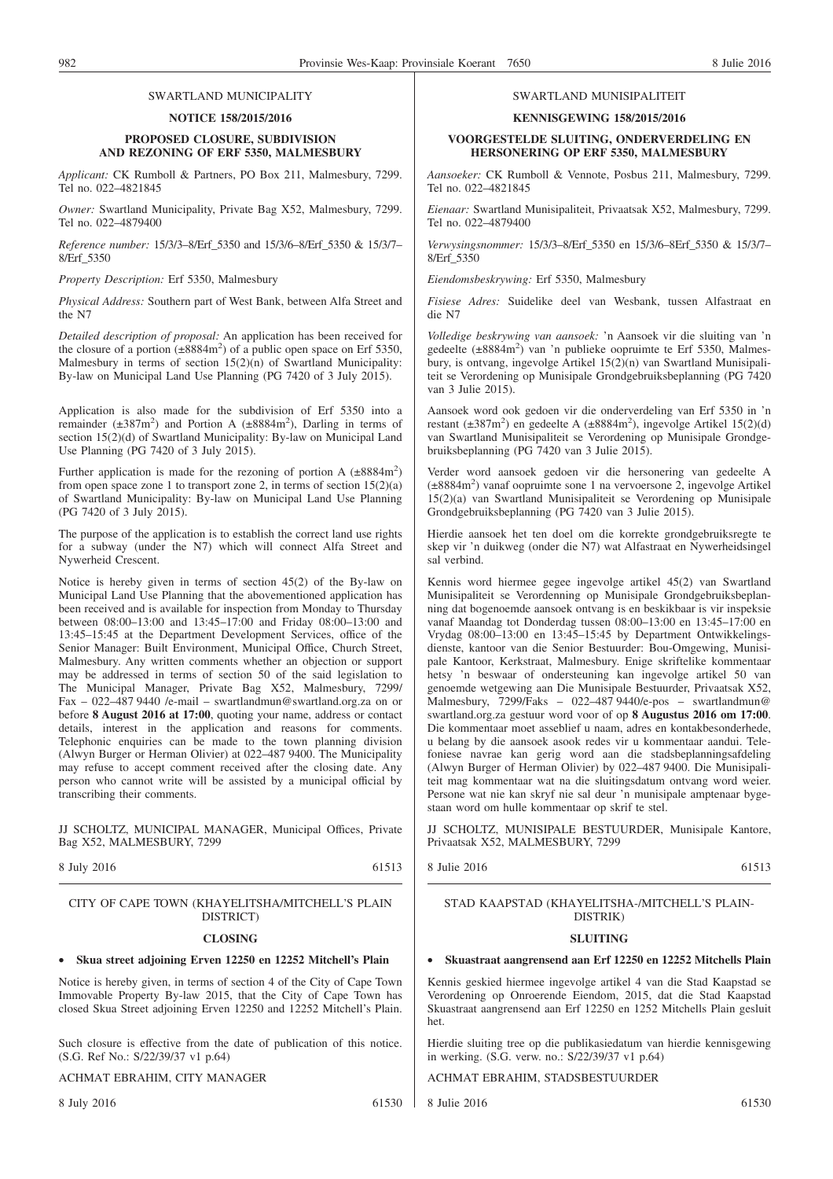SWARTLAND MUNICIPALITY

**NOTICE 158/2015/2016**

**PROPOSED CLOSURE, SUBDIVISION AND REZONING OF ERF 5350, MALMESBURY**

*Applicant:* CK Rumboll & Partners, PO Box 211, Malmesbury, 7299. Tel no. 022–4821845

*Owner:* Swartland Municipality, Private Bag X52, Malmesbury, 7299. Tel no. 022–4879400

*Reference number:* 15/3/3–8/Erf_5350 and 15/3/6–8/Erf_5350 & 15/3/7–8/Erf_5350

*Property Description:* Erf 5350, Malmesbury

*Physical Address:* Southern part of West Bank, between Alfa Street and the N7

*Detailed description of proposal:* An application has been received for the closure of a portion (±8884m$^2$) of a public open space on Erf 5350, Malmesbury in terms of section 15(2)(n) of Swartland Municipality: By-law on Municipal Land Use Planning (PG 7420 of 3 July 2015).

Application is also made for the subdivision of Erf 5350 into a remainder (±387m$^2$) and Portion A (±8884m$^2$), Darling in terms of section 15(2)(d) of Swartland Municipality: By-law on Municipal Land Use Planning (PG 7420 of 3 July 2015).

Further application is made for the rezoning of portion A (±8884m$^2$) from open space zone 1 to transport zone 2, in terms of section 15(2)(a) of Swartland Municipality: By-law on Municipal Land Use Planning (PG 7420 of 3 July 2015).

The purpose of the application is to establish the correct land use rights for a subway (under the N7) which will connect Alfa Street and Nywerheid Crescent.

Notice is hereby given in terms of section 45(2) of the By-law on Municipal Land Use Planning that the abovementioned application has been received and is available for inspection from Monday to Thursday between 08:00–13:00 and 13:45–17:00 and Friday 08:00–13:00 and 13:45–15:45 at the Department Development Services, office of the Senior Manager: Built Environment, Municipal Office, Church Street, Malmesbury. Any written comments whether an objection or support may be addressed in terms of section 50 of the said legislation to The Municipal Manager, Private Bag X52, Malmesbury, 7299/ Fax – 022–487 9440 /e-mail – swartlandmun@swartland.org.za on or before **8 August 2016 at 17:00**, quoting your name, address or contact details, interest in the application and reasons for comments. Telephonic enquiries can be made to the town planning division (Alwyn Burger or Herman Olivier) at 022–487 9400. The Municipality may refuse to accept comment received after the closing date. Any person who cannot write will be assisted by a municipal official by transcribing their comments.

JJ SCHOLTZ, MUNICIPAL MANAGER, Municipal Offices, Private Bag X52, MALMESBURY, 7299

8 July 2016 61513

SWARTLAND MUNISIPALITEIT

**KENNISGEWING 158/2015/2016**

**VOORGESTELDE SLUITING, ONDERVERDELING EN HERSONERING OP ERF 5350, MALMESBURY**

*Aansoeker:* CK Rumboll & Vennote, Posbus 211, Malmesbury, 7299. Tel no. 022–4821845

*Eienaar:* Swartland Munisipaliteit, Privaatsak X52, Malmesbury, 7299. Tel no. 022–4879400

*Verwysingsnommer:* 15/3/3–8/Erf_5350 en 15/3/6–8Erf_5350 & 15/3/7–8/Erf_5350

*Eiendomsbeskrywing:* Erf 5350, Malmesbury

*Fisiese Adres:* Suidelike deel van Wesbank, tussen Alfastraat en die N7

*Volledige beskrywing van aansoek:* 'n Aansoek vir die sluiting van 'n gedeelte (±8884m$^2$) van 'n publieke oopruimte te Erf 5350, Malmesbury, is ontvang, ingevolge Artikel 15(2)(n) van Swartland Munisipaliteit se Verordening op Munisipale Grondgebruiksbeplanning (PG 7420 van 3 Julie 2015).

Aansoek word ook gedoen vir die onderverdeling van Erf 5350 in 'n restant (±387m$^2$) en gedeelte A (±8884m$^2$), ingevolge Artikel 15(2)(d) van Swartland Munisipaliteit se Verordening op Munisipale Grondgebruiksbeplanning (PG 7420 van 3 Julie 2015).

Verder word aansoek gedoen vir die hersonering van gedeelte A (±8884m$^2$) vanaf oopruimte sone 1 na vervoersone 2, ingevolge Artikel 15(2)(a) van Swartland Munisipaliteit se Verordening op Munisipale Grondgebruiksbeplanning (PG 7420 van 3 Julie 2015).

Hierdie aansoek het ten doel om die korrekte grondgebruiksregte te skep vir 'n duikweg (onder die N7) wat Alfastraat en Nywerheidsingel sal verbind.

Kennis word hiermee gegee ingevolge artikel 45(2) van Swartland Munisipaliteit se Verordenning op Munisipale Grondgebruiksbeplanning dat bogenoemde aansoek ontvang is en beskikbaar is vir inspeksie vanaf Maandag tot Donderdag tussen 08:00–13:00 en 13:45–17:00 en Vrydag 08:00–13:00 en 13:45–15:45 by Department Ontwikkelingsdienste, kantoor van die Senior Bestuurder: Bou-Omgewing, Munisipale Kantoor, Kerkstraat, Malmesbury. Enige skriftelike kommentaar hetsy 'n beswaar of ondersteuning kan ingevolge artikel 50 van genoemde wetgewing aan Die Munisipale Bestuurder, Privaatsak X52, Malmesbury, 7299/Faks – 022–487 9440/e-pos – swartlandmun@swartland.org.za gestuur word voor of op **8 Augustus 2016 om 17:00**. Die kommentaar moet asseblief u naam, adres en kontakbesonderhede, u belang by die aansoek asook redes vir u kommentaar aandui. Telefoniese navrae kan gerig word aan die stadsbeplanningsafdeling (Alwyn Burger of Herman Olivier) by 022–487 9400. Die Munisipaliteit mag kommentaar wat na die sluitingsdatum ontvang word weier. Persone wat nie kan skryf nie sal deur 'n munisipale amptenaar bygestaan word om hulle kommentaar op skrif te stel.

JJ SCHOLTZ, MUNISIPALE BESTUURDER, Munisipale Kantore, Privaatsak X52, MALMESBURY, 7299

8 Julie 2016 61513

CITY OF CAPE TOWN (KHAYELITSHA/MITCHELL'S PLAIN DISTRICT)

**CLOSING**

- **Skua street adjoining Erven 12250 en 12252 Mitchell's Plain**

Notice is hereby given, in terms of section 4 of the City of Cape Town Immovable Property By-law 2015, that the City of Cape Town has closed Skua Street adjoining Erven 12250 and 12252 Mitchell's Plain.

Such closure is effective from the date of publication of this notice. (S.G. Ref No.: S/22/39/37 v1 p.64)

ACHMAT EBRAHIM, CITY MANAGER

8 July 2016 61530

STAD KAAPSTAD (KHAYELITSHA-/MITCHELL'S PLAIN-DISTRIK)

**SLUITING**

- **Skuastraat aangrensend aan Erf 12250 en 12252 Mitchells Plain**

Kennis geskied hiermee ingevolge artikel 4 van die Stad Kaapstad se Verordening op Onroerende Eiendom, 2015, dat die Stad Kaapstad Skuastraat aangrensend aan Erf 12250 en 1252 Mitchells Plain gesluit het.

Hierdie sluiting tree op die publikasiedatum van hierdie kennisgewing in werking. (S.G. verw. no.: S/22/39/37 v1 p.64)

ACHMAT EBRAHIM, STADSBESTUURDER

8 Julie 2016 61530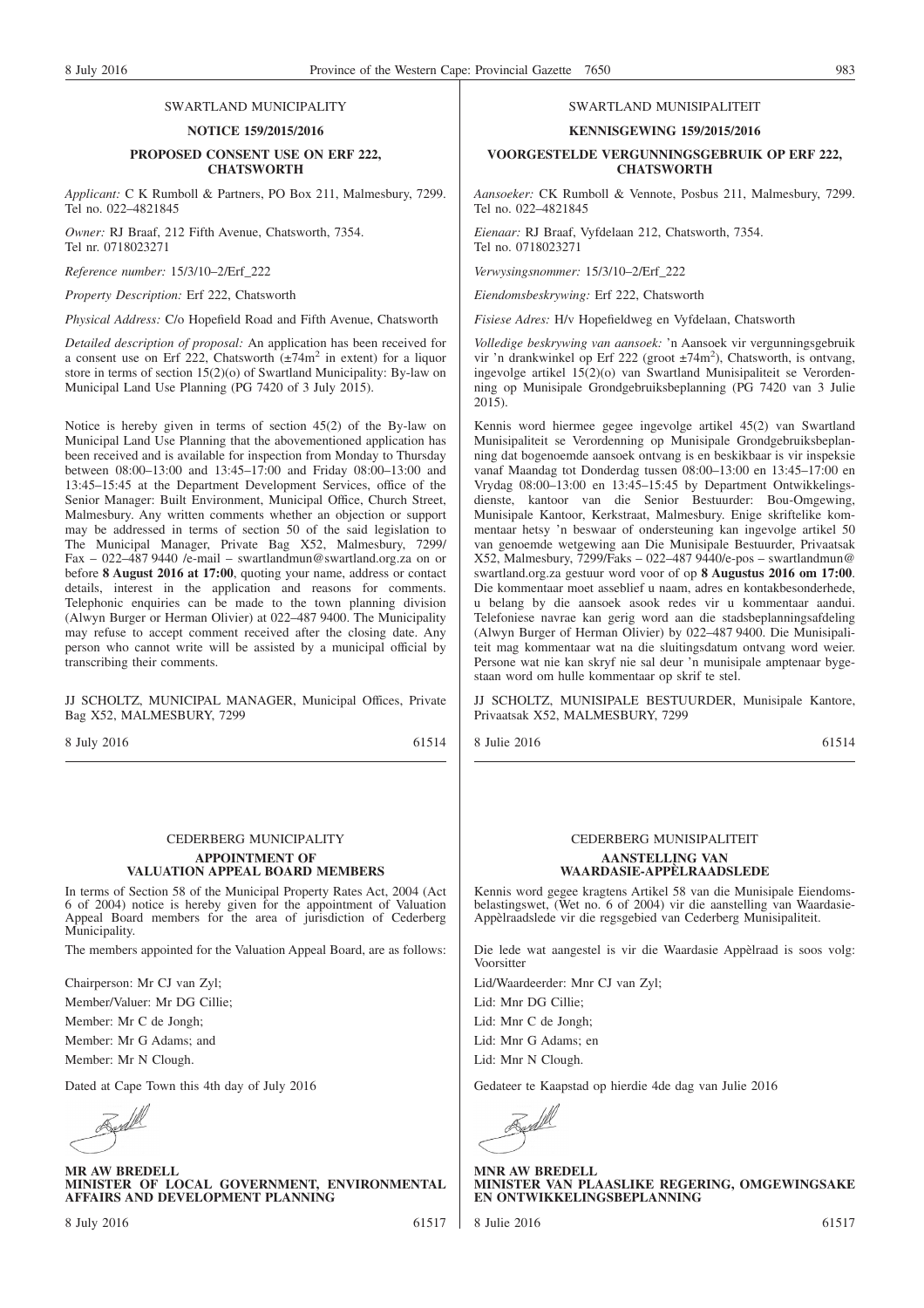## SWARTLAND MUNICIPALITY

### NOTICE 159/2015/2016

### PROPOSED CONSENT USE ON ERF 222, CHATSWORTH

*Applicant:* C K Rumboll & Partners, PO Box 211, Malmesbury, 7299. Tel no. 022–4821845

*Owner:* RJ Braaf, 212 Fifth Avenue, Chatsworth, 7354. Tel nr. 0718023271

*Reference number:* 15/3/10–2/Erf_222

*Property Description:* Erf 222, Chatsworth

*Physical Address:* C/o Hopefield Road and Fifth Avenue, Chatsworth

*Detailed description of proposal:* An application has been received for a consent use on Erf 222, Chatsworth (±74m$^2$ in extent) for a liquor store in terms of section 15(2)(o) of Swartland Municipality: By-law on Municipal Land Use Planning (PG 7420 of 3 July 2015).

Notice is hereby given in terms of section 45(2) of the By-law on Municipal Land Use Planning that the abovementioned application has been received and is available for inspection from Monday to Thursday between 08:00–13:00 and 13:45–17:00 and Friday 08:00–13:00 and 13:45–15:45 at the Department Development Services, office of the Senior Manager: Built Environment, Municipal Office, Church Street, Malmesbury. Any written comments whether an objection or support may be addressed in terms of section 50 of the said legislation to The Municipal Manager, Private Bag X52, Malmesbury, 7299/ Fax – 022–487 9440 /e-mail – swartlandmun@swartland.org.za on or before **8 August 2016 at 17:00**, quoting your name, address or contact details, interest in the application and reasons for comments. Telephonic enquiries can be made to the town planning division (Alwyn Burger or Herman Olivier) at 022–487 9400. The Municipality may refuse to accept comment received after the closing date. Any person who cannot write will be assisted by a municipal official by transcribing their comments.

JJ SCHOLTZ, MUNICIPAL MANAGER, Municipal Offices, Private Bag X52, MALMESBURY, 7299

8 July 2016 61514

## SWARTLAND MUNISIPALITEIT

### KENNISGEWING 159/2015/2016

### VOORGESTELDE VERGUNNINGSGEBRUIK OP ERF 222, CHATSWORTH

*Aansoeker:* CK Rumboll & Vennote, Posbus 211, Malmesbury, 7299. Tel no. 022–4821845

*Eienaar:* RJ Braaf, Vyfdelaan 212, Chatsworth, 7354. Tel no. 0718023271

*Verwysingsnommer:* 15/3/10–2/Erf_222

*Eiendomsbeskrywing:* Erf 222, Chatsworth

*Fisiese Adres:* H/v Hopefieldweg en Vyfdelaan, Chatsworth

*Volledige beskrywing van aansoek:* 'n Aansoek vir vergunningsgebruik vir 'n drankwinkel op Erf 222 (groot ±74m$^2$), Chatsworth, is ontvang, ingevolge artikel 15(2)(o) van Swartland Munisipaliteit se Verordenning op Munisipale Grondgebruiksbeplanning (PG 7420 van 3 Julie 2015).

Kennis word hiermee gegee ingevolge artikel 45(2) van Swartland Munisipaliteit se Verordenning op Munisipale Grondgebruiksbeplanning dat bogenoemde aansoek ontvang is en beskikbaar is vir inspeksie vanaf Maandag tot Donderdag tussen 08:00–13:00 en 13:45–17:00 en Vrydag 08:00–13:00 en 13:45–15:45 by Department Ontwikkelingsdienste, kantoor van die Senior Bestuurder: Bou-Omgewing, Munisipale Kantoor, Kerkstraat, Malmesbury. Enige skriftelike kommentaar hetsy 'n beswaar of ondersteuning kan ingevolge artikel 50 van genoemde wetgewing aan Die Munisipale Bestuurder, Privaatsak X52, Malmesbury, 7299/Faks – 022–487 9440/e-pos – swartlandmun@swartland.org.za gestuur word voor of op **8 Augustus 2016 om 17:00**. Die kommentaar moet asseblief u naam, adres en kontakbesonderhede, u belang by die aansoek asook redes vir u kommentaar aandui. Telefoniese navrae kan gerig word aan die stadsbeplanningsafdeling (Alwyn Burger of Herman Olivier) by 022–487 9400. Die Munisipaliteit mag kommentaar wat na die sluitingsdatum ontvang word weier. Persone wat nie kan skryf nie sal deur 'n munisipale amptenaar bygestaan word om hulle kommentaar op skrif te stel.

JJ SCHOLTZ, MUNISIPALE BESTUURDER, Munisipale Kantore, Privaatsak X52, MALMESBURY, 7299

8 Julie 2016 61514

## CEDERBERG MUNICIPALITY

### APPOINTMENT OF VALUATION APPEAL BOARD MEMBERS

In terms of Section 58 of the Municipal Property Rates Act, 2004 (Act 6 of 2004) notice is hereby given for the appointment of Valuation Appeal Board members for the area of jurisdiction of Cederberg Municipality.

The members appointed for the Valuation Appeal Board, are as follows:

Chairperson: Mr CJ van Zyl;

Member/Valuer: Mr DG Cillie;

Member: Mr C de Jongh;

Member: Mr G Adams; and

Member: Mr N Clough.

Dated at Cape Town this 4th day of July 2016

**MR AW BREDELL**
**MINISTER OF LOCAL GOVERNMENT, ENVIRONMENTAL AFFAIRS AND DEVELOPMENT PLANNING**

8 July 2016 61517

## CEDERBERG MUNISIPALITEIT

### AANSTELLING VAN WAARDASIE-APPÈLRAADSLEDE

Kennis word gegee kragtens Artikel 58 van die Munisipale Eiendomsbelastingswet, (Wet no. 6 of 2004) vir die aanstelling van Waardasie-Appèlraadslede vir die regsgebied van Cederberg Munisipaliteit.

Die lede wat aangestel is vir die Waardasie Appèlraad is soos volg: Voorsitter

Lid/Waardeerder: Mnr CJ van Zyl;

Lid: Mnr DG Cillie;

Lid: Mnr C de Jongh;

Lid: Mnr G Adams; en

Lid: Mnr N Clough.

Gedateer te Kaapstad op hierdie 4de dag van Julie 2016

**MNR AW BREDELL**
**MINISTER VAN PLAASLIKE REGERING, OMGEWINGSAKE EN ONTWIKKELINGSBEPLANNING**

8 Julie 2016 61517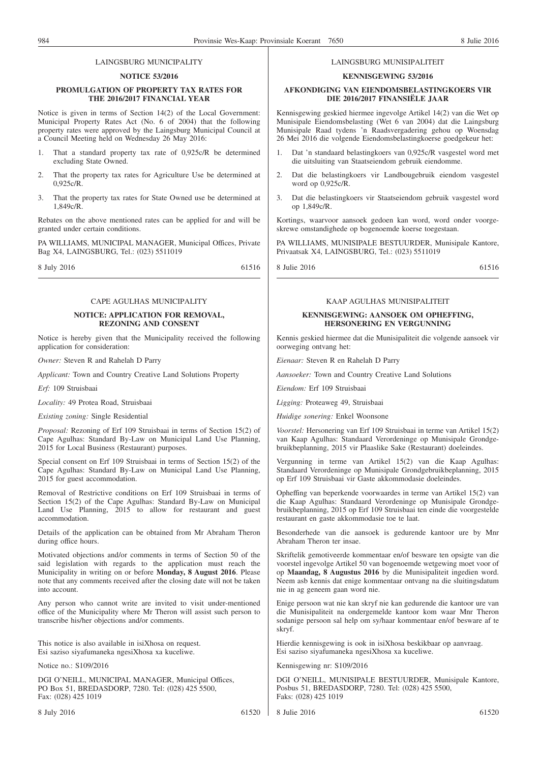## LAINGSBURG MUNICIPALITY

### NOTICE 53/2016

### PROMULGATION OF PROPERTY TAX RATES FOR THE 2016/2017 FINANCIAL YEAR

Notice is given in terms of Section 14(2) of the Local Government: Municipal Property Rates Act (No. 6 of 2004) that the following property rates were approved by the Laingsburg Municipal Council at a Council Meeting held on Wednesday 26 May 2016:

1. That a standard property tax rate of 0,925c/R be determined excluding State Owned.
2. That the property tax rates for Agriculture Use be determined at 0,925c/R.
3. That the property tax rates for State Owned use be determined at 1,849c/R.

Rebates on the above mentioned rates can be applied for and will be granted under certain conditions.

PA WILLIAMS, MUNICIPAL MANAGER, Municipal Offices, Private Bag X4, LAINGSBURG, Tel.: (023) 5511019

8 July 2016 61516

## LAINGSBURG MUNISIPALITEIT

### KENNISGEWING 53/2016

### AFKONDIGING VAN EIENDOMSBELASTINGKOERS VIR DIE 2016/2017 FINANSIËLE JAAR

Kennisgewing geskied hiermee ingevolge Artikel 14(2) van die Wet op Munisipale Eiendomsbelasting (Wet 6 van 2004) dat die Laingsburg Munisipale Raad tydens 'n Raadsvergadering gehou op Woensdag 26 Mei 2016 die volgende Eiendomsbelastingkoerse goedgekeur het:

1. Dat 'n standaard belastingkoers van 0,925c/R vasgestel word met die uitsluiting van Staatseiendom gebruik eiendomme.
2. Dat die belastingkoers vir Landbougebruik eiendom vasgestel word op 0,925c/R.
3. Dat die belastingkoers vir Staatseiendom gebruik vasgestel word op 1,849c/R.

Kortings, waarvoor aansoek gedoen kan word, word onder voorgeskrewe omstandighede op bogenoemde koerse toegestaan.

PA WILLIAMS, MUNISIPALE BESTUURDER, Munisipale Kantore, Privaatsak X4, LAINGSBURG, Tel.: (023) 5511019

8 Julie 2016 61516

## CAPE AGULHAS MUNICIPALITY

### NOTICE: APPLICATION FOR REMOVAL, REZONING AND CONSENT

Notice is hereby given that the Municipality received the following application for consideration:

*Owner:* Steven R and Rahelah D Parry

*Applicant:* Town and Country Creative Land Solutions Property

*Erf:* 109 Struisbaai

*Locality:* 49 Protea Road, Struisbaai

*Existing zoning:* Single Residential

*Proposal:* Rezoning of Erf 109 Struisbaai in terms of Section 15(2) of Cape Agulhas: Standard By-Law on Municipal Land Use Planning, 2015 for Local Business (Restaurant) purposes.

Special consent on Erf 109 Struisbaai in terms of Section 15(2) of the Cape Agulhas: Standard By-Law on Municipal Land Use Planning, 2015 for guest accommodation.

Removal of Restrictive conditions on Erf 109 Struisbaai in terms of Section 15(2) of the Cape Agulhas: Standard By-Law on Municipal Land Use Planning, 2015 to allow for restaurant and guest accommodation.

Details of the application can be obtained from Mr Abraham Theron during office hours.

Motivated objections and/or comments in terms of Section 50 of the said legislation with regards to the application must reach the Municipality in writing on or before **Monday, 8 August 2016**. Please note that any comments received after the closing date will not be taken into account.

Any person who cannot write are invited to visit under-mentioned office of the Municipality where Mr Theron will assist such person to transcribe his/her objections and/or comments.

This notice is also available in isiXhosa on request.
Esi saziso siyafumaneka ngesiXhosa xa kuceliwe.

Notice no.: S109/2016

DGI O'NEILL, MUNICIPAL MANAGER, Municipal Offices, PO Box 51, BREDASDORP, 7280. Tel: (028) 425 5500, Fax: (028) 425 1019

8 July 2016 61520

## KAAP AGULHAS MUNISIPALITEIT

### KENNISGEWING: AANSOEK OM OPHEFFING, HERSONERING EN VERGUNNING

Kennis geskied hiermee dat die Munisipaliteit die volgende aansoek vir oorweging ontvang het:

*Eienaar:* Steven R en Rahelah D Parry

*Aansoeker:* Town and Country Creative Land Solutions

*Eiendom:* Erf 109 Struisbaai

*Ligging:* Proteaweg 49, Struisbaai

*Huidige sonering:* Enkel Woonsone

*Voorstel:* Hersonering van Erf 109 Struisbaai in terme van Artikel 15(2) van Kaap Agulhas: Standaard Verordeninge op Munisipale Grondgebruikbeplanning, 2015 vir Plaaslike Sake (Restaurant) doeleindes.

Vergunning in terme van Artikel 15(2) van die Kaap Agulhas: Standaard Verordeninge op Munisipale Grondgebruikbeplanning, 2015 op Erf 109 Struisbaai vir Gaste akkommodasie doeleindes.

Opheffing van beperkende voorwaardes in terme van Artikel 15(2) van die Kaap Agulhas: Standaard Verordeninge op Munisipale Grondgebruikbeplanning, 2015 op Erf 109 Struisbaai ten einde die voorgestelde restaurant en gaste akkommodasie toe te laat.

Besonderhede van die aansoek is gedurende kantoor ure by Mnr Abraham Theron ter insae.

Skriftelik gemotiveerde kommentaar en/of besware ten opsigte van die voorstel ingevolge Artikel 50 van bogenoemde wetgewing moet voor of op **Maandag, 8 Augustus 2016** by die Munisipaliteit ingedien word. Neem asb kennis dat enige kommentaar ontvang na die sluitingsdatum nie in ag geneem gaan word nie.

Enige persoon wat nie kan skryf nie kan gedurende die kantoor ure van die Munisipaliteit na ondergemelde kantoor kom waar Mnr Theron sodanige persoon sal help om sy/haar kommentaar en/of besware af te skryf.

Hierdie kennisgewing is ook in isiXhosa beskikbaar op aanvraag.
Esi saziso siyafumaneka ngesiXhosa xa kuceliwe.

Kennisgewing nr: S109/2016

DGI O'NEILL, MUNISIPALE BESTUURDER, Munisipale Kantore, Posbus 51, BREDASDORP, 7280. Tel: (028) 425 5500, Faks: (028) 425 1019

8 Julie 2016 61520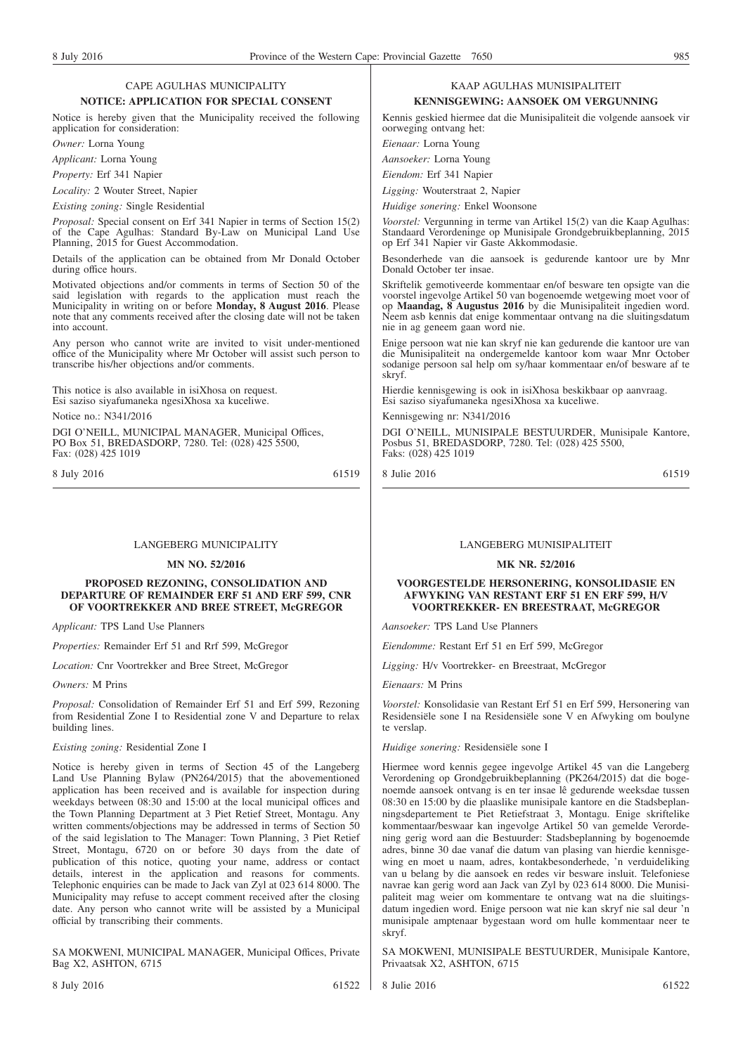## CAPE AGULHAS MUNICIPALITY

### NOTICE: APPLICATION FOR SPECIAL CONSENT

Notice is hereby given that the Municipality received the following application for consideration:

*Owner:* Lorna Young

*Applicant:* Lorna Young

*Property:* Erf 341 Napier

*Locality:* 2 Wouter Street, Napier

*Existing zoning:* Single Residential

*Proposal:* Special consent on Erf 341 Napier in terms of Section 15(2) of the Cape Agulhas: Standard By-Law on Municipal Land Use Planning, 2015 for Guest Accommodation.

Details of the application can be obtained from Mr Donald October during office hours.

Motivated objections and/or comments in terms of Section 50 of the said legislation with regards to the application must reach the Municipality in writing on or before **Monday, 8 August 2016**. Please note that any comments received after the closing date will not be taken into account.

Any person who cannot write are invited to visit under-mentioned office of the Municipality where Mr October will assist such person to transcribe his/her objections and/or comments.

This notice is also available in isiXhosa on request.
Esi saziso siyafumaneka ngesiXhosa xa kuceliwe.

Notice no.: N341/2016

DGI O'NEILL, MUNICIPAL MANAGER, Municipal Offices, PO Box 51, BREDASDORP, 7280. Tel: (028) 425 5500, Fax: (028) 425 1019

8 July 2016 61519

## KAAP AGULHAS MUNISIPALITEIT

### KENNISGEWING: AANSOEK OM VERGUNNING

Kennis geskied hiermee dat die Munisipaliteit die volgende aansoek vir oorweging ontvang het:

*Eienaar:* Lorna Young

*Aansoeker:* Lorna Young

*Eiendom:* Erf 341 Napier

*Ligging:* Wouterstraat 2, Napier

*Huidige sonering:* Enkel Woonsone

*Voorstel:* Vergunning in terme van Artikel 15(2) van die Kaap Agulhas: Standaard Verordeninge op Munisipale Grondgebruikbeplanning, 2015 op Erf 341 Napier vir Gaste Akkommodasie.

Besonderhede van die aansoek is gedurende kantoor ure by Mnr Donald October ter insae.

Skriftelik gemotiveerde kommentaar en/of besware ten opsigte van die voorstel ingevolge Artikel 50 van bogenoemde wetgewing moet voor of op **Maandag, 8 Augustus 2016** by die Munisipaliteit ingedien word. Neem asb kennis dat enige kommentaar ontvang na die sluitingsdatum nie in ag geneem gaan word nie.

Enige persoon wat nie kan skryf nie kan gedurende die kantoor ure van die Munisipaliteit na ondergemelde kantoor kom waar Mnr October sodanige persoon sal help om sy/haar kommentaar en/of besware af te skryf.

Hierdie kennisgewing is ook in isiXhosa beskikbaar op aanvraag.
Esi saziso siyafumaneka ngesiXhosa xa kuceliwe.

Kennisgewing nr: N341/2016

DGI O'NEILL, MUNISIPALE BESTUURDER, Munisipale Kantore, Posbus 51, BREDASDORP, 7280. Tel: (028) 425 5500, Faks: (028) 425 1019

8 Julie 2016 61519

## LANGEBERG MUNICIPALITY

### MN NO. 52/2016

### PROPOSED REZONING, CONSOLIDATION AND DEPARTURE OF REMAINDER ERF 51 AND ERF 599, CNR OF VOORTREKKER AND BREE STREET, McGREGOR

*Applicant:* TPS Land Use Planners

*Properties:* Remainder Erf 51 and Rrf 599, McGregor

*Location:* Cnr Voortrekker and Bree Street, McGregor

*Owners:* M Prins

*Proposal:* Consolidation of Remainder Erf 51 and Erf 599, Rezoning from Residential Zone I to Residential zone V and Departure to relax building lines.

*Existing zoning:* Residential Zone I

Notice is hereby given in terms of Section 45 of the Langeberg Land Use Planning Bylaw (PN264/2015) that the abovementioned application has been received and is available for inspection during weekdays between 08:30 and 15:00 at the local municipal offices and the Town Planning Department at 3 Piet Retief Street, Montagu. Any written comments/objections may be addressed in terms of Section 50 of the said legislation to The Manager: Town Planning, 3 Piet Retief Street, Montagu, 6720 on or before 30 days from the date of publication of this notice, quoting your name, address or contact details, interest in the application and reasons for comments. Telephonic enquiries can be made to Jack van Zyl at 023 614 8000. The Municipality may refuse to accept comment received after the closing date. Any person who cannot write will be assisted by a Municipal official by transcribing their comments.

SA MOKWENI, MUNICIPAL MANAGER, Municipal Offices, Private Bag X2, ASHTON, 6715

8 July 2016 61522

## LANGEBERG MUNISIPALITEIT

### MK NR. 52/2016

### VOORGESTELDE HERSONERING, KONSOLIDASIE EN AFWYKING VAN RESTANT ERF 51 EN ERF 599, H/V VOORTREKKER- EN BREESTRAAT, McGREGOR

*Aansoeker:* TPS Land Use Planners

*Eiendomme:* Restant Erf 51 en Erf 599, McGregor

*Ligging:* H/v Voortrekker- en Breestraat, McGregor

*Eienaars:* M Prins

*Voorstel:* Konsolidasie van Restant Erf 51 en Erf 599, Hersonering van Residensiële sone I na Residensiële sone V en Afwyking om boulyne te verslap.

*Huidige sonering:* Residensiële sone I

Hiermee word kennis gegee ingevolge Artikel 45 van die Langeberg Verordening op Grondgebruikbeplanning (PK264/2015) dat die bogenoemde aansoek ontvang is en ter insae lê gedurende weeksdae tussen 08:30 en 15:00 by die plaaslike munisipale kantore en die Stadsbeplanningsdepartement te Piet Retiefstraat 3, Montagu. Enige skriftelike kommentaar/beswaar kan ingevolge Artikel 50 van gemelde Verordening gerig word aan die Bestuurder: Stadsbeplanning by bogenoemde adres, binne 30 dae vanaf die datum van plasing van hierdie kennisgewing en moet u naam, adres, kontakbesonderhede, 'n verduideliking van u belang by die aansoek en redes vir besware insluit. Telefoniese navrae kan gerig word aan Jack van Zyl by 023 614 8000. Die Munisipaliteit mag weier om kommentare te ontvang wat na die sluitingsdatum ingedien word. Enige persoon wat nie kan skryf nie sal deur 'n munisipale amptenaar bygestaan word om hulle kommentaar neer te skryf.

SA MOKWENI, MUNISIPALE BESTUURDER, Munisipale Kantore, Privaatsak X2, ASHTON, 6715

8 Julie 2016 61522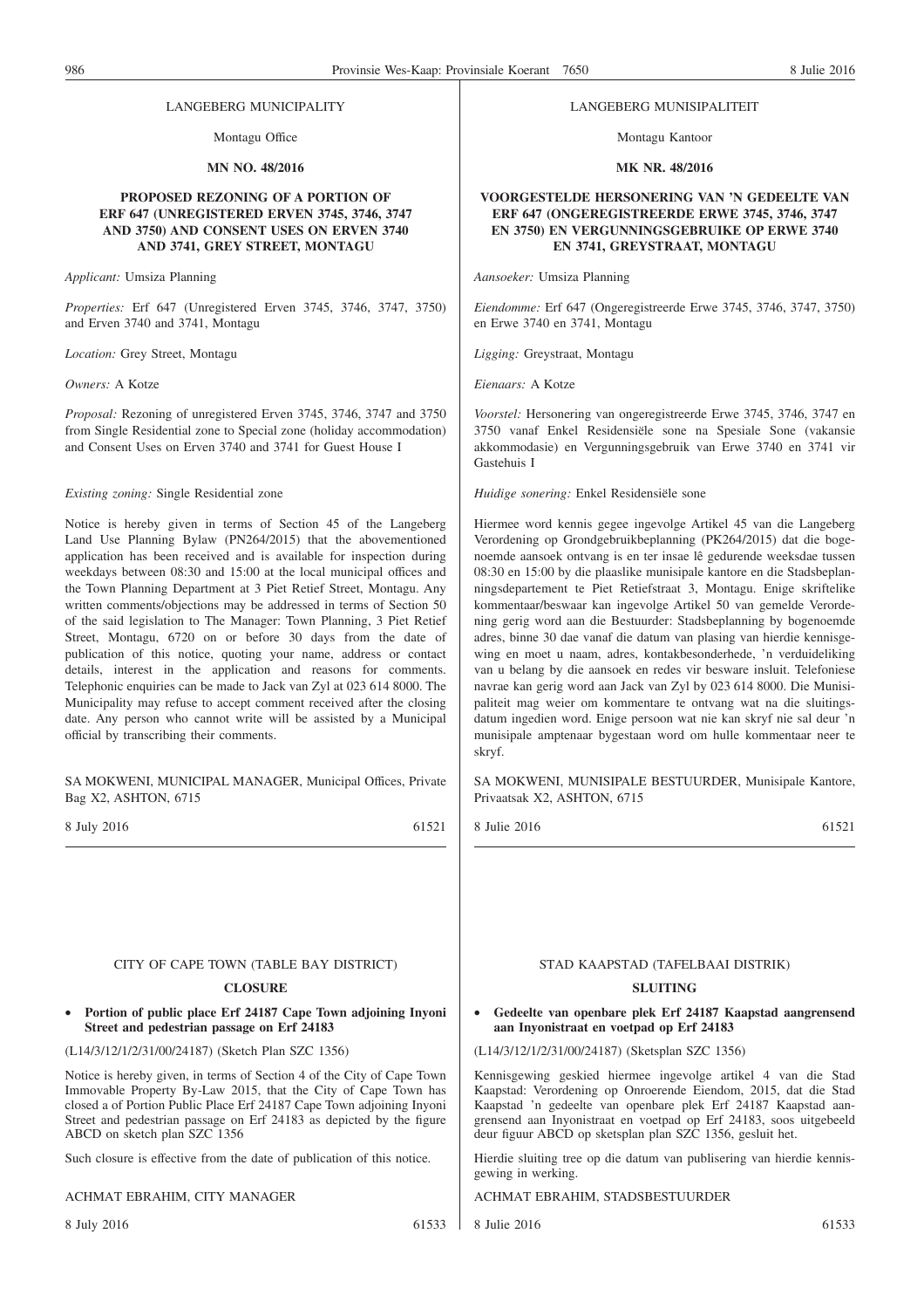LANGEBERG MUNICIPALITY

Montagu Office

**MN NO. 48/2016**

**PROPOSED REZONING OF A PORTION OF ERF 647 (UNREGISTERED ERVEN 3745, 3746, 3747 AND 3750) AND CONSENT USES ON ERVEN 3740 AND 3741, GREY STREET, MONTAGU**

*Applicant:* Umsiza Planning

*Properties:* Erf 647 (Unregistered Erven 3745, 3746, 3747, 3750) and Erven 3740 and 3741, Montagu

*Location:* Grey Street, Montagu

*Owners:* A Kotze

*Proposal:* Rezoning of unregistered Erven 3745, 3746, 3747 and 3750 from Single Residential zone to Special zone (holiday accommodation) and Consent Uses on Erven 3740 and 3741 for Guest House I

*Existing zoning:* Single Residential zone

Notice is hereby given in terms of Section 45 of the Langeberg Land Use Planning Bylaw (PN264/2015) that the abovementioned application has been received and is available for inspection during weekdays between 08:30 and 15:00 at the local municipal offices and the Town Planning Department at 3 Piet Retief Street, Montagu. Any written comments/objections may be addressed in terms of Section 50 of the said legislation to The Manager: Town Planning, 3 Piet Retief Street, Montagu, 6720 on or before 30 days from the date of publication of this notice, quoting your name, address or contact details, interest in the application and reasons for comments. Telephonic enquiries can be made to Jack van Zyl at 023 614 8000. The Municipality may refuse to accept comment received after the closing date. Any person who cannot write will be assisted by a Municipal official by transcribing their comments.

SA MOKWENI, MUNICIPAL MANAGER, Municipal Offices, Private Bag X2, ASHTON, 6715

8 July 2016 61521

---

LANGEBERG MUNISIPALITEIT

Montagu Kantoor

**MK NR. 48/2016**

**VOORGESTELDE HERSONERING VAN 'N GEDEELTE VAN ERF 647 (ONGEREGISTREERDE ERWE 3745, 3746, 3747 EN 3750) EN VERGUNNINGSGEBRUIKE OP ERWE 3740 EN 3741, GREYSTRAAT, MONTAGU**

*Aansoeker:* Umsiza Planning

*Eiendomme:* Erf 647 (Ongeregistreerde Erwe 3745, 3746, 3747, 3750) en Erwe 3740 en 3741, Montagu

*Ligging:* Greystraat, Montagu

*Eienaars:* A Kotze

*Voorstel:* Hersonering van ongeregistreerde Erwe 3745, 3746, 3747 en 3750 vanaf Enkel Residensiële sone na Spesiale Sone (vakansie akkommodasie) en Vergunningsgebruik van Erwe 3740 en 3741 vir Gastehuis I

*Huidige sonering:* Enkel Residensiële sone

Hiermee word kennis gegee ingevolge Artikel 45 van die Langeberg Verordening op Grondgebruikbeplanning (PK264/2015) dat die bogenoemde aansoek ontvang is en ter insae lê gedurende weeksdae tussen 08:30 en 15:00 by die plaaslike munisipale kantore en die Stadsbeplanningsdepartement te Piet Retiefstraat 3, Montagu. Enige skriftelike kommentaar/beswaar kan ingevolge Artikel 50 van gemelde Verordening gerig word aan die Bestuurder: Stadsbeplanning by bogenoemde adres, binne 30 dae vanaf die datum van plasing van hierdie kennisgewing en moet u naam, adres, kontakbesonderhede, 'n verduideliking van u belang by die aansoek en redes vir besware insluit. Telefoniese navrae kan gerig word aan Jack van Zyl by 023 614 8000. Die Munisipaliteit mag weier om kommentare te ontvang wat na die sluitingsdatum ingedien word. Enige persoon wat nie kan skryf nie sal deur 'n munisipale amptenaar bygestaan word om hulle kommentaar neer te skryf.

SA MOKWENI, MUNISIPALE BESTUURDER, Munisipale Kantore, Privaatsak X2, ASHTON, 6715

8 Julie 2016 61521

---

CITY OF CAPE TOWN (TABLE BAY DISTRICT)

**CLOSURE**

- **Portion of public place Erf 24187 Cape Town adjoining Inyoni Street and pedestrian passage on Erf 24183**

(L14/3/12/1/2/31/00/24187) (Sketch Plan SZC 1356)

Notice is hereby given, in terms of Section 4 of the City of Cape Town Immovable Property By-Law 2015, that the City of Cape Town has closed a of Portion Public Place Erf 24187 Cape Town adjoining Inyoni Street and pedestrian passage on Erf 24183 as depicted by the figure ABCD on sketch plan SZC 1356

Such closure is effective from the date of publication of this notice.

ACHMAT EBRAHIM, CITY MANAGER

8 July 2016 61533

---

STAD KAAPSTAD (TAFELBAAI DISTRIK)

**SLUITING**

- **Gedeelte van openbare plek Erf 24187 Kaapstad aangrensend aan Inyonistraat en voetpad op Erf 24183**

(L14/3/12/1/2/31/00/24187) (Sketsplan SZC 1356)

Kennisgewing geskied hiermee ingevolge artikel 4 van die Stad Kaapstad: Verordening op Onroerende Eiendom, 2015, dat die Stad Kaapstad 'n gedeelte van openbare plek Erf 24187 Kaapstad aangrensend aan Inyonistraat en voetpad op Erf 24183, soos uitgebeeld deur figuur ABCD op sketsplan plan SZC 1356, gesluit het.

Hierdie sluiting tree op die datum van publisering van hierdie kennisgewing in werking.

ACHMAT EBRAHIM, STADSBESTUURDER

8 Julie 2016 61533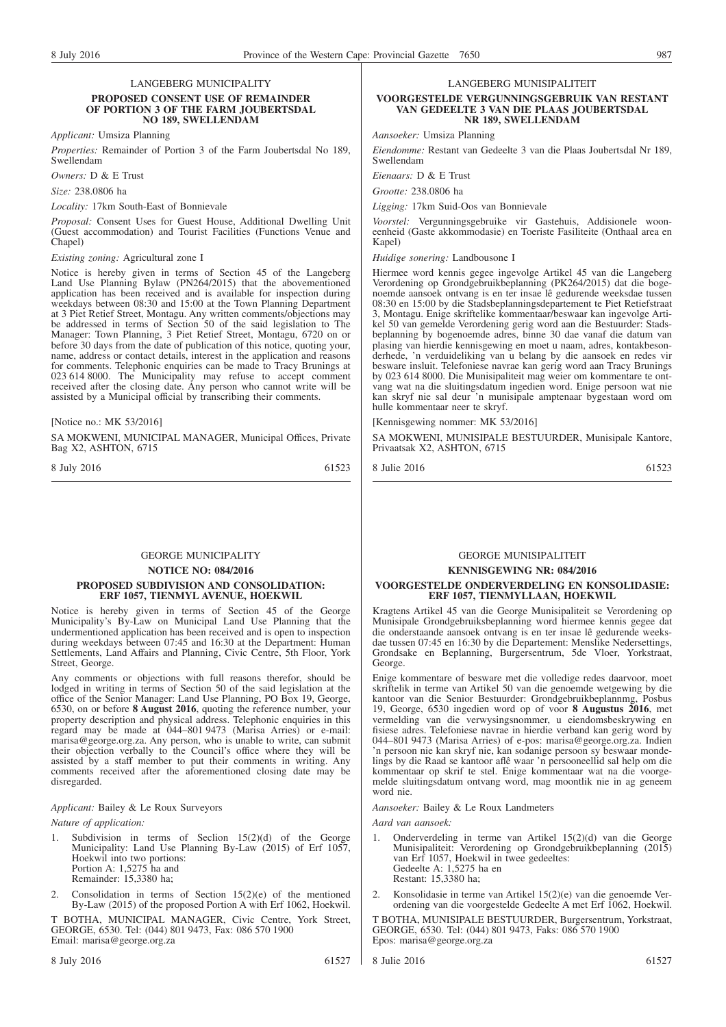LANGEBERG MUNICIPALITY

**PROPOSED CONSENT USE OF REMAINDER OF PORTION 3 OF THE FARM JOUBERTSDAL NO 189, SWELLENDAM**

*Applicant:* Umsiza Planning

*Properties:* Remainder of Portion 3 of the Farm Joubertsdal No 189, Swellendam

*Owners:* D & E Trust

*Size:* 238.0806 ha

*Locality:* 17km South-East of Bonnievale

*Proposal:* Consent Uses for Guest House, Additional Dwelling Unit (Guest accommodation) and Tourist Facilities (Functions Venue and Chapel)

*Existing zoning:* Agricultural zone I

Notice is hereby given in terms of Section 45 of the Langeberg Land Use Planning Bylaw (PN264/2015) that the abovementioned application has been received and is available for inspection during weekdays between 08:30 and 15:00 at the Town Planning Department at 3 Piet Retief Street, Montagu. Any written comments/objections may be addressed in terms of Section 50 of the said legislation to The Manager: Town Planning, 3 Piet Retief Street, Montagu, 6720 on or before 30 days from the date of publication of this notice, quoting your, name, address or contact details, interest in the application and reasons for comments. Telephonic enquiries can be made to Tracy Brunings at 023 614 8000. The Municipality may refuse to accept comment received after the closing date. Any person who cannot write will be assisted by a Municipal official by transcribing their comments.

[Notice no.: MK 53/2016]

SA MOKWENI, MUNICIPAL MANAGER, Municipal Offices, Private Bag X2, ASHTON, 6715

8 July 2016 61523

---

LANGEBERG MUNISIPALITEIT

**VOORGESTELDE VERGUNNINGSGEBRUIK VAN RESTANT VAN GEDEELTE 3 VAN DIE PLAAS JOUBERTSDAL NR 189, SWELLENDAM**

*Aansoeker:* Umsiza Planning

*Eiendomme:* Restant van Gedeelte 3 van die Plaas Joubertsdal Nr 189, Swellendam

*Eienaars:* D & E Trust

*Grootte:* 238.0806 ha

*Ligging:* 17km Suid-Oos van Bonnievale

*Voorstel:* Vergunningsgebruike vir Gastehuis, Addisionele wooneenheid (Gaste akkommodasie) en Toeriste Fasiliteite (Onthaal area en Kapel)

*Huidige sonering:* Landbousone I

Hiermee word kennis gegee ingevolge Artikel 45 van die Langeberg Verordening op Grondgebruikbeplanning (PK264/2015) dat die bogenoemde aansoek ontvang is en ter insae lê gedurende weeksdae tussen 08:30 en 15:00 by die Stadsbeplanningsdepartement te Piet Retiefstraat 3, Montagu. Enige skriftelike kommentaar/beswaar kan ingevolge Artikel 50 van gemelde Verordening gerig word aan die Bestuurder: Stadsbeplanning by bogenoemde adres, binne 30 dae vanaf die datum van plasing van hierdie kennisgewing en moet u naam, adres, kontakbesonderhede, 'n verduideliking van u belang by die aansoek en redes vir besware insluit. Telefoniese navrae kan gerig word aan Tracy Brunings by 023 614 8000. Die Munisipaliteit mag weier om kommentare te ontvang wat na die sluitingsdatum ingedien word. Enige persoon wat nie kan skryf nie sal deur 'n munisipale amptenaar bygestaan word om hulle kommentaar neer te skryf.

[Kennisgewing nommer: MK 53/2016]

SA MOKWENI, MUNISIPALE BESTUURDER, Munisipale Kantore, Privaatsak X2, ASHTON, 6715

8 Julie 2016 61523

---

GEORGE MUNICIPALITY

**NOTICE NO: 084/2016**

**PROPOSED SUBDIVISION AND CONSOLIDATION: ERF 1057, TIENMYL AVENUE, HOEKWIL**

Notice is hereby given in terms of Section 45 of the George Municipality's By-Law on Municipal Land Use Planning that the undermentioned application has been received and is open to inspection during weekdays between 07:45 and 16:30 at the Department: Human Settlements, Land Affairs and Planning, Civic Centre, 5th Floor, York Street, George.

Any comments or objections with full reasons therefor, should be lodged in writing in terms of Section 50 of the said legislation at the office of the Senior Manager: Land Use Planning, PO Box 19, George, 6530, on or before **8 August 2016**, quoting the reference number, your property description and physical address. Telephonic enquiries in this regard may be made at 044–801 9473 (Marisa Arries) or e-mail: marisa@george.org.za. Any person, who is unable to write, can submit their objection verbally to the Council's office where they will be assisted by a staff member to put their comments in writing. Any comments received after the aforementioned closing date may be disregarded.

*Applicant:* Bailey & Le Roux Surveyors

*Nature of application:*

1. Subdivision in terms of Seclion 15(2)(d) of the George Municipality: Land Use Planning By-Law (2015) of Erf 1057, Hoekwil into two portions:
   Portion A: 1,5275 ha and
   Remainder: 15,3380 ha;
2. Consolidation in terms of Section 15(2)(e) of the mentioned By-Law (2015) of the proposed Portion A with Erf 1062, Hoekwil.

T BOTHA, MUNICIPAL MANAGER, Civic Centre, York Street, GEORGE, 6530. Tel: (044) 801 9473, Fax: 086 570 1900
Email: marisa@george.org.za

8 July 2016 61527

---

GEORGE MUNISIPALITEIT

**KENNISGEWING NR: 084/2016**

**VOORGESTELDE ONDERVERDELING EN KONSOLIDASIE: ERF 1057, TIENMYLLAAN, HOEKWIL**

Kragtens Artikel 45 van die George Munisipaliteit se Verordening op Munisipale Grondgebruiksbeplanning word hiermee kennis gegee dat die onderstaande aansoek ontvang is en ter insae lê gedurende weeksdae tussen 07:45 en 16:30 by die Departement: Menslike Nedersettings, Grondsake en Beplanning, Burgersentrum, 5de Vloer, Yorkstraat, George.

Enige kommentare of besware met die volledige redes daarvoor, moet skriftelik in terme van Artikel 50 van die genoemde wetgewing by die kantoor van die Senior Bestuurder: Grondgebruikbeplannmg, Posbus 19, George, 6530 ingedien word op of voor **8 Augustus 2016**, met vermelding van die verwysingsnommer, u eiendomsbeskrywing en fisiese adres. Telefoniese navrae in hierdie verband kan gerig word by 044–801 9473 (Marisa Arries) of e-pos: marisa@george.org.za. Indien 'n persoon nie kan skryf nie, kan sodanige persoon sy beswaar mondelings by die Raad se kantoor aflê waar 'n persooneellid sal help om die kommentaar op skrif te stel. Enige kommentaar wat na die voorgemelde sluitingsdatum ontvang word, mag moontlik nie in ag geneem word nie.

*Aansoeker:* Bailey & Le Roux Landmeters

*Aard van aansoek:*

1. Onderverdeling in terme van Artikel 15(2)(d) van die George Munisipaliteit: Verordening op Grondgebruikbeplanning (2015) van Erf 1057, Hoekwil in twee gedeeltes:
   Gedeelte A: 1,5275 ha en
   Restant: 15,3380 ha;
2. Konsolidasie in terme van Artikel 15(2)(e) van die genoemde Verordening van die voorgestelde Gedeelte A met Erf 1062, Hoekwil.

T BOTHA, MUNISIPALE BESTUURDER, Burgersentrum, Yorkstraat, GEORGE, 6530. Tel: (044) 801 9473, Faks: 086 570 1900
Epos: marisa@george.org.za

8 Julie 2016 61527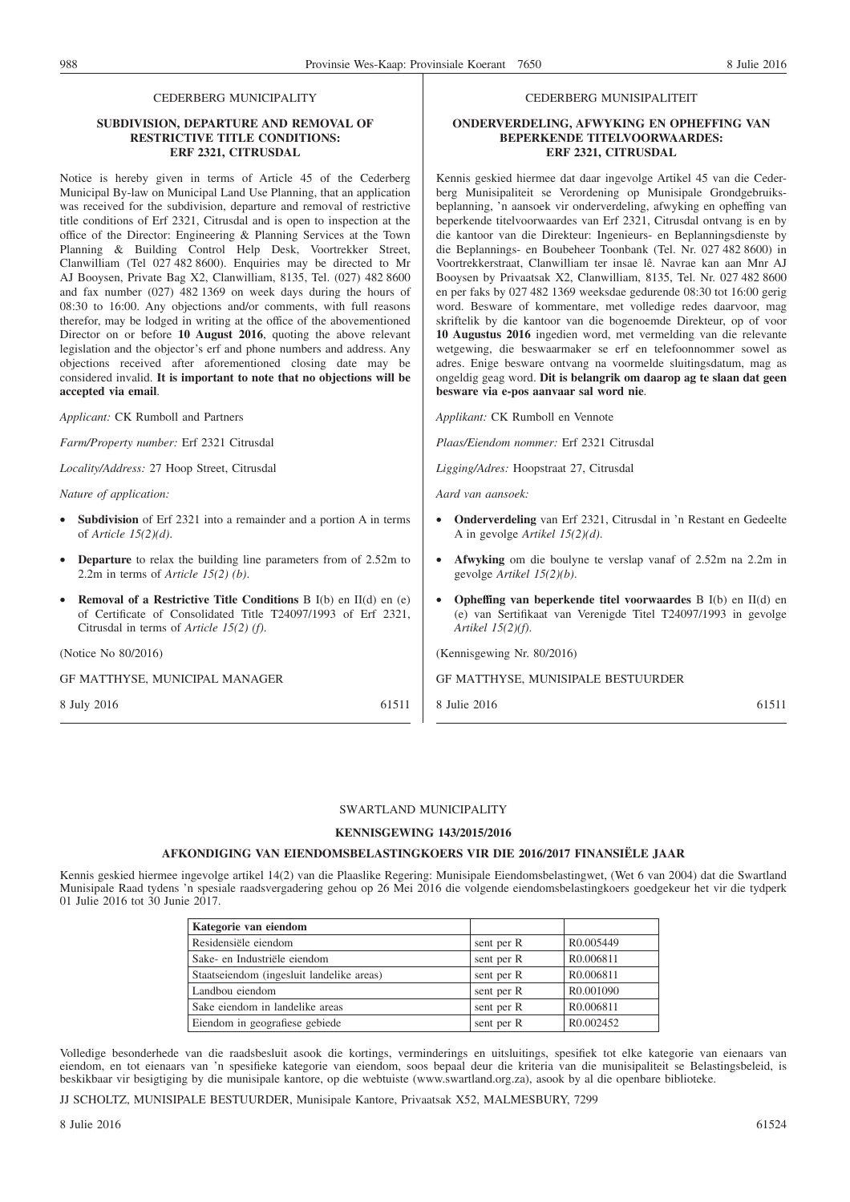CEDERBERG MUNICIPALITY

**SUBDIVISION, DEPARTURE AND REMOVAL OF RESTRICTIVE TITLE CONDITIONS: ERF 2321, CITRUSDAL**

Notice is hereby given in terms of Article 45 of the Cederberg Municipal By-law on Municipal Land Use Planning, that an application was received for the subdivision, departure and removal of restrictive title conditions of Erf 2321, Citrusdal and is open to inspection at the office of the Director: Engineering & Planning Services at the Town Planning & Building Control Help Desk, Voortrekker Street, Clanwilliam (Tel 027 482 8600). Enquiries may be directed to Mr AJ Booysen, Private Bag X2, Clanwilliam, 8135, Tel. (027) 482 8600 and fax number (027) 482 1369 on week days during the hours of 08:30 to 16:00. Any objections and/or comments, with full reasons therefor, may be lodged in writing at the office of the abovementioned Director on or before **10 August 2016**, quoting the above relevant legislation and the objector's erf and phone numbers and address. Any objections received after aforementioned closing date may be considered invalid. **It is important to note that no objections will be accepted via email**.

*Applicant:* CK Rumboll and Partners

*Farm/Property number:* Erf 2321 Citrusdal

*Locality/Address:* 27 Hoop Street, Citrusdal

*Nature of application:*

- **Subdivision** of Erf 2321 into a remainder and a portion A in terms of *Article 15(2)(d)*.
- **Departure** to relax the building line parameters from of 2.52m to 2.2m in terms of *Article 15(2) (b)*.
- **Removal of a Restrictive Title Conditions** B I(b) en II(d) en (e) of Certificate of Consolidated Title T24097/1993 of Erf 2321, Citrusdal in terms of *Article 15(2) (f)*.

(Notice No 80/2016)

GF MATTHYSE, MUNICIPAL MANAGER

8 July 2016 61511

CEDERBERG MUNISIPALITEIT

**ONDERVERDELING, AFWYKING EN OPHEFFING VAN BEPERKENDE TITELVOORWAARDES: ERF 2321, CITRUSDAL**

Kennis geskied hiermee dat daar ingevolge Artikel 45 van die Cederberg Munisipaliteit se Verordening op Munisipale Grondgebruiksbeplanning, 'n aansoek vir onderverdeling, afwyking en opheffing van beperkende titelvoorwaardes van Erf 2321, Citrusdal ontvang is en by die kantoor van die Direkteur: Ingenieurs- en Beplanningsdienste by die Beplannings- en Boubeheer Toonbank (Tel. Nr. 027 482 8600) in Voortrekkerstraat, Clanwilliam ter insae lê. Navrae kan aan Mnr AJ Booysen by Privaatsak X2, Clanwilliam, 8135, Tel. Nr. 027 482 8600 en per faks by 027 482 1369 weeksdae gedurende 08:30 tot 16:00 gerig word. Besware of kommentare, met volledige redes daarvoor, mag skriftelik by die kantoor van die bogenoemde Direkteur, op of voor **10 Augustus 2016** ingedien word, met vermelding van die relevante wetgewing, die beswaarmaker se erf en telefoonnommer sowel as adres. Enige besware ontvang na voormelde sluitingsdatum, mag as ongeldig geag word. **Dit is belangrik om daarop ag te slaan dat geen besware via e-pos aanvaar sal word nie**.

*Applikant:* CK Rumboll en Vennote

*Plaas/Eiendom nommer:* Erf 2321 Citrusdal

*Ligging/Adres:* Hoopstraat 27, Citrusdal

*Aard van aansoek:*

- **Onderverdeling** van Erf 2321, Citrusdal in 'n Restant en Gedeelte A in gevolge *Artikel 15(2)(d)*.
- **Afwyking** om die boulyne te verslap vanaf of 2.52m na 2.2m in gevolge *Artikel 15(2)(b)*.
- **Opheffing van beperkende titel voorwaardes** B I(b) en II(d) en (e) van Sertifikaat van Verenigde Titel T24097/1993 in gevolge *Artikel 15(2)(f)*.

(Kennisgewing Nr. 80/2016)

GF MATTHYSE, MUNISIPALE BESTUURDER

8 Julie 2016 61511

SWARTLAND MUNICIPALITY

**KENNISGEWING 143/2015/2016**

**AFKONDIGING VAN EIENDOMSBELASTINGKOERS VIR DIE 2016/2017 FINANSIËLE JAAR**

Kennis geskied hiermee ingevolge artikel 14(2) van die Plaaslike Regering: Munisipale Eiendomsbelastingwet, (Wet 6 van 2004) dat die Swartland Munisipale Raad tydens 'n spesiale raadsvergadering gehou op 26 Mei 2016 die volgende eiendomsbelastingkoers goedgekeur het vir die tydperk 01 Julie 2016 tot 30 Junie 2017.

| Kategorie van eiendom | | |
|---|---|---|
| Residensiële eiendom | sent per R | R0.005449 |
| Sake- en Industriële eiendom | sent per R | R0.006811 |
| Staatseiendom (ingesluit landelike areas) | sent per R | R0.006811 |
| Landbou eiendom | sent per R | R0.001090 |
| Sake eiendom in landelike areas | sent per R | R0.006811 |
| Eiendom in geografiese gebiede | sent per R | R0.002452 |

Volledige besonderhede van die raadsbesluit asook die kortings, verminderings en uitsluitings, spesifiek tot elke kategorie van eienaars van eiendom, en tot eienaars van 'n spesifieke kategorie van eiendom, soos bepaal deur die kriteria van die munisipaliteit se Belastingsbeleid, is beskikbaar vir besigtiging by die munisipale kantore, op die webtuiste (www.swartland.org.za), asook by al die openbare biblioteke.

JJ SCHOLTZ, MUNISIPALE BESTUURDER, Munisipale Kantore, Privaatsak X52, MALMESBURY, 7299

8 Julie 2016 61524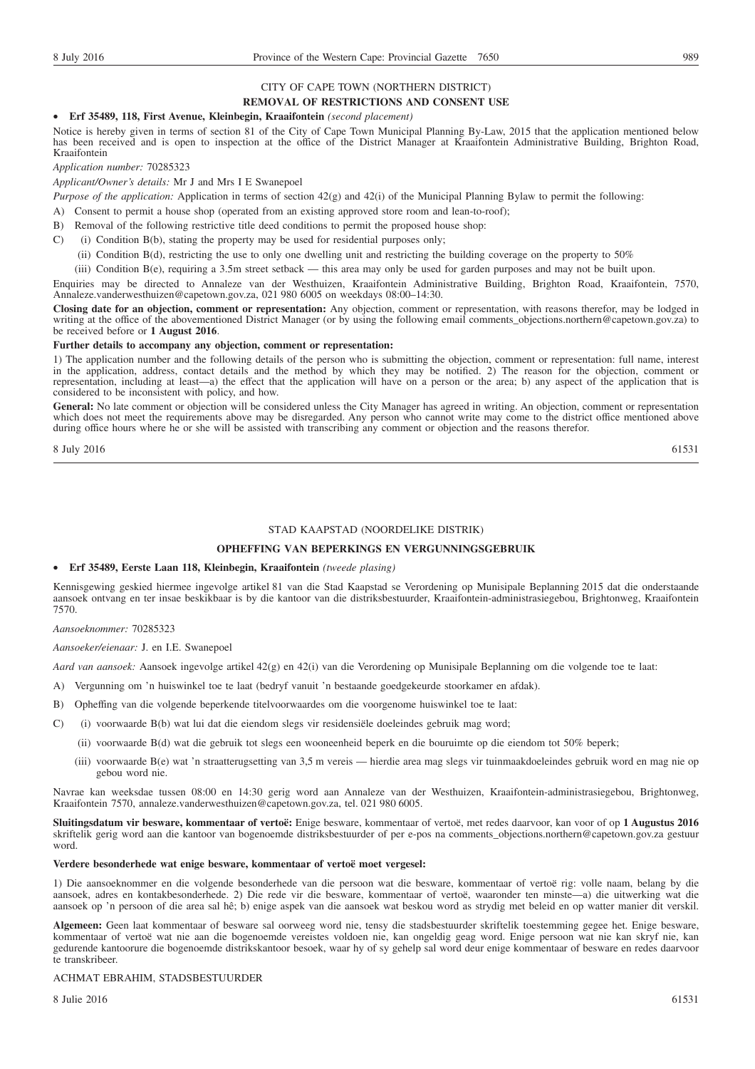CITY OF CAPE TOWN (NORTHERN DISTRICT)

**REMOVAL OF RESTRICTIONS AND CONSENT USE**

- **Erf 35489, 118, First Avenue, Kleinbegin, Kraaifontein** *(second placement)*

Notice is hereby given in terms of section 81 of the City of Cape Town Municipal Planning By-Law, 2015 that the application mentioned below has been received and is open to inspection at the office of the District Manager at Kraaifontein Administrative Building, Brighton Road, Kraaifontein

*Application number:* 70285323

*Applicant/Owner's details:* Mr J and Mrs I E Swanepoel

*Purpose of the application:* Application in terms of section 42(g) and 42(i) of the Municipal Planning Bylaw to permit the following:

A) Consent to permit a house shop (operated from an existing approved store room and lean-to-roof);

B) Removal of the following restrictive title deed conditions to permit the proposed house shop:

C) (i) Condition B(b), stating the property may be used for residential purposes only;

(ii) Condition B(d), restricting the use to only one dwelling unit and restricting the building coverage on the property to 50%

(iii) Condition B(e), requiring a 3.5m street setback — this area may only be used for garden purposes and may not be built upon.

Enquiries may be directed to Annaleze van der Westhuizen, Kraaifontein Administrative Building, Brighton Road, Kraaifontein, 7570, Annaleze.vanderwesthuizen@capetown.gov.za, 021 980 6005 on weekdays 08:00–14:30.

**Closing date for an objection, comment or representation:** Any objection, comment or representation, with reasons therefor, may be lodged in writing at the office of the abovementioned District Manager (or by using the following email comments_objections.northern@capetown.gov.za) to be received before or **1 August 2016**.

**Further details to accompany any objection, comment or representation:**

1) The application number and the following details of the person who is submitting the objection, comment or representation: full name, interest in the application, address, contact details and the method by which they may be notified. 2) The reason for the objection, comment or representation, including at least—a) the effect that the application will have on a person or the area; b) any aspect of the application that is considered to be inconsistent with policy, and how.

**General:** No late comment or objection will be considered unless the City Manager has agreed in writing. An objection, comment or representation which does not meet the requirements above may be disregarded. Any person who cannot write may come to the district office mentioned above during office hours where he or she will be assisted with transcribing any comment or objection and the reasons therefor.

8 July 2016 61531

---

STAD KAAPSTAD (NOORDELIKE DISTRIK)

**OPHEFFING VAN BEPERKINGS EN VERGUNNINGSGEBRUIK**

- **Erf 35489, Eerste Laan 118, Kleinbegin, Kraaifontein** *(tweede plasing)*

Kennisgewing geskied hiermee ingevolge artikel 81 van die Stad Kaapstad se Verordening op Munisipale Beplanning 2015 dat die onderstaande aansoek ontvang en ter insae beskikbaar is by die kantoor van die distriksbestuurder, Kraaifontein-administrasiegebou, Brightonweg, Kraaifontein 7570.

*Aansoeknommer:* 70285323

*Aansoeker/eienaar:* J. en I.E. Swanepoel

*Aard van aansoek:* Aansoek ingevolge artikel 42(g) en 42(i) van die Verordening op Munisipale Beplanning om die volgende toe te laat:

A) Vergunning om 'n huiswinkel toe te laat (bedryf vanuit 'n bestaande goedgekeurde stoorkamer en afdak).

B) Opheffing van die volgende beperkende titelvoorwaardes om die voorgenome huiswinkel toe te laat:

C) (i) voorwaarde B(b) wat lui dat die eiendom slegs vir residensiële doeleindes gebruik mag word;

(ii) voorwaarde B(d) wat die gebruik tot slegs een wooneenheid beperk en die bouruimte op die eiendom tot 50% beperk;

(iii) voorwaarde B(e) wat 'n straatterugsetting van 3,5 m vereis — hierdie area mag slegs vir tuinmaakdoeleindes gebruik word en mag nie op gebou word nie.

Navrae kan weeksdae tussen 08:00 en 14:30 gerig word aan Annaleze van der Westhuizen, Kraaifontein-administrasiegebou, Brightonweg, Kraaifontein 7570, annaleze.vanderwesthuizen@capetown.gov.za, tel. 021 980 6005.

**Sluitingsdatum vir besware, kommentaar of vertoë:** Enige besware, kommentaar of vertoë, met redes daarvoor, kan voor of op **1 Augustus 2016** skriftelik gerig word aan die kantoor van bogenoemde distriksbestuurder of per e-pos na comments_objections.northern@capetown.gov.za gestuur word.

**Verdere besonderhede wat enige besware, kommentaar of vertoë moet vergesel:**

1) Die aansoeknommer en die volgende besonderhede van die persoon wat die besware, kommentaar of vertoë rig: volle naam, belang by die aansoek, adres en kontakbesonderhede. 2) Die rede vir die besware, kommentaar of vertoë, waaronder ten minste—a) die uitwerking wat die aansoek op 'n persoon of die area sal hê; b) enige aspek van die aansoek wat beskou word as strydig met beleid en op watter manier dit verskil.

**Algemeen:** Geen laat kommentaar of besware sal oorweeg word nie, tensy die stadsbestuurder skriftelik toestemming gegee het. Enige besware, kommentaar of vertoë wat nie aan die bogenoemde vereistes voldoen nie, kan ongeldig geag word. Enige persoon wat nie kan skryf nie, kan gedurende kantoorure die bogenoemde distrikskantoor besoek, waar hy of sy gehelp sal word deur enige kommentaar of besware en redes daarvoor te transkribeer.

ACHMAT EBRAHIM, STADSBESTUURDER

8 Julie 2016 61531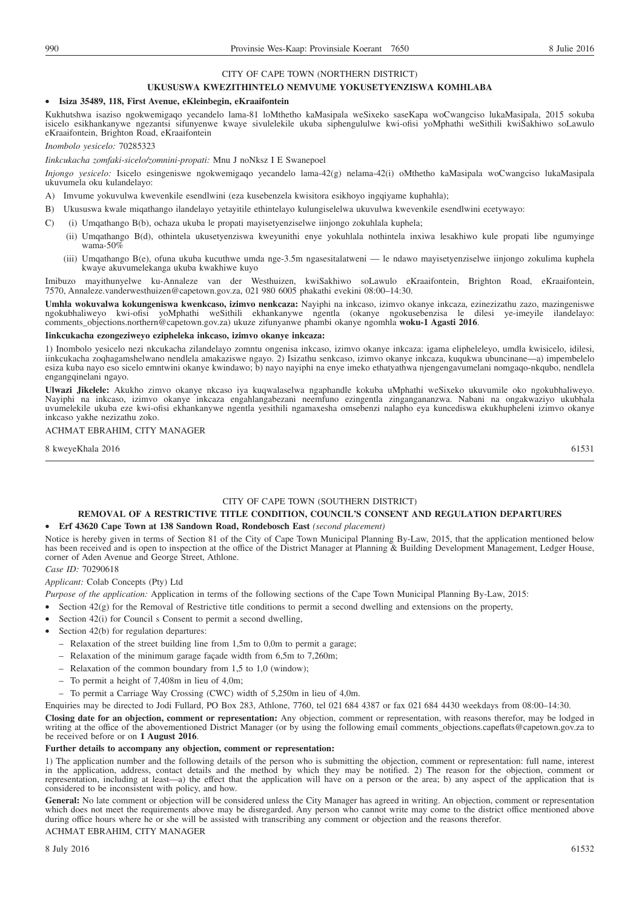CITY OF CAPE TOWN (NORTHERN DISTRICT)

**UKUSUSWA KWEZITHINTELO NEMVUME YOKUSETYENZISWA KOMHLABA**

- **Isiza 35489, 118, First Avenue, eKleinbegin, eKraaifontein**

Kukhutshwa isaziso ngokwemigaqo yecandelo lama-81 loMthetho kaMasipala weSixeko saseKapa woCwangciso lukaMasipala, 2015 sokuba isicelo esikhankanywe ngezantsi sifunyenwe kwaye sivulelekile ukuba siphengululwe kwi-ofisi yoMphathi weSithili kwiSakhiwo soLawulo eKraaifontein, Brighton Road, eKraaifontein

*Inombolo yesicelo:* 70285323

*Iinkcukacha zomfaki-sicelo/zomnini-propati:* Mnu J noNksz I E Swanepoel

*Injongo yesicelo:* Isicelo esingeniswe ngokwemigaqo yecandelo lama-42(g) nelama-42(i) oMthetho kaMasipala woCwangciso lukaMasipala ukuvumela oku kulandelayo:

A) Imvume yokuvulwa kwevenkile esendlwini (eza kusebenzela kwisitora esikhoyo ingqiyame kuphahla);

B) Ukususwa kwale miqathango ilandelayo yetayitile ethintelayo kulungiselelwa ukuvulwa kwevenkile esendlwini ecetywayo:

C) (i) Umqathango B(b), ochaza ukuba le propati mayisetyenziselwe iinjongo zokuhlala kuphela;

(ii) Umqathango B(d), othintela ukusetyenziswa kweyunithi enye yokuhlala nothintela inxiwa lesakhiwo kule propati libe ngumyinge wama-50%

(iii) Umqathango B(e), ofuna ukuba kucuthwe umda nge-3.5m ngasesitalatweni — le ndawo mayisetyenziselwe iinjongo zokulima kuphela kwaye akuvumelekanga ukuba kwakhiwe kuyo

Imibuzo mayithunyelwe ku-Annaleze van der Westhuizen, kwiSakhiwo soLawulo eKraaifontein, Brighton Road, eKraaifontein, 7570, Annaleze.vanderwesthuizen@capetown.gov.za, 021 980 6005 phakathi evekini 08:00–14:30.

**Umhla wokuvalwa kokungeniswa kwenkcaso, izimvo nenkcazo:** Nayiphi na inkcaso, izimvo okanye inkcaza, ezinezizathu zazo, mazingeniswe ngokubhaliweyo kwi-ofisi yoMphathi weSithili ekhankanywe ngentla (okanye ngokusebenzisa le dilesi ye-imeyile ilandelayo: comments_objections.northern@capetown.gov.za) ukuze zifunyanwe phambi okanye ngomhla **woku-1 Agasti 2016**.

**Iinkcukacha ezongeziweyo ezipheleka inkcaso, izimvo okanye inkcaza:**

1) Inombolo yesicelo nezi nkcukacha zilandelayo zomntu ongenisa inkcaso, izimvo okanye inkcaza: igama elipheleleyo, umdla kwisicelo, idilesi, iinkcukacha zoqhagamshelwano nendlela amakaziswe ngayo. 2) Isizathu senkcaso, izimvo okanye inkcaza, kuqukwa ubuncinane—a) impembelelo esiza kuba nayo eso sicelo emntwini okanye kwindawo; b) nayo nayiphi na enye imeko ethatyathwa njengengavumelani nomgaqo-nkqubo, nendlela engangqinelani ngayo.

**Ulwazi Jikelele:** Akukho zimvo okanye nkcaso iya kuqwalaselwa ngaphandle kokuba uMphathi weSixeko ukuvumile oko ngokubhaliweyo. Nayiphi na inkcaso, izimvo okanye inkcaza engahlangabezani neemfuno ezingentla zinganganganzwa. Nabani na ongakwaziyo ukubhala uvumelekile ukuba eze kwi-ofisi ekhankanywe ngentla yesithili ngamaxesha omsebenzi nalapho eya kuncediswa ekukhupheleni izimvo okanye inkcaso yakhe nezizathu zoko.

ACHMAT EBRAHIM, CITY MANAGER

8 kweyeKhala 2016 61531

---

CITY OF CAPE TOWN (SOUTHERN DISTRICT)

**REMOVAL OF A RESTRICTIVE TITLE CONDITION, COUNCIL'S CONSENT AND REGULATION DEPARTURES**

- **Erf 43620 Cape Town at 138 Sandown Road, Rondebosch East** *(second placement)*

Notice is hereby given in terms of Section 81 of the City of Cape Town Municipal Planning By-Law, 2015, that the application mentioned below has been received and is open to inspection at the office of the District Manager at Planning & Building Development Management, Ledger House, corner of Aden Avenue and George Street, Athlone.

*Case ID:* 70290618

*Applicant:* Colab Concepts (Pty) Ltd

*Purpose of the application:* Application in terms of the following sections of the Cape Town Municipal Planning By-Law, 2015:

- Section 42(g) for the Removal of Restrictive title conditions to permit a second dwelling and extensions on the property,
- Section 42(i) for Council s Consent to permit a second dwelling,
- Section 42(b) for regulation departures:
  - Relaxation of the street building line from 1,5m to 0,0m to permit a garage;
  - Relaxation of the minimum garage façade width from 6,5m to 7,260m;
  - Relaxation of the common boundary from 1,5 to 1,0 (window);
  - To permit a height of 7,408m in lieu of 4,0m;
  - To permit a Carriage Way Crossing (CWC) width of 5,250m in lieu of 4,0m.

Enquiries may be directed to Jodi Fullard, PO Box 283, Athlone, 7760, tel 021 684 4387 or fax 021 684 4430 weekdays from 08:00–14:30.

**Closing date for an objection, comment or representation:** Any objection, comment or representation, with reasons therefor, may be lodged in writing at the office of the abovementioned District Manager (or by using the following email comments_objections.capeflats@capetown.gov.za to be received before or on **1 August 2016**.

**Further details to accompany any objection, comment or representation:**

1) The application number and the following details of the person who is submitting the objection, comment or representation: full name, interest in the application, address, contact details and the method by which they may be notified. 2) The reason for the objection, comment or representation, including at least—a) the effect that the application will have on a person or the area; b) any aspect of the application that is considered to be inconsistent with policy, and how.

**General:** No late comment or objection will be considered unless the City Manager has agreed in writing. An objection, comment or representation which does not meet the requirements above may be disregarded. Any person who cannot write may come to the district office mentioned above during office hours where he or she will be assisted with transcribing any comment or objection and the reasons therefor.

ACHMAT EBRAHIM, CITY MANAGER

8 July 2016 61532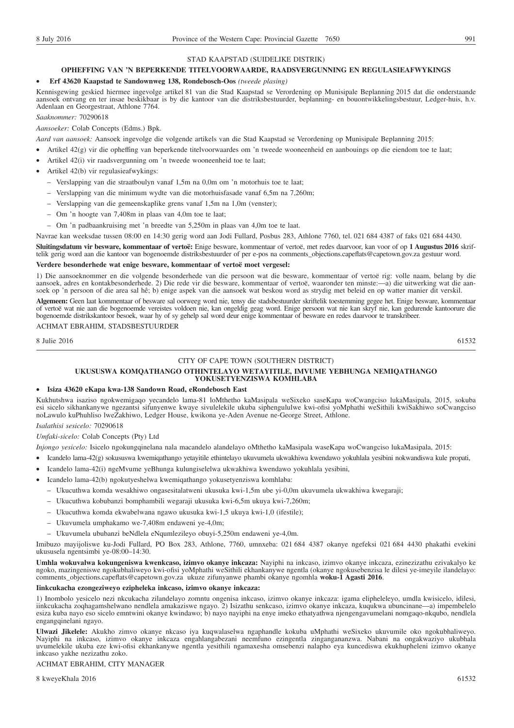STAD KAAPSTAD (SUIDELIKE DISTRIK)

## OPHEFFING VAN 'N BEPERKENDE TITELVOORWAARDE, RAADSVERGUNNING EN REGULASIEAFWYKINGS

- **Erf 43620 Kaapstad te Sandownweg 138, Rondebosch-Oos** *(tweede plasing)*

Kennisgewing geskied hiermee ingevolge artikel 81 van die Stad Kaapstad se Verordening op Munisipale Beplanning 2015 dat die onderstaande aansoek ontvang en ter insae beskikbaar is by die kantoor van die distriksbestuurder, beplanning- en bouontwikkelingsbestuur, Ledger-huis, h.v. Adenlaan en Georgestraat, Athlone 7764.

*Saaknommer:* 70290618

*Aansoeker:* Colab Concepts (Edms.) Bpk.

*Aard van aansoek:* Aansoek ingevolge die volgende artikels van die Stad Kaapstad se Verordening op Munisipale Beplanning 2015:

- Artikel 42(g) vir die opheffing van beperkende titelvoorwaardes om 'n tweede wooneenheid en aanbouings op die eiendom toe te laat;
- Artikel 42(i) vir raadsvergunning om 'n tweede wooneenheid toe te laat;
- Artikel 42(b) vir regulasieafwykings:
  - Verslapping van die straatboulyn vanaf 1,5m na 0,0m om 'n motorhuis toe te laat;
  - Verslapping van die minimum wydte van die motorhuisfasade vanaf 6,5m na 7,260m;
  - Verslapping van die gemeenskaplike grens vanaf 1,5m na 1,0m (venster);
  - Om 'n hoogte van 7,408m in plaas van 4,0m toe te laat;
  - Om 'n padbaankruising met 'n breedte van 5,250m in plaas van 4,0m toe te laat.

Navrae kan weeksdae tussen 08:00 en 14:30 gerig word aan Jodi Fullard, Posbus 283, Athlone 7760, tel. 021 684 4387 of faks 021 684 4430.

**Sluitingsdatum vir besware, kommentaar of vertoë:** Enige besware, kommentaar of vertoë, met redes daarvoor, kan voor of op **1 Augustus 2016** skriftelik gerig word aan die kantoor van bogenoemde distriksbestuurder of per e-pos na comments_objections.capeflats@capetown.gov.za gestuur word.

**Verdere besonderhede wat enige besware, kommentaar of vertoë moet vergesel:**

1) Die aansoeknommer en die volgende besonderhede van die persoon wat die besware, kommentaar of vertoë rig: volle naam, belang by die aansoek, adres en kontakbesonderhede. 2) Die rede vir die besware, kommentaar of vertoë, waaronder ten minste:—a) die uitwerking wat die aansoek op 'n persoon of die area sal hê; b) enige aspek van die aansoek wat beskou word as strydig met beleid en op watter manier dit verskil.

**Algemeen:** Geen laat kommentaar of besware sal oorweeg word nie, tensy die stadsbestuurder skriftelik toestemming gegee het. Enige besware, kommentaar of vertoë wat nie aan die bogenoemde vereistes voldoen nie, kan ongeldig geag word. Enige persoon wat nie kan skryf nie, kan gedurende kantoorure die bogenoemde distrikskantoor besoek, waar hy of sy gehelp sal word deur enige kommentaar of besware en redes daarvoor te transkribeer.

ACHMAT EBRAHIM, STADSBESTUURDER

8 Julie 2016 61532

---

CITY OF CAPE TOWN (SOUTHERN DISTRICT)

## UKUSUSWA KOMQATHANGO OTHINTELAYO WETAYITILE, IMVUME YEBHUNGA NEMIQATHANGO YOKUSETYENZISWA KOMHLABA

- **Isiza 43620 eKapa kwa-138 Sandown Road, eRondebosch East**

Kukhutshwa isaziso ngokwemigaqo yecandelo lama-81 loMthetho kaMasipala weSixeko saseKapa woCwangciso lukaMasipala, 2015, sokuba esi sicelo sikhankanywe ngezantsi sifunyenwe kwaye sivulelekile ukuba siphengululwe kwi-ofisi yoMphathi weSithili kwiSakhiwo soCwangciso noLawulo kuPhuhliso lweZakhiwo, Ledger House, kwikona ye-Aden Avenue ne-George Street, Athlone.

*Isalathisi sesicelo:* 70290618

*Umfaki-sicelo:* Colab Concepts (Pty) Ltd

*Injongo yesicelo:* Isicelo ngokungqinelana nala macandelo alandelayo oMthetho kaMasipala waseKapa woCwangciso lukaMasipala, 2015:

- Icandelo lama-42(g) sokususwa kwemiqathango yetayitile ethintelayo ukuvumela ukwakhiwa kwendawo yokuhlala yesibini nokwandiswa kule propati,
- Icandelo lama-42(i) ngeMvume yeBhunga kulungiselelwa ukwakhiwa kwendawo yokuhlala yesibini,
- Icandelo lama-42(b) ngokutyeshelwa kwemiqathango yokusetyenziswa komhlaba:
  - Ukucuthwa komda wesakhiwo ongasesitalatweni ukusuka kwi-1,5m ube yi-0,0m ukuvumela ukwakhiwa kwegaraji;
  - Ukucuthwa kobubanzi bomphambili wegaraji ukusuka kwi-6,5m ukuya kwi-7,260m;
  - Ukucuthwa komda ekwabelwana ngawo ukusuka kwi-1,5 ukuya kwi-1,0 (ifestile);
  - Ukuvumela umphakamo we-7,408m endaweni ye-4,0m;
  - Ukuvumela ububanzi beNdlela eNqumlezileyo obuyi-5,250m endaweni ye-4,0m.

Imibuzo mayijoliswe ku-Jodi Fullard, PO Box 283, Athlone, 7760, umnxeba: 021 684 4387 okanye ngefeksi 021 684 4430 phakathi evekini ukususela ngentsimbi ye-08:00–14:30.

**Umhla wokuvalwa kokungeniswa kwenkcaso, izimvo okanye inkcaza:** Nayiphi na inkcaso, izimvo okanye inkcaza, ezinezizathu ezivakalayo ke ngoko, mazingeniswe ngokubhaliweyo kwi-ofisi yoMphathi weSithili ekhankanywe ngentla (okanye ngokusebenzisa le dilesi ye-imeyile ilandelayo: comments_objections.capeflats@capetown.gov.za ukuze zifunyanwe phambi okanye ngomhla **woku-1 Agasti 2016**.

**Iinkcukacha ezongeziweyo ezipheleka inkcaso, izimvo okanye inkcaza:**

1) Inombolo yesicelo nezi nkcukacha zilandelayo zomntu ongenisa inkcaso, izimvo okanye inkcaza: igama elipheleleyo, umdla kwisicelo, idilesi, iinkcukacha zoqhagamshelwano nendlela amakaziswe ngayo. 2) Isizathu senkcaso, izimvo okanye inkcaza, kuqukwa ubuncinane—a) impembelelo esiza kuba nayo eso sicelo emntwini okanye kwindawo; b) nayo nayiphi na enye imeko ethatyathwa njengengavumelani nomgaqo-nkqubo, nendlela engangqinelani ngayo.

**Ulwazi Jikelele:** Akukho zimvo okanye nkcaso iya kuqwalaselwa ngaphandle kokuba uMphathi weSixeko ukuvumile oko ngokubhaliweyo. Nayiphi na inkcaso, izimvo okanye inkcaza engahlangabezani neemfuno ezingentla zinganganzwa. Nabani na ongakwaziyo ukubhala uvumelekile ukuba eze kwi-ofisi ekhankanywe ngentla yesithili ngamaxesha omsebenzi nalapho eya kuncediswa ekukhupheleni izimvo okanye inkcaso yakhe nezizathu zoko.

ACHMAT EBRAHIM, CITY MANAGER

8 kweyeKhala 2016 61532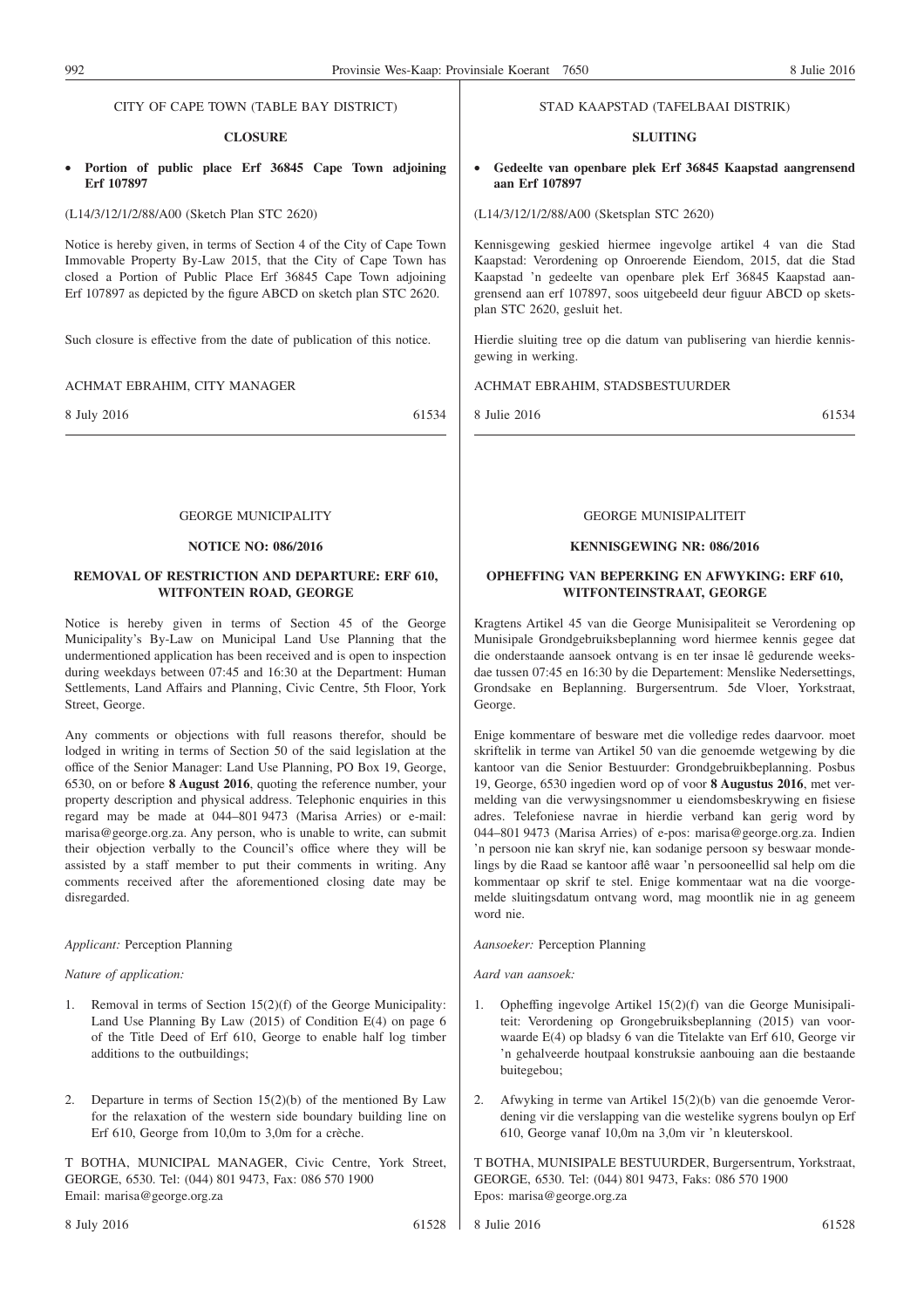CITY OF CAPE TOWN (TABLE BAY DISTRICT)

**CLOSURE**

- **Portion of public place Erf 36845 Cape Town adjoining Erf 107897**

(L14/3/12/1/2/88/A00 (Sketch Plan STC 2620)

Notice is hereby given, in terms of Section 4 of the City of Cape Town Immovable Property By-Law 2015, that the City of Cape Town has closed a Portion of Public Place Erf 36845 Cape Town adjoining Erf 107897 as depicted by the figure ABCD on sketch plan STC 2620.

Such closure is effective from the date of publication of this notice.

ACHMAT EBRAHIM, CITY MANAGER

8 July 2016 61534

---

STAD KAAPSTAD (TAFELBAAI DISTRIK)

**SLUITING**

- **Gedeelte van openbare plek Erf 36845 Kaapstad aangrensend aan Erf 107897**

(L14/3/12/1/2/88/A00 (Sketsplan STC 2620)

Kennisgewing geskied hiermee ingevolge artikel 4 van die Stad Kaapstad: Verordening op Onroerende Eiendom, 2015, dat die Stad Kaapstad 'n gedeelte van openbare plek Erf 36845 Kaapstad aangrensend aan erf 107897, soos uitgebeeld deur figuur ABCD op sketsplan STC 2620, gesluit het.

Hierdie sluiting tree op die datum van publisering van hierdie kennisgewing in werking.

ACHMAT EBRAHIM, STADSBESTUURDER

8 Julie 2016 61534

---

GEORGE MUNICIPALITY

**NOTICE NO: 086/2016**

**REMOVAL OF RESTRICTION AND DEPARTURE: ERF 610, WITFONTEIN ROAD, GEORGE**

Notice is hereby given in terms of Section 45 of the George Municipality's By-Law on Municipal Land Use Planning that the undermentioned application has been received and is open to inspection during weekdays between 07:45 and 16:30 at the Department: Human Settlements, Land Affairs and Planning, Civic Centre, 5th Floor, York Street, George.

Any comments or objections with full reasons therefor, should be lodged in writing in terms of Section 50 of the said legislation at the office of the Senior Manager: Land Use Planning, PO Box 19, George, 6530, on or before **8 August 2016**, quoting the reference number, your property description and physical address. Telephonic enquiries in this regard may be made at 044–801 9473 (Marisa Arries) or e-mail: marisa@george.org.za. Any person, who is unable to write, can submit their objection verbally to the Council's office where they will be assisted by a staff member to put their comments in writing. Any comments received after the aforementioned closing date may be disregarded.

*Applicant:* Perception Planning

*Nature of application:*

1. Removal in terms of Section 15(2)(f) of the George Municipality: Land Use Planning By Law (2015) of Condition E(4) on page 6 of the Title Deed of Erf 610, George to enable half log timber additions to the outbuildings;

2. Departure in terms of Section 15(2)(b) of the mentioned By Law for the relaxation of the western side boundary building line on Erf 610, George from 10,0m to 3,0m for a crèche.

T BOTHA, MUNICIPAL MANAGER, Civic Centre, York Street, GEORGE, 6530. Tel: (044) 801 9473, Fax: 086 570 1900 Email: marisa@george.org.za

8 July 2016 61528

---

GEORGE MUNISIPALITEIT

**KENNISGEWING NR: 086/2016**

**OPHEFFING VAN BEPERKING EN AFWYKING: ERF 610, WITFONTEINSTRAAT, GEORGE**

Kragtens Artikel 45 van die George Munisipaliteit se Verordening op Munisipale Grondgebruiksbeplanning word hiermee kennis gegee dat die onderstaande aansoek ontvang is en ter insae lê gedurende weeksdae tussen 07:45 en 16:30 by die Departement: Menslike Nedersettings, Grondsake en Beplanning. Burgersentrum. 5de Vloer, Yorkstraat, George.

Enige kommentare of besware met die volledige redes daarvoor. moet skriftelik in terme van Artikel 50 van die genoemde wetgewing by die kantoor van die Senior Bestuurder: Grondgebruikbeplanning. Posbus 19, George, 6530 ingedien word op of voor **8 Augustus 2016**, met vermelding van die verwysingsnommer u eiendomsbeskrywing en fisiese adres. Telefoniese navrae in hierdie verband kan gerig word by 044–801 9473 (Marisa Arries) of e-pos: marisa@george.org.za. Indien 'n persoon nie kan skryf nie, kan sodanige persoon sy beswaar mondelings by die Raad se kantoor aflê waar 'n persooneellid sal help om die kommentaar op skrif te stel. Enige kommentaar wat na die voorgemelde sluitingsdatum ontvang word, mag moontlik nie in ag geneem word nie.

*Aansoeker:* Perception Planning

*Aard van aansoek:*

1. Opheffing ingevolge Artikel 15(2)(f) van die George Munisipaliteit: Verordening op Grongebruiksbeplanning (2015) van voorwaarde E(4) op bladsy 6 van die Titelakte van Erf 610, George vir 'n gehalveerde houtpaal konstruksie aanbouing aan die bestaande buitegebou;

2. Afwyking in terme van Artikel 15(2)(b) van die genoemde Verordening vir die verslapping van die westelike sygrens boulyn op Erf 610, George vanaf 10,0m na 3,0m vir 'n kleuterskool.

T BOTHA, MUNISIPALE BESTUURDER, Burgersentrum, Yorkstraat, GEORGE, 6530. Tel: (044) 801 9473, Faks: 086 570 1900 Epos: marisa@george.org.za

8 Julie 2016 61528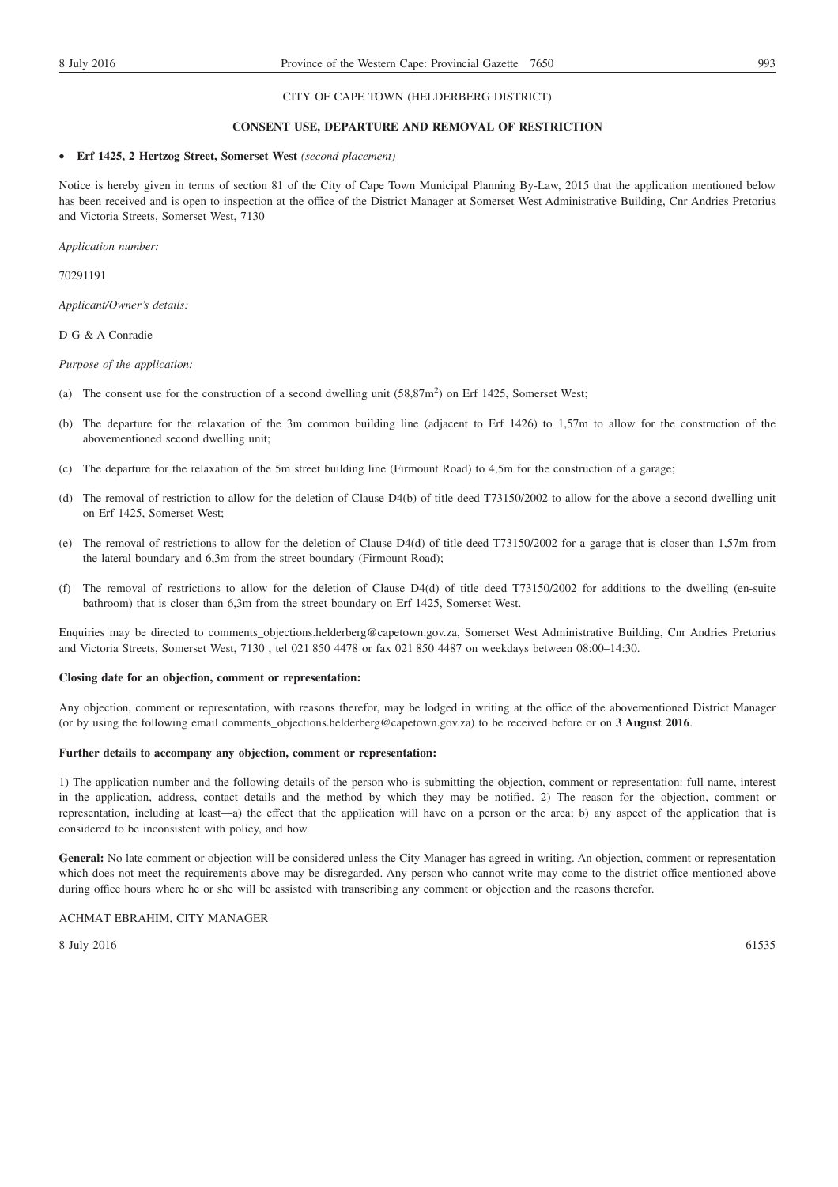CITY OF CAPE TOWN (HELDERBERG DISTRICT)

**CONSENT USE, DEPARTURE AND REMOVAL OF RESTRICTION**

- **Erf 1425, 2 Hertzog Street, Somerset West** *(second placement)*

Notice is hereby given in terms of section 81 of the City of Cape Town Municipal Planning By-Law, 2015 that the application mentioned below has been received and is open to inspection at the office of the District Manager at Somerset West Administrative Building, Cnr Andries Pretorius and Victoria Streets, Somerset West, 7130

*Application number:*

70291191

*Applicant/Owner's details:*

D G & A Conradie

*Purpose of the application:*

(a) The consent use for the construction of a second dwelling unit (58,87m$^2$) on Erf 1425, Somerset West;

(b) The departure for the relaxation of the 3m common building line (adjacent to Erf 1426) to 1,57m to allow for the construction of the abovementioned second dwelling unit;

(c) The departure for the relaxation of the 5m street building line (Firmount Road) to 4,5m for the construction of a garage;

(d) The removal of restriction to allow for the deletion of Clause D4(b) of title deed T73150/2002 to allow for the above a second dwelling unit on Erf 1425, Somerset West;

(e) The removal of restrictions to allow for the deletion of Clause D4(d) of title deed T73150/2002 for a garage that is closer than 1,57m from the lateral boundary and 6,3m from the street boundary (Firmount Road);

(f) The removal of restrictions to allow for the deletion of Clause D4(d) of title deed T73150/2002 for additions to the dwelling (en-suite bathroom) that is closer than 6,3m from the street boundary on Erf 1425, Somerset West.

Enquiries may be directed to comments_objections.helderberg@capetown.gov.za, Somerset West Administrative Building, Cnr Andries Pretorius and Victoria Streets, Somerset West, 7130 , tel 021 850 4478 or fax 021 850 4487 on weekdays between 08:00–14:30.

**Closing date for an objection, comment or representation:**

Any objection, comment or representation, with reasons therefor, may be lodged in writing at the office of the abovementioned District Manager (or by using the following email comments_objections.helderberg@capetown.gov.za) to be received before or on **3 August 2016**.

**Further details to accompany any objection, comment or representation:**

1) The application number and the following details of the person who is submitting the objection, comment or representation: full name, interest in the application, address, contact details and the method by which they may be notified. 2) The reason for the objection, comment or representation, including at least—a) the effect that the application will have on a person or the area; b) any aspect of the application that is considered to be inconsistent with policy, and how.

**General:** No late comment or objection will be considered unless the City Manager has agreed in writing. An objection, comment or representation which does not meet the requirements above may be disregarded. Any person who cannot write may come to the district office mentioned above during office hours where he or she will be assisted with transcribing any comment or objection and the reasons therefor.

ACHMAT EBRAHIM, CITY MANAGER

8 July 2016 61535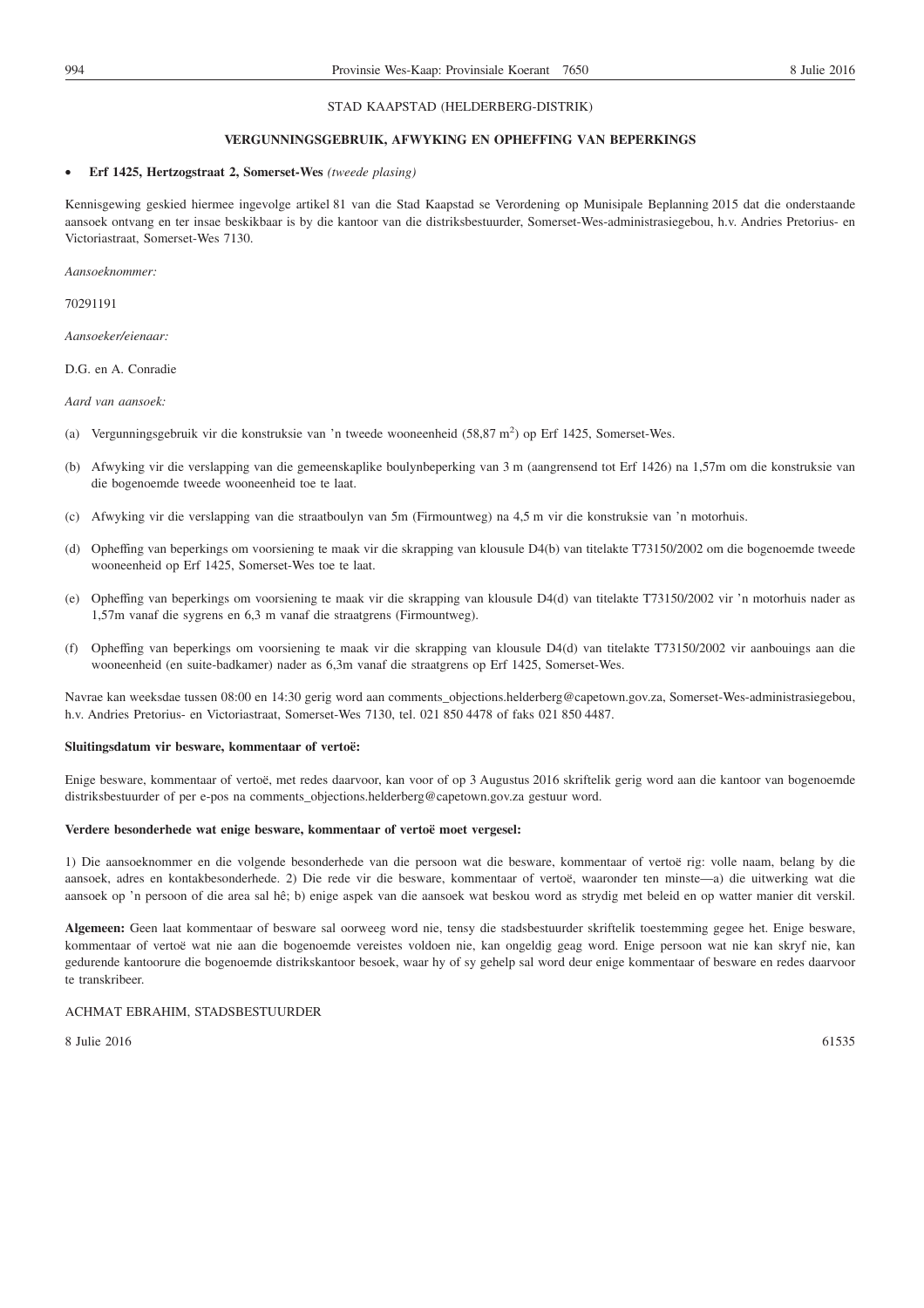STAD KAAPSTAD (HELDERBERG-DISTRIK)

**VERGUNNINGSGEBRUIK, AFWYKING EN OPHEFFING VAN BEPERKINGS**

- **Erf 1425, Hertzogstraat 2, Somerset-Wes** *(tweede plasing)*

Kennisgewing geskied hiermee ingevolge artikel 81 van die Stad Kaapstad se Verordening op Munisipale Beplanning 2015 dat die onderstaande aansoek ontvang en ter insae beskikbaar is by die kantoor van die distriksbestuurder, Somerset-Wes-administrasiegebou, h.v. Andries Pretorius- en Victoriastraat, Somerset-Wes 7130.

*Aansoeknommer:*

70291191

*Aansoeker/eienaar:*

D.G. en A. Conradie

*Aard van aansoek:*

(a) Vergunningsgebruik vir die konstruksie van 'n tweede wooneenheid (58,87 $m^2$) op Erf 1425, Somerset-Wes.

(b) Afwyking vir die verslapping van die gemeenskaplike boulynbeperking van 3 m (aangrensend tot Erf 1426) na 1,57m om die konstruksie van die bogenoemde tweede wooneenheid toe te laat.

(c) Afwyking vir die verslapping van die straatboulyn van 5m (Firmountweg) na 4,5 m vir die konstruksie van 'n motorhuis.

(d) Opheffing van beperkings om voorsiening te maak vir die skrapping van klousule D4(b) van titelakte T73150/2002 om die bogenoemde tweede wooneenheid op Erf 1425, Somerset-Wes toe te laat.

(e) Opheffing van beperkings om voorsiening te maak vir die skrapping van klousule D4(d) van titelakte T73150/2002 vir 'n motorhuis nader as 1,57m vanaf die sygrens en 6,3 m vanaf die straatgrens (Firmountweg).

(f) Opheffing van beperkings om voorsiening te maak vir die skrapping van klousule D4(d) van titelakte T73150/2002 vir aanbouings aan die wooneenheid (en suite-badkamer) nader as 6,3m vanaf die straatgrens op Erf 1425, Somerset-Wes.

Navrae kan weeksdae tussen 08:00 en 14:30 gerig word aan comments_objections.helderberg@capetown.gov.za, Somerset-Wes-administrasiegebou, h.v. Andries Pretorius- en Victoriastraat, Somerset-Wes 7130, tel. 021 850 4478 of faks 021 850 4487.

**Sluitingsdatum vir besware, kommentaar of vertoë:**

Enige besware, kommentaar of vertoë, met redes daarvoor, kan voor of op 3 Augustus 2016 skriftelik gerig word aan die kantoor van bogenoemde distriksbestuurder of per e-pos na comments_objections.helderberg@capetown.gov.za gestuur word.

**Verdere besonderhede wat enige besware, kommentaar of vertoë moet vergesel:**

1) Die aansoeknommer en die volgende besonderhede van die persoon wat die besware, kommentaar of vertoë rig: volle naam, belang by die aansoek, adres en kontakbesonderhede. 2) Die rede vir die besware, kommentaar of vertoë, waaronder ten minste—a) die uitwerking wat die aansoek op 'n persoon of die area sal hê; b) enige aspek van die aansoek wat beskou word as strydig met beleid en op watter manier dit verskil.

**Algemeen:** Geen laat kommentaar of besware sal oorweeg word nie, tensy die stadsbestuurder skriftelik toestemming gegee het. Enige besware, kommentaar of vertoë wat nie aan die bogenoemde vereistes voldoen nie, kan ongeldig geag word. Enige persoon wat nie kan skryf nie, kan gedurende kantoorure die bogenoemde distrikskantoor besoek, waar hy of sy gehelp sal word deur enige kommentaar of besware en redes daarvoor te transkribeer.

ACHMAT EBRAHIM, STADSBESTUURDER

8 Julie 2016 61535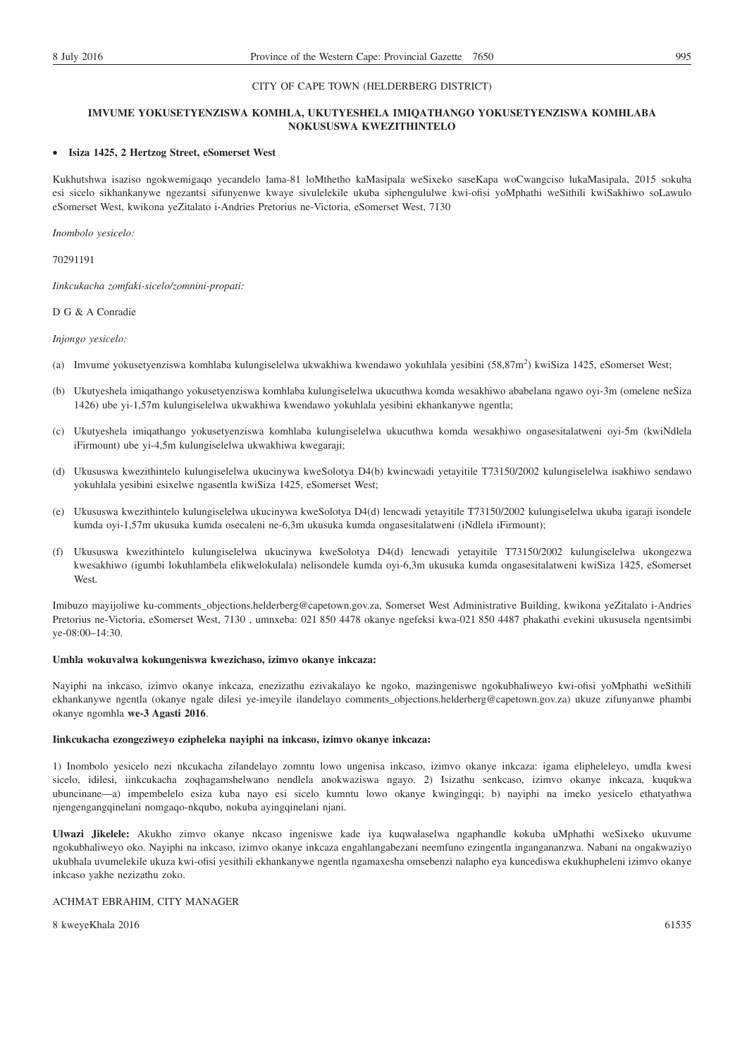CITY OF CAPE TOWN (HELDERBERG DISTRICT)

## IMVUME YOKUSETYENZISWA KOMHLA, UKUTYESHELA IMIQATHANGO YOKUSETYENZISWA KOMHLABA NOKUSUSWA KWEZITHINTELO

- **Isiza 1425, 2 Hertzog Street, eSomerset West**

Kukhutshwa isaziso ngokwemigaqo yecandelo lama-81 loMthetho kaMasipala weSixeko saseKapa woCwangciso lukaMasipala, 2015 sokuba esi sicelo sikhankanywe ngezantsi sifunyenwe kwaye sivulelekile ukuba siphengululwe kwi-ofisi yoMphathi weSithili kwiSakhiwo soLawulo eSomerset West, kwikona yeZitalato i-Andries Pretorius ne-Victoria, eSomerset West, 7130

*Inombolo yesicelo:*

70291191

*Iinkcukacha zomfaki-sicelo/zomnini-propati:*

D G & A Conradie

*Injongo yesicelo:*

(a) Imvume yokusetyenziswa komhlaba kulungiselelwa ukwakhiwa kwendawo yokuhlala yesibini (58,87m$^2$) kwiSiza 1425, eSomerset West;

(b) Ukutyeshela imiqathango yokusetyenziswa komhlaba kulungiselelwa ukucuthwa komda wesakhiwo ababelana ngawo oyi-3m (omelene neSiza 1426) ube yi-1,57m kulungiselelwa ukwakhiwa kwendawo yokuhlala yesibini ekhankanywe ngentla;

(c) Ukutyeshela imiqathango yokusetyenziswa komhlaba kulungiselelwa ukucuthwa komda wesakhiwo ongasesitalatweni oyi-5m (kwiNdlela iFirmount) ube yi-4,5m kulungiselelwa ukwakhiwa kwegaraji;

(d) Ukususwa kwezithintelo kulungiselelwa ukucinywa kweSolotya D4(b) kwincwadi yetayitile T73150/2002 kulungiselelwa isakhiwo sendawo yokuhlala yesibini esixelwe ngasentla kwiSiza 1425, eSomerset West;

(e) Ukususwa kwezithintelo kulungiselelwa ukucinywa kweSolotya D4(d) lencwadi yetayitile T73150/2002 kulungiselelwa ukuba igaraji isondele kumda oyi-1,57m ukusuka kumda osecaleni ne-6,3m ukusuka kumda ongasesitalatweni (iNdlela iFirmount);

(f) Ukususwa kwezithintelo kulungiselelwa ukucinywa kweSolotya D4(d) lencwadi yetayitile T73150/2002 kulungiselelwa ukongezwa kwesakhiwo (igumbi lokuhlambela elikwelokulala) nelisondele kumda oyi-6,3m ukusuka kumda ongasesitalatweni kwiSiza 1425, eSomerset West.

Imibuzo mayijoliwe ku-comments_objections.helderberg@capetown.gov.za, Somerset West Administrative Building, kwikona yeZitalato i-Andries Pretorius ne-Victoria, eSomerset West, 7130 , umnxeba: 021 850 4478 okanye ngefeksi kwa-021 850 4487 phakathi evekini ukususela ngentsimbi ye-08:00–14:30.

**Umhla wokuvalwa kokungeniswa kwezichaso, izimvo okanye inkcaza:**

Nayiphi na inkcaso, izimvo okanye inkcaza, enezizathu ezivakalayo ke ngoko, mazingeniswe ngokubhaliweyo kwi-ofisi yoMphathi weSithili ekhankanywe ngentla (okanye ngale dilesi ye-imeyile ilandelayo comments_objections.helderberg@capetown.gov.za) ukuze zifunyanwe phambi okanye ngomhla **we-3 Agasti 2016**.

**Iinkcukacha ezongeziweyo ezipheleka nayiphi na inkcaso, izimvo okanye inkcaza:**

1) Inombolo yesicelo nezi nkcukacha zilandelayo zomntu lowo ungenisa inkcaso, izimvo okanye inkcaza: igama elipheleleyo, umdla kwesi sicelo, idilesi, iinkcukacha zoqhagamshelwano nendlela anokwaziswa ngayo. 2) Isizathu senkcaso, izimvo okanye inkcaza, kuqukwa ubuncinane—a) impembelelo esiza kuba nayo esi sicelo kumntu lowo okanye kwingingqi; b) nayiphi na imeko yesicelo ethatyathwa njengengangqinelani nomgaqo-nkqubo, nokuba ayingqinelani njani.

**Ulwazi Jikelele:** Akukho zimvo okanye nkcaso ingeniswe kade iya kuqwalaselwa ngaphandle kokuba uMphathi weSixeko ukuvume ngokubhaliweyo oko. Nayiphi na inkcaso, izimvo okanye inkcaza engahlangabezani neemfuno ezingentla inganganamzwa. Nabani na ongakwaziyo ukubhala uvumelekile ukuza kwi-ofisi yesithili ekhankanywe ngentla ngamaxesha omsebenzi nalapho eya kuncediswa ekukhupheleni izimvo okanye inkcaso yakhe nezizathu zoko.

ACHMAT EBRAHIM, CITY MANAGER

8 kweyeKhala 2016

61535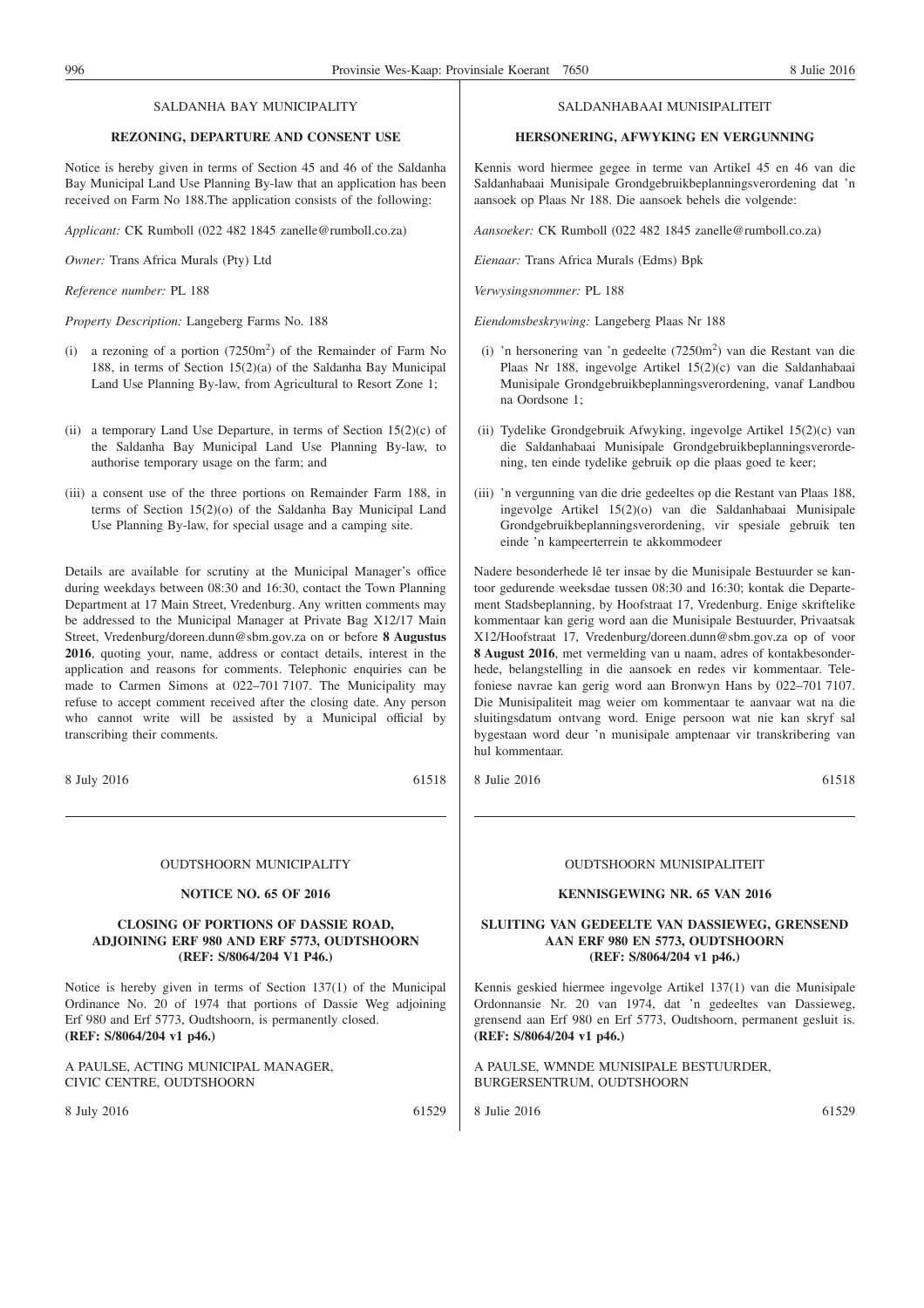SALDANHA BAY MUNICIPALITY

**REZONING, DEPARTURE AND CONSENT USE**

Notice is hereby given in terms of Section 45 and 46 of the Saldanha Bay Municipal Land Use Planning By-law that an application has been received on Farm No 188.The application consists of the following:

*Applicant:* CK Rumboll (022 482 1845 zanelle@rumboll.co.za)

*Owner:* Trans Africa Murals (Pty) Ltd

*Reference number:* PL 188

*Property Description:* Langeberg Farms No. 188

(i) a rezoning of a portion (7250m$^2$) of the Remainder of Farm No 188, in terms of Section 15(2)(a) of the Saldanha Bay Municipal Land Use Planning By-law, from Agricultural to Resort Zone 1;

(ii) a temporary Land Use Departure, in terms of Section 15(2)(c) of the Saldanha Bay Municipal Land Use Planning By-law, to authorise temporary usage on the farm; and

(iii) a consent use of the three portions on Remainder Farm 188, in terms of Section 15(2)(o) of the Saldanha Bay Municipal Land Use Planning By-law, for special usage and a camping site.

Details are available for scrutiny at the Municipal Manager's office during weekdays between 08:30 and 16:30, contact the Town Planning Department at 17 Main Street, Vredenburg. Any written comments may be addressed to the Municipal Manager at Private Bag X12/17 Main Street, Vredenburg/doreen.dunn@sbm.gov.za on or before **8 Augustus 2016**, quoting your, name, address or contact details, interest in the application and reasons for comments. Telephonic enquiries can be made to Carmen Simons at 022–701 7107. The Municipality may refuse to accept comment received after the closing date. Any person who cannot write will be assisted by a Municipal official by transcribing their comments.

8 July 2016 61518

SALDANHABAAI MUNISIPALITEIT

**HERSONERING, AFWYKING EN VERGUNNING**

Kennis word hiermee gegee in terme van Artikel 45 en 46 van die Saldanhabaai Munisipale Grondgebruikbeplanningsverordening dat 'n aansoek op Plaas Nr 188. Die aansoek behels die volgende:

*Aansoeker:* CK Rumboll (022 482 1845 zanelle@rumboll.co.za)

*Eienaar:* Trans Africa Murals (Edms) Bpk

*Verwysingsnommer:* PL 188

*Eiendomsbeskrywing:* Langeberg Plaas Nr 188

(i) 'n hersonering van 'n gedeelte (7250m$^2$) van die Restant van die Plaas Nr 188, ingevolge Artikel 15(2)(c) van die Saldanhabaai Munisipale Grondgebruikbeplanningsverordening, vanaf Landbou na Oordsone 1;

(ii) Tydelike Grondgebruik Afwyking, ingevolge Artikel 15(2)(c) van die Saldanhabaai Munisipale Grondgebruikbeplanningsverordening, ten einde tydelike gebruik op die plaas goed te keer;

(iii) 'n vergunning van die drie gedeeltes op die Restant van Plaas 188, ingevolge Artikel 15(2)(o) van die Saldanhabaai Munisipale Grondgebruikbeplanningsverordening, vir spesiale gebruik ten einde 'n kampeerterrein te akkommodeer

Nadere besonderhede lê ter insae by die Munisipale Bestuurder se kantoor gedurende weeksdae tussen 08:30 and 16:30; kontak die Departement Stadsbeplanning, by Hoofstraat 17, Vredenburg. Enige skriftelike kommentaar kan gerig word aan die Munisipale Bestuurder, Privaatsak X12/Hoofstraat 17, Vredenburg/doreen.dunn@sbm.gov.za op of voor **8 August 2016**, met vermelding van u naam, adres of kontakbesonderhede, belangstelling in die aansoek en redes vir kommentaar. Telefoniese navrae kan gerig word aan Bronwyn Hans by 022–701 7107. Die Munisipaliteit mag weier om kommentaar te aanvaar wat na die sluitingsdatum ontvang word. Enige persoon wat nie kan skryf sal bygestaan word deur 'n munisipale amptenaar vir transkribering van hul kommentaar.

8 Julie 2016 61518

---

OUDTSHOORN MUNICIPALITY

**NOTICE NO. 65 OF 2016**

**CLOSING OF PORTIONS OF DASSIE ROAD, ADJOINING ERF 980 AND ERF 5773, OUDTSHOORN (REF: S/8064/204 V1 P46.)**

Notice is hereby given in terms of Section 137(1) of the Municipal Ordinance No. 20 of 1974 that portions of Dassie Weg adjoining Erf 980 and Erf 5773, Oudtshoorn, is permanently closed. **(REF: S/8064/204 v1 p46.)**

A PAULSE, ACTING MUNICIPAL MANAGER, CIVIC CENTRE, OUDTSHOORN

8 July 2016 61529

OUDTSHOORN MUNISIPALITEIT

**KENNISGEWING NR. 65 VAN 2016**

**SLUITING VAN GEDEELTE VAN DASSIEWEG, GRENSEND AAN ERF 980 EN 5773, OUDTSHOORN (REF: S/8064/204 v1 p46.)**

Kennis geskied hiermee ingevolge Artikel 137(1) van die Munisipale Ordonnansie Nr. 20 van 1974, dat 'n gedeeltes van Dassieweg, grensend aan Erf 980 en Erf 5773, Oudtshoorn, permanent gesluit is. **(REF: S/8064/204 v1 p46.)**

A PAULSE, WMNDE MUNISIPALE BESTUURDER, BURGERSENTRUM, OUDTSHOORN

8 Julie 2016 61529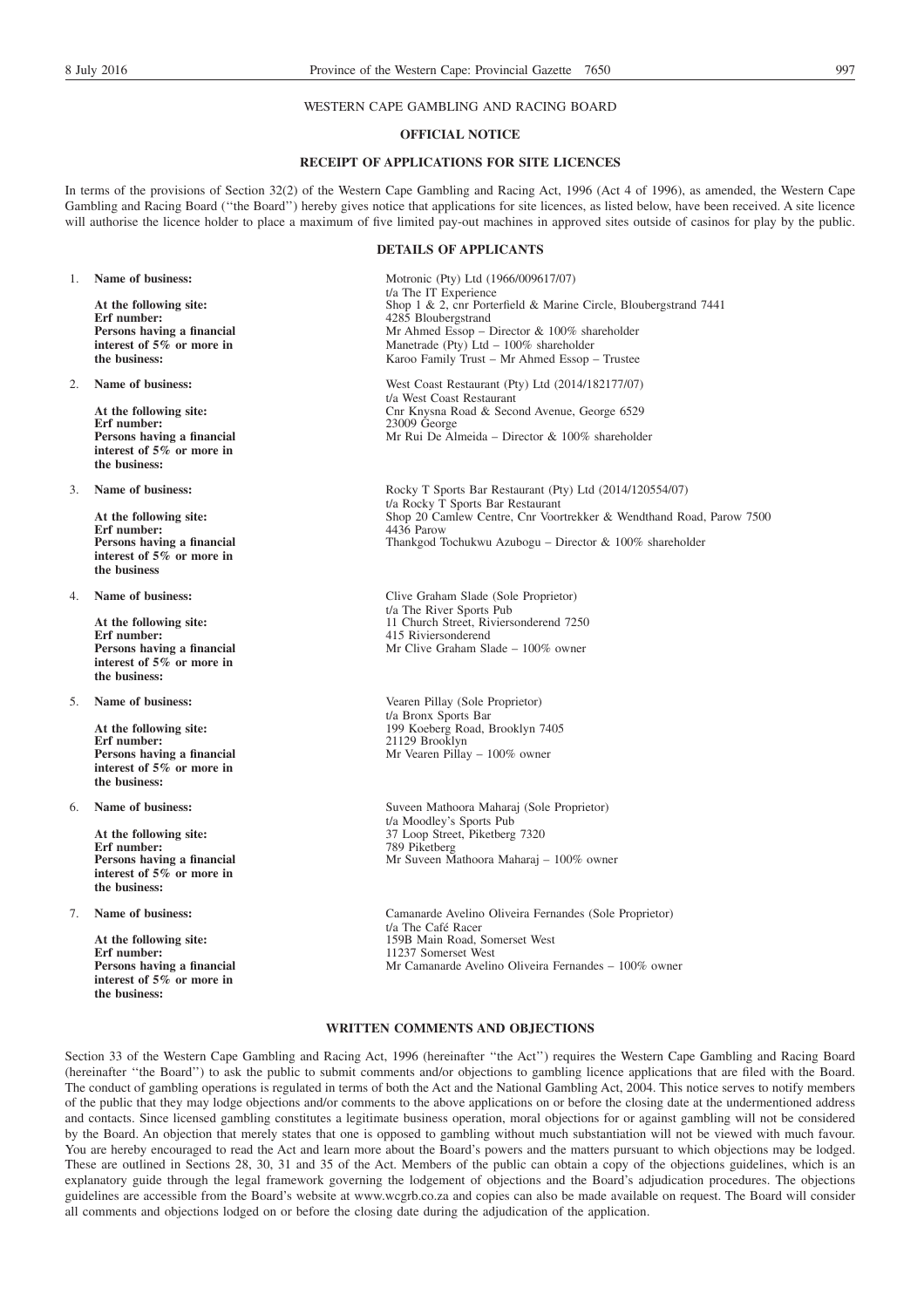WESTERN CAPE GAMBLING AND RACING BOARD

**OFFICIAL NOTICE**

**RECEIPT OF APPLICATIONS FOR SITE LICENCES**

In terms of the provisions of Section 32(2) of the Western Cape Gambling and Racing Act, 1996 (Act 4 of 1996), as amended, the Western Cape Gambling and Racing Board (''the Board'') hereby gives notice that applications for site licences, as listed below, have been received. A site licence will authorise the licence holder to place a maximum of five limited pay-out machines in approved sites outside of casinos for play by the public.

**DETAILS OF APPLICANTS**

1. **Name of business:** Motronic (Pty) Ltd (1966/009617/07) t/a The IT Experience
   **At the following site:** Shop 1 & 2, cnr Porterfield & Marine Circle, Bloubergstrand 7441
   **Erf number:** 4285 Bloubergstrand
   **Persons having a financial interest of 5% or more in the business:** Mr Ahmed Essop – Director & 100% shareholder
   Manetrade (Pty) Ltd – 100% shareholder
   Karoo Family Trust – Mr Ahmed Essop – Trustee

2. **Name of business:** West Coast Restaurant (Pty) Ltd (2014/182177/07) t/a West Coast Restaurant
   **At the following site:** Cnr Knysna Road & Second Avenue, George 6529
   **Erf number:** 23009 George
   **Persons having a financial interest of 5% or more in the business:** Mr Rui De Almeida – Director & 100% shareholder

3. **Name of business:** Rocky T Sports Bar Restaurant (Pty) Ltd (2014/120554/07) t/a Rocky T Sports Bar Restaurant
   **At the following site:** Shop 20 Camlew Centre, Cnr Voortrekker & Wendthand Road, Parow 7500
   **Erf number:** 4436 Parow
   **Persons having a financial interest of 5% or more in the business** Thankgod Tochukwu Azubogu – Director & 100% shareholder

4. **Name of business:** Clive Graham Slade (Sole Proprietor) t/a The River Sports Pub
   **At the following site:** 11 Church Street, Riviersonderend 7250
   **Erf number:** 415 Riviersonderend
   **Persons having a financial interest of 5% or more in the business:** Mr Clive Graham Slade – 100% owner

5. **Name of business:** Vearen Pillay (Sole Proprietor) t/a Bronx Sports Bar
   **At the following site:** 199 Koeberg Road, Brooklyn 7405
   **Erf number:** 21129 Brooklyn
   **Persons having a financial interest of 5% or more in the business:** Mr Vearen Pillay – 100% owner

6. **Name of business:** Suveen Mathoora Maharaj (Sole Proprietor) t/a Moodley's Sports Pub
   **At the following site:** 37 Loop Street, Piketberg 7320
   **Erf number:** 789 Piketberg
   **Persons having a financial interest of 5% or more in the business:** Mr Suveen Mathoora Maharaj – 100% owner

7. **Name of business:** Camanarde Avelino Oliveira Fernandes (Sole Proprietor) t/a The Café Racer
   **At the following site:** 159B Main Road, Somerset West
   **Erf number:** 11237 Somerset West
   **Persons having a financial interest of 5% or more in the business:** Mr Camanarde Avelino Oliveira Fernandes – 100% owner

**WRITTEN COMMENTS AND OBJECTIONS**

Section 33 of the Western Cape Gambling and Racing Act, 1996 (hereinafter ''the Act'') requires the Western Cape Gambling and Racing Board (hereinafter ''the Board'') to ask the public to submit comments and/or objections to gambling licence applications that are filed with the Board. The conduct of gambling operations is regulated in terms of both the Act and the National Gambling Act, 2004. This notice serves to notify members of the public that they may lodge objections and/or comments to the above applications on or before the closing date at the undermentioned address and contacts. Since licensed gambling constitutes a legitimate business operation, moral objections for or against gambling will not be considered by the Board. An objection that merely states that one is opposed to gambling without much substantiation will not be viewed with much favour. You are hereby encouraged to read the Act and learn more about the Board's powers and the matters pursuant to which objections may be lodged. These are outlined in Sections 28, 30, 31 and 35 of the Act. Members of the public can obtain a copy of the objections guidelines, which is an explanatory guide through the legal framework governing the lodgement of objections and the Board's adjudication procedures. The objections guidelines are accessible from the Board's website at www.wcgrb.co.za and copies can also be made available on request. The Board will consider all comments and objections lodged on or before the closing date during the adjudication of the application.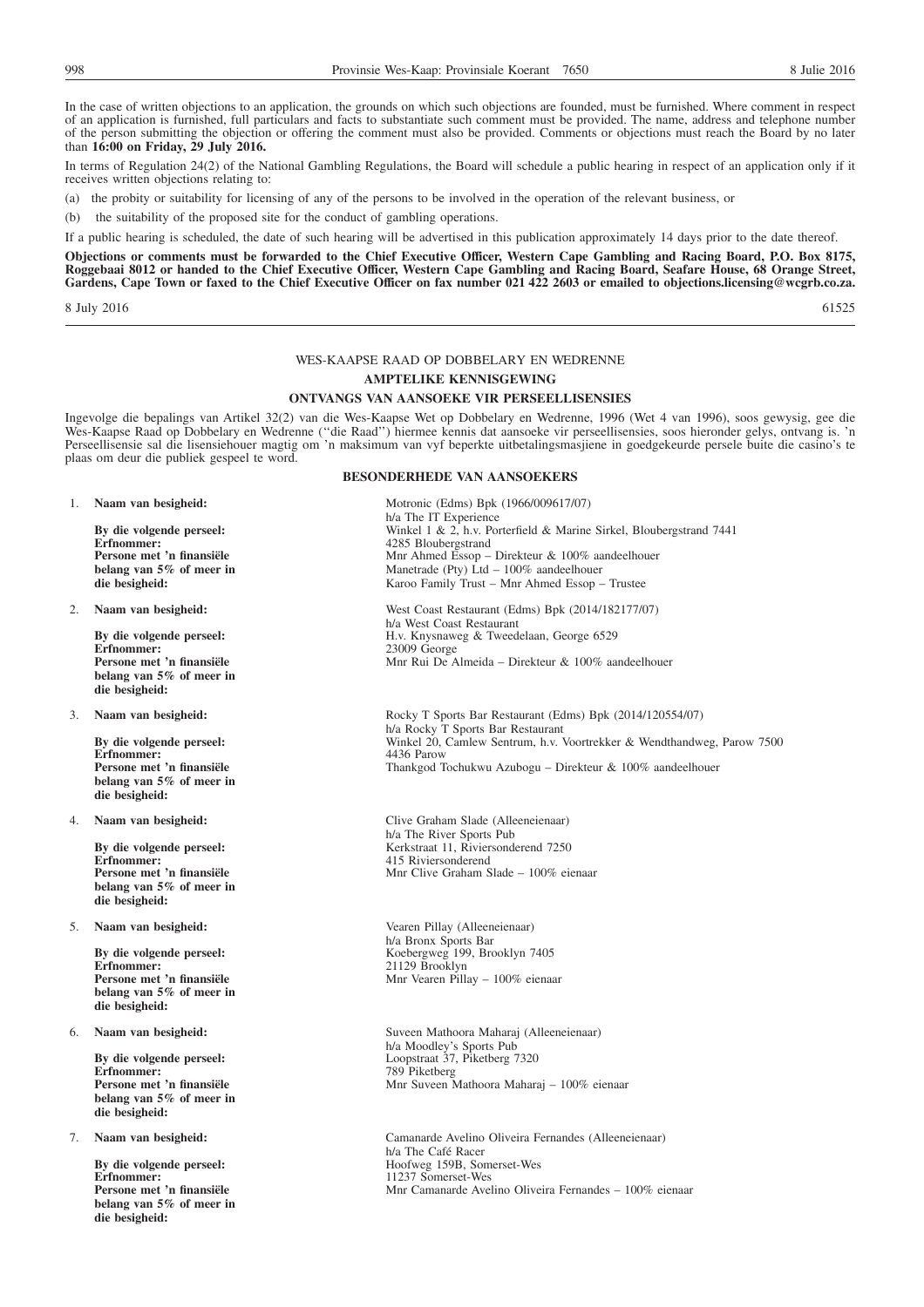In the case of written objections to an application, the grounds on which such objections are founded, must be furnished. Where comment in respect of an application is furnished, full particulars and facts to substantiate such comment must be provided. The name, address and telephone number of the person submitting the objection or offering the comment must also be provided. Comments or objections must reach the Board by no later than **16:00 on Friday, 29 July 2016.**

In terms of Regulation 24(2) of the National Gambling Regulations, the Board will schedule a public hearing in respect of an application only if it receives written objections relating to:

(a) the probity or suitability for licensing of any of the persons to be involved in the operation of the relevant business, or

(b) the suitability of the proposed site for the conduct of gambling operations.

If a public hearing is scheduled, the date of such hearing will be advertised in this publication approximately 14 days prior to the date thereof.

**Objections or comments must be forwarded to the Chief Executive Officer, Western Cape Gambling and Racing Board, P.O. Box 8175, Roggebaai 8012 or handed to the Chief Executive Officer, Western Cape Gambling and Racing Board, Seafare House, 68 Orange Street, Gardens, Cape Town or faxed to the Chief Executive Officer on fax number 021 422 2603 or emailed to objections.licensing@wcgrb.co.za.**

8 July 2016 61525

---

WES-KAAPSE RAAD OP DOBBELARY EN WEDRENNE

**AMPTELIKE KENNISGEWING**

**ONTVANGS VAN AANSOEKE VIR PERSEELLISENSIES**

Ingevolge die bepalings van Artikel 32(2) van die Wes-Kaapse Wet op Dobbelary en Wedrenne, 1996 (Wet 4 van 1996), soos gewysig, gee die Wes-Kaapse Raad op Dobbelary en Wedrenne (''die Raad'') hiermee kennis dat aansoeke vir perseellisensies, soos hieronder gelys, ontvang is. 'n Perseellisensie sal die lisensiehouer magtig om 'n maksimum van vyf beperkte uitbetalingsmasjiene in goedgekeurde persele buite die casino's te plaas om deur die publiek gespeel te word.

**BESONDERHEDE VAN AANSOEKERS**

1. **Naam van besigheid:** Motronic (Edms) Bpk (1966/009617/07) h/a The IT Experience
   **By die volgende perseel:** Winkel 1 & 2, h.v. Porterfield & Marine Sirkel, Bloubergstrand 7441
   **Erfnommer:** 4285 Bloubergstrand
   **Persone met 'n finansiële belang van 5% of meer in die besigheid:** Mnr Ahmed Essop – Direkteur & 100% aandeelhouer
   Manetrade (Pty) Ltd – 100% aandeelhouer
   Karoo Family Trust – Mnr Ahmed Essop – Trustee

2. **Naam van besigheid:** West Coast Restaurant (Edms) Bpk (2014/182177/07) h/a West Coast Restaurant
   **By die volgende perseel:** H.v. Knysnaweg & Tweedelaan, George 6529
   **Erfnommer:** 23009 George
   **Persone met 'n finansiële belang van 5% of meer in die besigheid:** Mnr Rui De Almeida – Direkteur & 100% aandeelhouer

3. **Naam van besigheid:** Rocky T Sports Bar Restaurant (Edms) Bpk (2014/120554/07) h/a Rocky T Sports Bar Restaurant
   **By die volgende perseel:** Winkel 20, Camlew Sentrum, h.v. Voortrekker & Wendthandweg, Parow 7500
   **Erfnommer:** 4436 Parow
   **Persone met 'n finansiële belang van 5% of meer in die besigheid:** Thankgod Tochukwu Azubogu – Direkteur & 100% aandeelhouer

4. **Naam van besigheid:** Clive Graham Slade (Alleeneienaar) h/a The River Sports Pub
   **By die volgende perseel:** Kerkstraat 11, Riviersonderend 7250
   **Erfnommer:** 415 Riviersonderend
   **Persone met 'n finansiële belang van 5% of meer in die besigheid:** Mnr Clive Graham Slade – 100% eienaar

5. **Naam van besigheid:** Vearen Pillay (Alleeneienaar) h/a Bronx Sports Bar
   **By die volgende perseel:** Koebergweg 199, Brooklyn 7405
   **Erfnommer:** 21129 Brooklyn
   **Persone met 'n finansiële belang van 5% of meer in die besigheid:** Mnr Vearen Pillay – 100% eienaar

6. **Naam van besigheid:** Suveen Mathoora Maharaj (Alleeneienaar) h/a Moodley's Sports Pub
   **By die volgende perseel:** Loopstraat 37, Piketberg 7320
   **Erfnommer:** 789 Piketberg
   **Persone met 'n finansiële belang van 5% of meer in die besigheid:** Mnr Suveen Mathoora Maharaj – 100% eienaar

7. **Naam van besigheid:** Camanarde Avelino Oliveira Fernandes (Alleeneienaar) h/a The Café Racer
   **By die volgende perseel:** Hoofweg 159B, Somerset-Wes
   **Erfnommer:** 11237 Somerset-Wes
   **Persone met 'n finansiële belang van 5% of meer in die besigheid:** Mnr Camanarde Avelino Oliveira Fernandes – 100% eienaar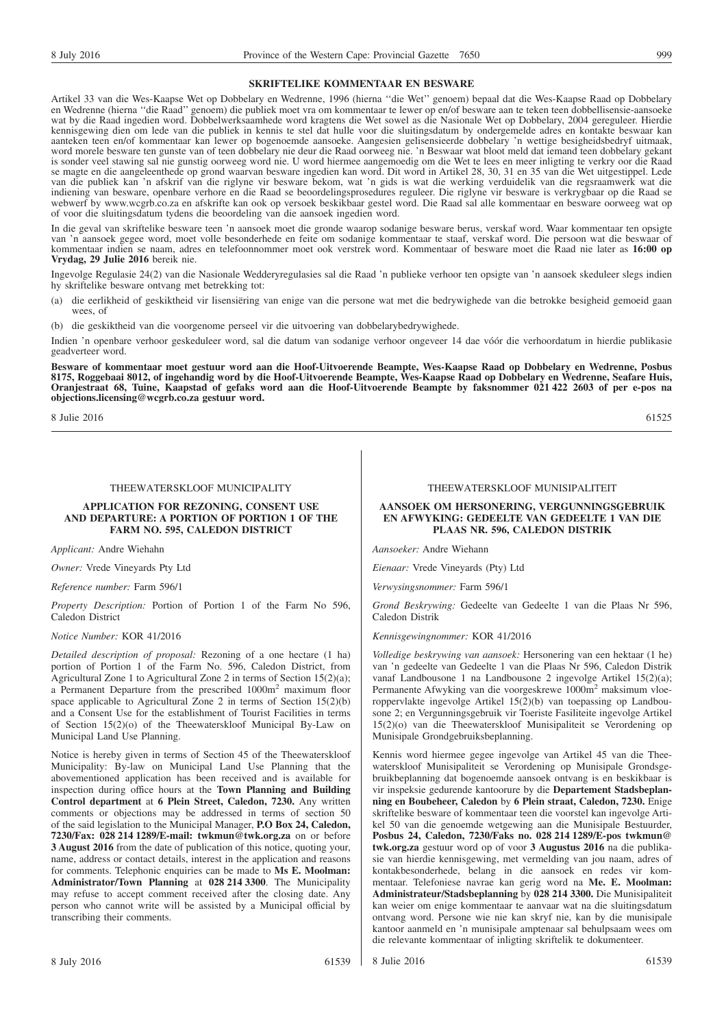## SKRIFTELIKE KOMMENTAAR EN BESWARE

Artikel 33 van die Wes-Kaapse Wet op Dobbelary en Wedrenne, 1996 (hierna ''die Wet'' genoem) bepaal dat die Wes-Kaapse Raad op Dobbelary en Wedrenne (hierna ''die Raad'' genoem) die publiek moet vra om kommentaar te lewer op en/of besware aan te teken teen dobbellisensie-aansoeke wat by die Raad ingedien word. Dobbelwerksaamhede word kragtens die Wet sowel as die Nasionale Wet op Dobbelary, 2004 gereguleer. Hierdie kennisgewing dien om lede van die publiek in kennis te stel dat hulle voor die sluitingsdatum by ondergemelde adres en kontakte beswaar kan aanteken teen en/of kommentaar kan lewer op bogenoemde aansoeke. Aangesien gelisensieerde dobbelary 'n wettige besigheidsbedryf uitmaak, word morele besware ten gunste van of teen dobbelary nie deur die Raad oorweeg nie. 'n Beswaar wat bloot meld dat iemand teen dobbelary gekant is sonder veel stawing sal nie gunstig oorweeg word nie. U word hiermee aangemoedig om die Wet te lees en meer inligting te verkry oor die Raad se magte en die aangeleenthede op grond waarvan besware ingedien kan word. Dit word in Artikel 28, 30, 31 en 35 van die Wet uitgestippel. Lede van die publiek kan 'n afskrif van die riglyne vir besware bekom, wat 'n gids is wat die werking verduidelik van die regsraamwerk wat die indiening van besware, openbare verhore en die Raad se beoordelingsprosedures reguleer. Die riglyne vir besware is verkrygbaar op die Raad se webwerf by www.wcgrb.co.za en afskrifte kan ook op versoek beskikbaar gestel word. Die Raad sal alle kommentaar en besware oorweeg wat op of voor die sluitingsdatum tydens die beoordeling van die aansoek ingedien word.

In die geval van skriftelike besware teen 'n aansoek moet die gronde waarop sodanige besware berus, verskaf word. Waar kommentaar ten opsigte van 'n aansoek gegee word, moet volle besonderhede en feite om sodanige kommentaar te staaf, verskaf word. Die persoon wat die beswaar of kommentaar indien se naam, adres en telefoonnommer moet ook verstrek word. Kommentaar of besware moet die Raad nie later as **16:00 op Vrydag, 29 Julie 2016** bereik nie.

Ingevolge Regulasie 24(2) van die Nasionale Wedderyregulasies sal die Raad 'n publieke verhoor ten opsigte van 'n aansoek skeduleer slegs indien hy skriftelike besware ontvang met betrekking tot:

(a) die eerlikheid of geskiktheid vir lisensiëring van enige van die persone wat met die bedrywighede van die betrokke besigheid gemoeid gaan wees, of

(b) die geskiktheid van die voorgenome perseel vir die uitvoering van dobbelarybedrywighede.

Indien 'n openbare verhoor geskeduleer word, sal die datum van sodanige verhoor ongeveer 14 dae vóór die verhoordatum in hierdie publikasie geadverteer word.

**Besware of kommentaar moet gestuur word aan die Hoof-Uitvoerende Beampte, Wes-Kaapse Raad op Dobbelary en Wedrenne, Posbus 8175, Roggebaai 8012, of ingehandig word by die Hoof-Uitvoerende Beampte, Wes-Kaapse Raad op Dobbelary en Wedrenne, Seafare Huis, Oranjestraat 68, Tuine, Kaapstad of gefaks word aan die Hoof-Uitvoerende Beampte by faksnommer 021 422 2603 of per e-pos na objections.licensing@wcgrb.co.za gestuur word.**

8 Julie 2016 61525

---

THEEWATERSKLOOF MUNICIPALITY

### APPLICATION FOR REZONING, CONSENT USE AND DEPARTURE: A PORTION OF PORTION 1 OF THE FARM NO. 595, CALEDON DISTRICT

*Applicant:* Andre Wiehahn

*Owner:* Vrede Vineyards Pty Ltd

*Reference number:* Farm 596/1

*Property Description:* Portion of Portion 1 of the Farm No 596, Caledon District

*Notice Number:* KOR 41/2016

*Detailed description of proposal:* Rezoning of a one hectare (1 ha) portion of Portion 1 of the Farm No. 596, Caledon District, from Agricultural Zone 1 to Agricultural Zone 2 in terms of Section 15(2)(a); a Permanent Departure from the prescribed 1000m$^2$ maximum floor space applicable to Agricultural Zone 2 in terms of Section 15(2)(b) and a Consent Use for the establishment of Tourist Facilities in terms of Section 15(2)(o) of the Theewaterskloof Municipal By-Law on Municipal Land Use Planning.

Notice is hereby given in terms of Section 45 of the Theewaterskloof Municipality: By-law on Municipal Land Use Planning that the abovementioned application has been received and is available for inspection during office hours at the **Town Planning and Building Control department** at **6 Plein Street, Caledon, 7230.** Any written comments or objections may be addressed in terms of section 50 of the said legislation to the Municipal Manager, **P.O Box 24, Caledon, 7230/Fax: 028 214 1289/E-mail: twkmun@twk.org.za** on or before **3 August 2016** from the date of publication of this notice, quoting your, name, address or contact details, interest in the application and reasons for comments. Telephonic enquiries can be made to **Ms E. Moolman: Administrator/Town Planning** at **028 214 3300**. The Municipality may refuse to accept comment received after the closing date. Any person who cannot write will be assisted by a Municipal official by transcribing their comments.

8 July 2016 61539

---

THEEWATERSKLOOF MUNISIPALITEIT

### AANSOEK OM HERSONERING, VERGUNNINGSGEBRUIK EN AFWYKING: GEDEELTE VAN GEDEELTE 1 VAN DIE PLAAS NR. 596, CALEDON DISTRIK

*Aansoeker:* Andre Wiehann

*Eienaar:* Vrede Vineyards (Pty) Ltd

*Verwysingsnommer:* Farm 596/1

*Grond Beskrywing:* Gedeelte van Gedeelte 1 van die Plaas Nr 596, Caledon Distrik

*Kennisgewingnommer:* KOR 41/2016

*Volledige beskrywing van aansoek:* Hersonering van een hektaar (1 he) van 'n gedeelte van Gedeelte 1 van die Plaas Nr 596, Caledon Distrik vanaf Landbousone 1 na Landbousone 2 ingevolge Artikel 15(2)(a); Permanente Afwyking van die voorgeskrewe 1000m$^2$ maksimum vloeroppervlakte ingevolge Artikel 15(2)(b) van toepassing op Landbousone 2; en Vergunningsgebruik vir Toeriste Fasiliteite ingevolge Artikel 15(2)(o) van die Theewaterskloof Munisipaliteit se Verordening op Munisipale Grondgebruiksbeplanning.

Kennis word hiermee gegee ingevolge van Artikel 45 van die Theewaterskloof Munisipaliteit se Verordening op Munisipale Grondsgebruikbeplanning dat bogenoemde aansoek ontvang is en beskikbaar is vir inspeksie gedurende kantoorure by die **Departement Stadsbeplanning en Boubeheer, Caledon** by **6 Plein straat, Caledon, 7230.** Enige skriftelike besware of kommentaar teen die voorstel kan ingevolge Artikel 50 van die genoemde wetgewing aan die Munisipale Bestuurder, **Posbus 24, Caledon, 7230/Faks no. 028 214 1289/E-pos twkmun@twk.org.za** gestuur word op of voor **3 Augustus 2016** na die publikasie van hierdie kennisgewing, met vermelding van jou naam, adres of kontakbesonderhede, belang in die aansoek en redes vir kommentaar. Telefoniese navrae kan gerig word na **Me. E. Moolman: Administrateur/Stadsbeplanning** by **028 214 3300.** Die Munisipaliteit kan weier om enige kommentaar te aanvaar wat na die sluitingsdatum ontvang word. Persone wie nie kan skryf nie, kan by die munisipale kantoor aanmeld en 'n munisipale amptenaar sal behulpsaam wees om die relevante kommentaar of inligting skriftelik te dokumenteer.

8 Julie 2016 61539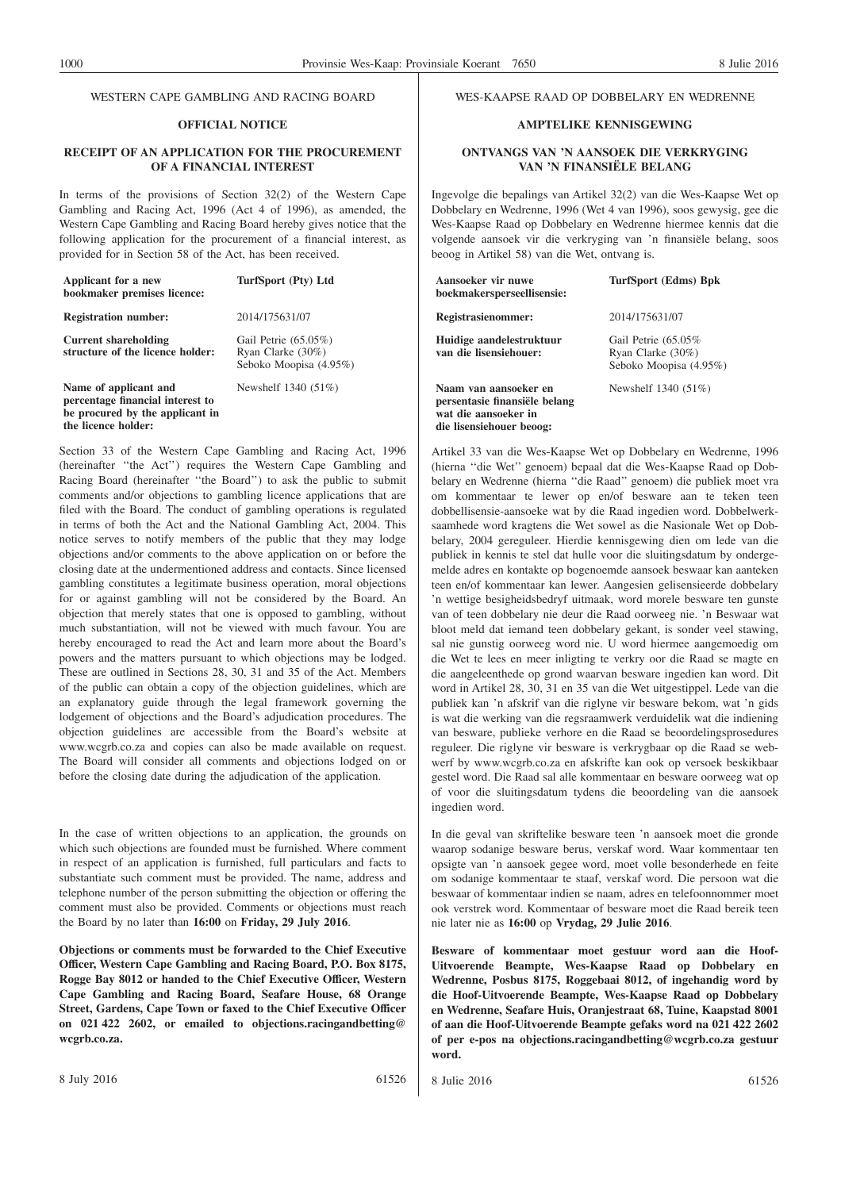WESTERN CAPE GAMBLING AND RACING BOARD

**OFFICIAL NOTICE**

**RECEIPT OF AN APPLICATION FOR THE PROCUREMENT OF A FINANCIAL INTEREST**

In terms of the provisions of Section 32(2) of the Western Cape Gambling and Racing Act, 1996 (Act 4 of 1996), as amended, the Western Cape Gambling and Racing Board hereby gives notice that the following application for the procurement of a financial interest, as provided for in Section 58 of the Act, has been received.

| | |
|---|---|
| **Applicant for a new bookmaker premises licence:** | **TurfSport (Pty) Ltd** |
| **Registration number:** | 2014/175631/07 |
| **Current shareholding structure of the licence holder:** | Gail Petrie (65.05%)<br>Ryan Clarke (30%)<br>Seboko Moopisa (4.95%) |
| **Name of applicant and percentage financial interest to be procured by the applicant in the licence holder:** | Newshelf 1340 (51%) |

Section 33 of the Western Cape Gambling and Racing Act, 1996 (hereinafter ''the Act'') requires the Western Cape Gambling and Racing Board (hereinafter ''the Board'') to ask the public to submit comments and/or objections to gambling licence applications that are filed with the Board. The conduct of gambling operations is regulated in terms of both the Act and the National Gambling Act, 2004. This notice serves to notify members of the public that they may lodge objections and/or comments to the above application on or before the closing date at the undermentioned address and contacts. Since licensed gambling constitutes a legitimate business operation, moral objections for or against gambling will not be considered by the Board. An objection that merely states that one is opposed to gambling, without much substantiation, will not be viewed with much favour. You are hereby encouraged to read the Act and learn more about the Board's powers and the matters pursuant to which objections may be lodged. These are outlined in Sections 28, 30, 31 and 35 of the Act. Members of the public can obtain a copy of the objection guidelines, which are an explanatory guide through the legal framework governing the lodgement of objections and the Board's adjudication procedures. The objection guidelines are accessible from the Board's website at www.wcgrb.co.za and copies can also be made available on request. The Board will consider all comments and objections lodged on or before the closing date during the adjudication of the application.

In the case of written objections to an application, the grounds on which such objections are founded must be furnished. Where comment in respect of an application is furnished, full particulars and facts to substantiate such comment must be provided. The name, address and telephone number of the person submitting the objection or offering the comment must also be provided. Comments or objections must reach the Board by no later than **16:00** on **Friday, 29 July 2016**.

**Objections or comments must be forwarded to the Chief Executive Officer, Western Cape Gambling and Racing Board, P.O. Box 8175, Rogge Bay 8012 or handed to the Chief Executive Officer, Western Cape Gambling and Racing Board, Seafare House, 68 Orange Street, Gardens, Cape Town or faxed to the Chief Executive Officer on 021 422 2602, or emailed to objections.racingandbetting@wcgrb.co.za.**

8 July 2016 61526

WES-KAAPSE RAAD OP DOBBELARY EN WEDRENNE

**AMPTELIKE KENNISGEWING**

**ONTVANGS VAN 'N AANSOEK DIE VERKRYGING VAN 'N FINANSIËLE BELANG**

Ingevolge die bepalings van Artikel 32(2) van die Wes-Kaapse Wet op Dobbelary en Wedrenne, 1996 (Wet 4 van 1996), soos gewysig, gee die Wes-Kaapse Raad op Dobbelary en Wedrenne hiermee kennis dat die volgende aansoek vir die verkryging van 'n finansiële belang, soos beoog in Artikel 58) van die Wet, ontvang is.

| | |
|---|---|
| **Aansoeker vir nuwe boekmakersperseellisensie:** | **TurfSport (Edms) Bpk** |
| **Registrasienommer:** | 2014/175631/07 |
| **Huidige aandelestruktuur van die lisensiehouer:** | Gail Petrie (65.05%<br>Ryan Clarke (30%)<br>Seboko Moopisa (4.95%) |
| **Naam van aansoeker en persentasie finansiële belang wat die aansoeker in die lisensiehouer beoog:** | Newshelf 1340 (51%) |

Artikel 33 van die Wes-Kaapse Wet op Dobbelary en Wedrenne, 1996 (hierna ''die Wet'' genoem) bepaal dat die Wes-Kaapse Raad op Dobbelary en Wedrenne (hierna ''die Raad'' genoem) die publiek moet vra om kommentaar te lewer op en/of besware aan te teken teen dobbellisensie-aansoeke wat by die Raad ingedien word. Dobbelwerksaamhede word kragtens die Wet sowel as die Nasionale Wet op Dobbelary, 2004 gereguleer. Hierdie kennisgewing dien om lede van die publiek in kennis te stel dat hulle voor die sluitingsdatum by ondergemelde adres en kontakte op bogenoemde aansoek beswaar kan aanteken teen en/of kommentaar kan lewer. Aangesien gelisensieerde dobbelary 'n wettige besigheidsbedryf uitmaak, word morele besware ten gunste van of teen dobbelary nie deur die Raad oorweeg nie. 'n Beswaar wat bloot meld dat iemand teen dobbelary gekant, is sonder veel stawing, sal nie gunstig oorweeg word nie. U word hiermee aangemoedig om die Wet te lees en meer inligting te verkry oor die Raad se magte en die aangeleenthede op grond waarvan besware ingedien kan word. Dit word in Artikel 28, 30, 31 en 35 van die Wet uitgestippel. Lede van die publiek kan 'n afskrif van die riglyne vir besware bekom, wat 'n gids is wat die werking van die regsraamwerk verduidelik wat die indiening van besware, publieke verhore en die Raad se beoordelingsprosedures reguleer. Die riglyne vir besware is verkrygbaar op die Raad se webwerf by www.wcgrb.co.za en afskrifte kan ook op versoek beskikbaar gestel word. Die Raad sal alle kommentaar en besware oorweeg wat op of voor die sluitingsdatum tydens die beoordeling van die aansoek ingedien word.

In die geval van skriftelike besware teen 'n aansoek moet die gronde waarop sodanige besware berus, verskaf word. Waar kommentaar ten opsigte van 'n aansoek gegee word, moet volle besonderhede en feite om sodanige kommentaar te staaf, verskaf word. Die persoon wat die beswaar of kommentaar indien se naam, adres en telefoonnommer moet ook verstrek word. Kommentaar of besware moet die Raad bereik teen nie later nie as **16:00** op **Vrydag, 29 Julie 2016**.

**Besware of kommentaar moet gestuur word aan die Hoof-Uitvoerende Beampte, Wes-Kaapse Raad op Dobbelary en Wedrenne, Posbus 8175, Roggebaai 8012, of ingehandig word by die Hoof-Uitvoerende Beampte, Wes-Kaapse Raad op Dobbelary en Wedrenne, Seafare Huis, Oranjestraat 68, Tuine, Kaapstad 8001 of aan die Hoof-Uitvoerende Beampte gefaks word na 021 422 2602 of per e-pos na objections.racingandbetting@wcgrb.co.za gestuur word.**

8 Julie 2016 61526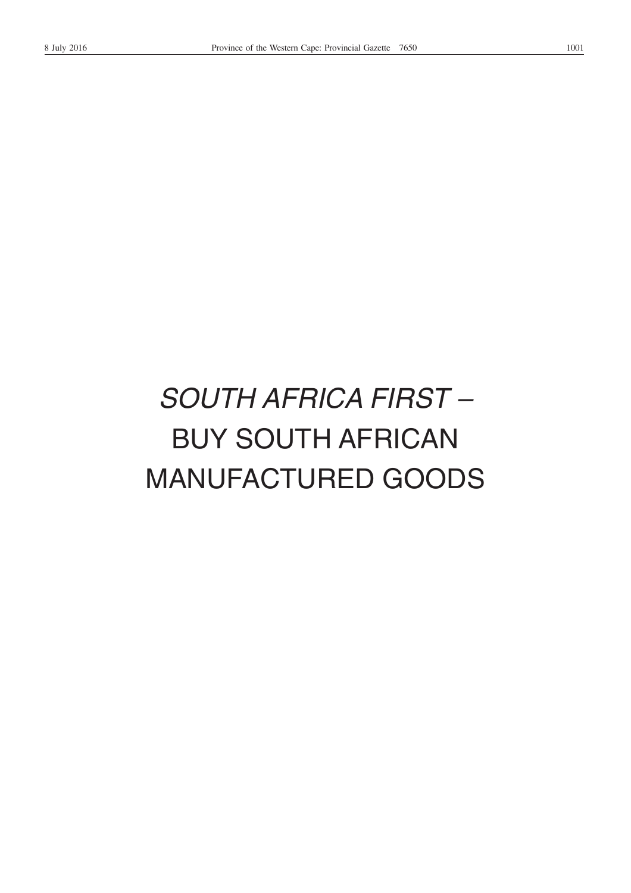*SOUTH AFRICA FIRST –*

BUY SOUTH AFRICAN

MANUFACTURED GOODS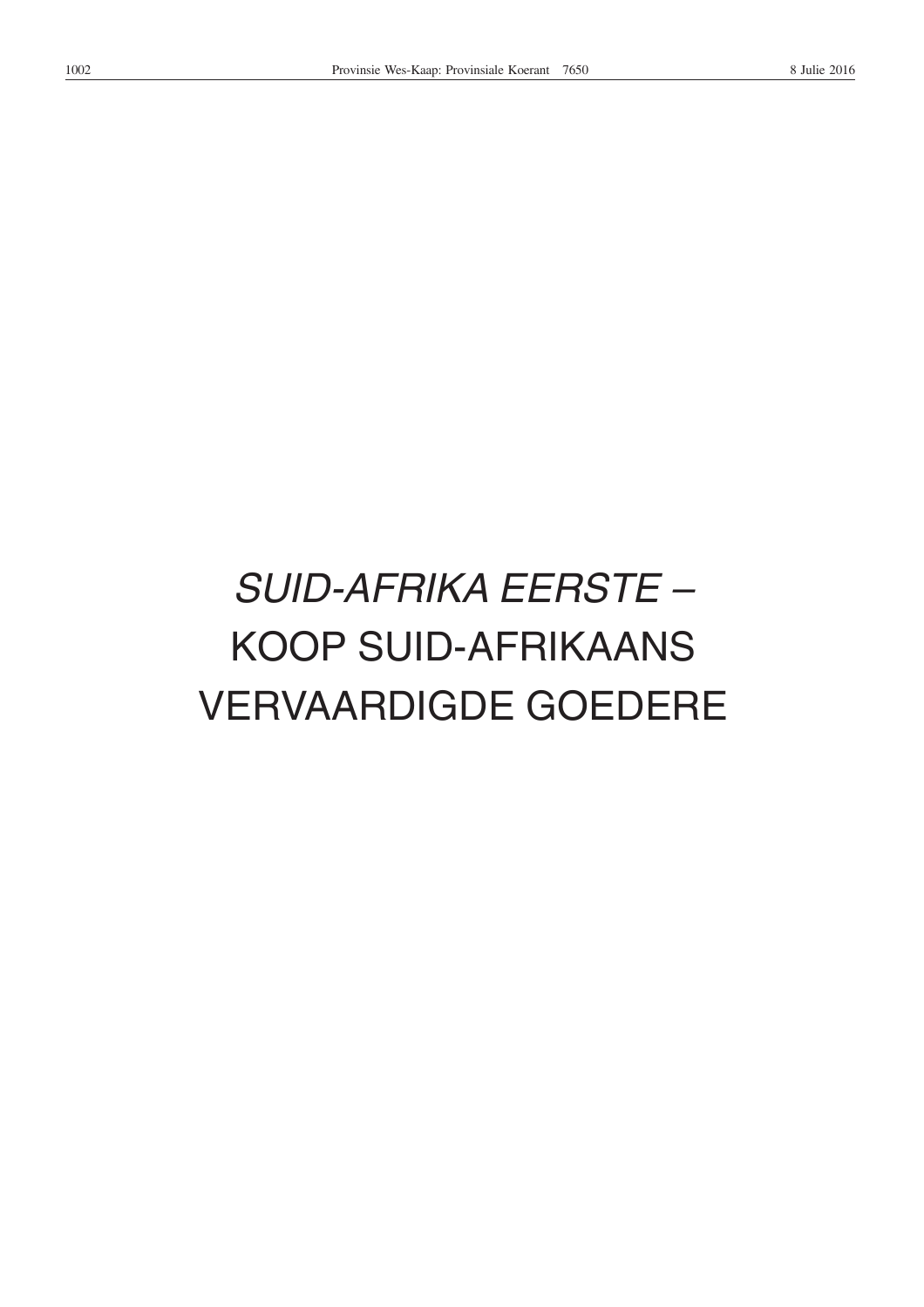*SUID-AFRIKA EERSTE –*
KOOP SUID-AFRIKAANS
VERVAARDIGDE GOEDERE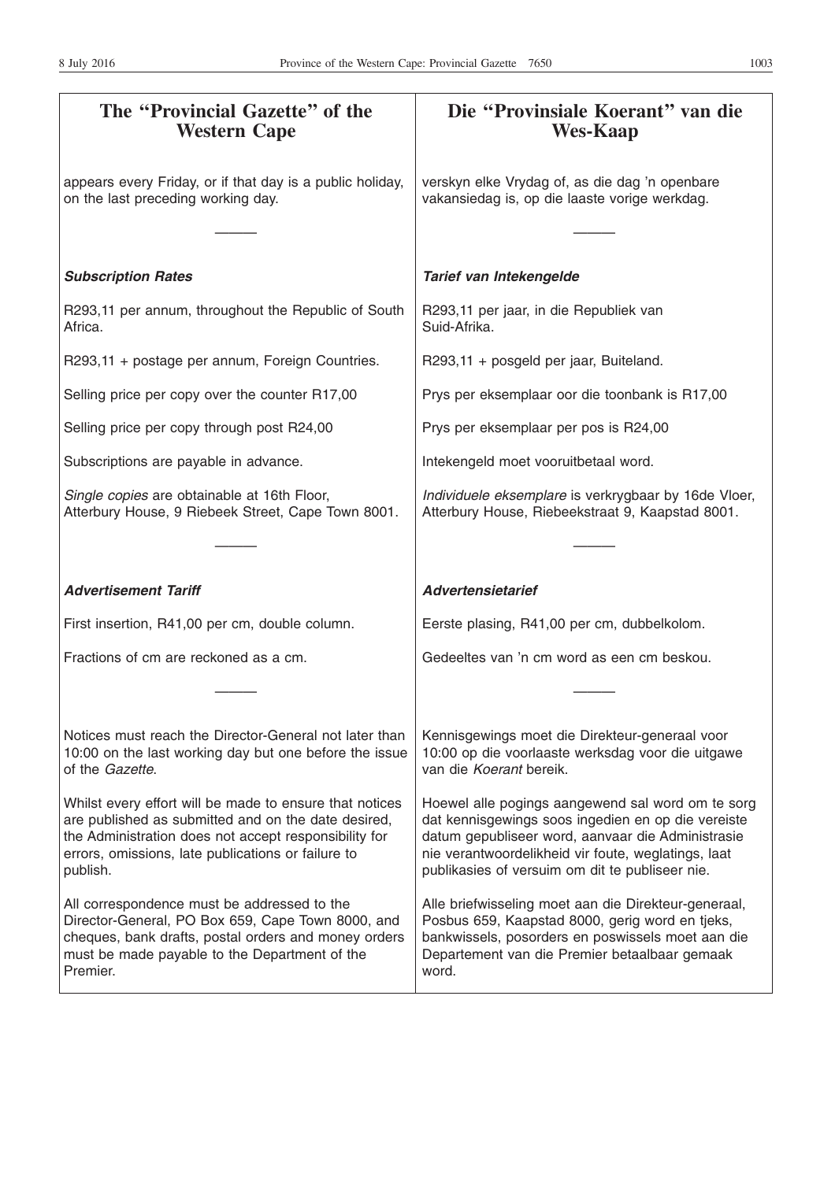## The "Provincial Gazette" of the Western Cape

appears every Friday, or if that day is a public holiday, on the last preceding working day.

---

***Subscription Rates***

R293,11 per annum, throughout the Republic of South Africa.

R293,11 + postage per annum, Foreign Countries.

Selling price per copy over the counter R17,00

Selling price per copy through post R24,00

Subscriptions are payable in advance.

*Single copies* are obtainable at 16th Floor, Atterbury House, 9 Riebeek Street, Cape Town 8001.

---

***Advertisement Tariff***

First insertion, R41,00 per cm, double column.

Fractions of cm are reckoned as a cm.

---

Notices must reach the Director-General not later than 10:00 on the last working day but one before the issue of the *Gazette.*

Whilst every effort will be made to ensure that notices are published as submitted and on the date desired, the Administration does not accept responsibility for errors, omissions, late publications or failure to publish.

All correspondence must be addressed to the Director-General, PO Box 659, Cape Town 8000, and cheques, bank drafts, postal orders and money orders must be made payable to the Department of the Premier.

## Die "Provinsiale Koerant" van die Wes-Kaap

verskyn elke Vrydag of, as die dag 'n openbare vakansiedag is, op die laaste vorige werkdag.

---

***Tarief van Intekengelde***

R293,11 per jaar, in die Republiek van Suid-Afrika.

R293,11 + posgeld per jaar, Buiteland.

Prys per eksemplaar oor die toonbank is R17,00

Prys per eksemplaar per pos is R24,00

Intekengeld moet vooruitbetaal word.

*Individuele eksemplare* is verkrygbaar by 16de Vloer, Atterbury House, Riebeekstraat 9, Kaapstad 8001.

---

***Advertensietarief***

Eerste plasing, R41,00 per cm, dubbelkolom.

Gedeeltes van 'n cm word as een cm beskou.

---

Kennisgewings moet die Direkteur-generaal voor 10:00 op die voorlaaste werksdag voor die uitgawe van die *Koerant* bereik.

Hoewel alle pogings aangewend sal word om te sorg dat kennisgewings soos ingedien en op die vereiste datum gepubliseer word, aanvaar die Administrasie nie verantwoordelikheid vir foute, weglatings, laat publikasies of versuim om dit te publiseer nie.

Alle briefwisseling moet aan die Direkteur-generaal, Posbus 659, Kaapstad 8000, gerig word en tjeks, bankwissels, posorders en poswissels moet aan die Departement van die Premier betaalbaar gemaak word.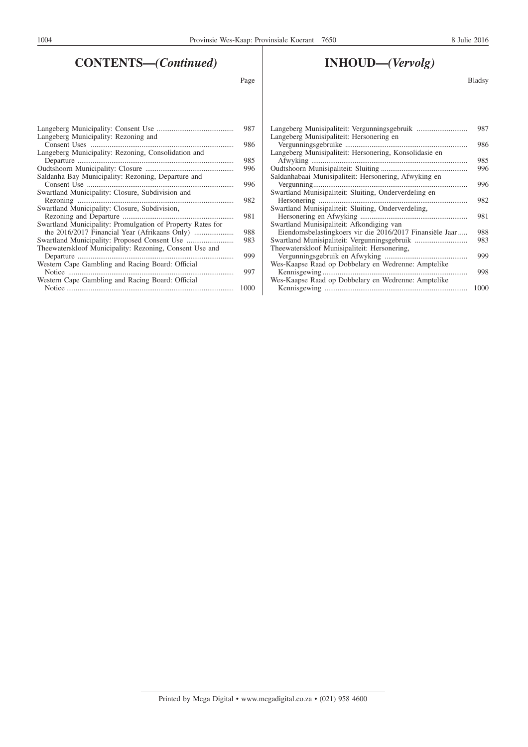## CONTENTS—*(Continued)*

| | Page |
|---|---|
| Langeberg Municipality: Consent Use | 987 |
| Langeberg Municipality: Rezoning and Consent Uses | 986 |
| Langeberg Municipality: Rezoning, Consolidation and Departure | 985 |
| Oudtshoorn Municipality: Closure | 996 |
| Saldanha Bay Municipality: Rezoning, Departure and Consent Use | 996 |
| Swartland Municipality: Closure, Subdivision and Rezoning | 982 |
| Swartland Municipality: Closure, Subdivision, Rezoning and Departure | 981 |
| Swartland Municipality: Promulgation of Property Rates for the 2016/2017 Financial Year (Afrikaans Only) | 988 |
| Swartland Municipality: Proposed Consent Use | 983 |
| Theewaterskloof Municipality: Rezoning, Consent Use and Departure | 999 |
| Western Cape Gambling and Racing Board: Official Notice | 997 |
| Western Cape Gambling and Racing Board: Official Notice | 1000 |

## INHOUD—*(Vervolg)*

| | Bladsy |
|---|---|
| Langeberg Munisipaliteit: Vergunningsgebruik | 987 |
| Langeberg Munisipaliteit: Hersonering en Vergunningsgebruike | 986 |
| Langeberg Munisipaliteit: Hersonering, Konsolidasie en Afwyking | 985 |
| Oudtshoorn Munisipaliteit: Sluiting | 996 |
| Saldanhabaai Munisipaliteit: Hersonering, Afwyking en Vergunning | 996 |
| Swartland Munisipaliteit: Sluiting, Onderverdeling en Hersonering | 982 |
| Swartland Munisipaliteit: Sluiting, Onderverdeling, Hersonering en Afwyking | 981 |
| Swartland Munisipaliteit: Afkondiging van Eiendomsbelastingkoers vir die 2016/2017 Finansiële Jaar | 988 |
| Swartland Munisipaliteit: Vergunningsgebruik | 983 |
| Theewaterskloof Munisipaliteit: Hersonering, Vergunningsgebruik en Afwyking | 999 |
| Wes-Kaapse Raad op Dobbelary en Wedrenne: Amptelike Kennisgewing | 998 |
| Wes-Kaapse Raad op Dobbelary en Wedrenne: Amptelike Kennisgewing | 1000 |

Printed by Mega Digital • www.megadigital.co.za • (021) 958 4600